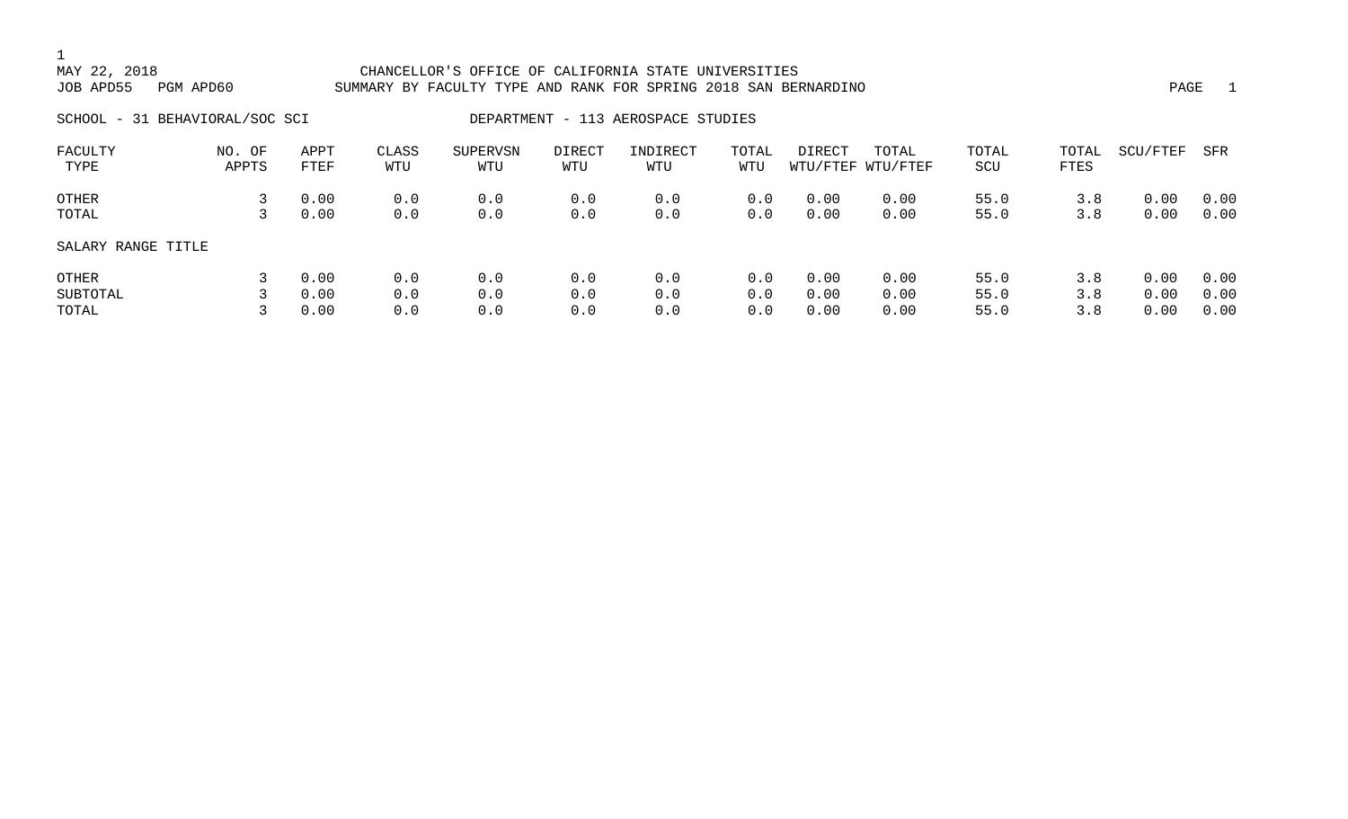MAY 22, 2018 CHANCELLOR'S OFFICE OF CALIFORNIA STATE UNIVERSITIES
JOB APD55 PGM APD60 SUMMARY BY FACULTY TYPE AND RANK FOR SPRING 2018 SAN BERNARDINO

SCHOOL - 31 BEHAVIORAL/SOC SCI DEPARTMENT - 113 AEROSPACE STUDIES

| FACULTY TYPE | NO. OF APPTS | APPT FTEF | CLASS WTU | SUPERVSN WTU | DIRECT WTU | INDIRECT WTU | TOTAL WTU | DIRECT WTU/FTEF | TOTAL WTU/FTEF | TOTAL SCU | TOTAL FTES | SCU/FTEF | SFR |
|---|---|---|---|---|---|---|---|---|---|---|---|---|---|
| OTHER | 3 | 0.00 | 0.0 | 0.0 | 0.0 | 0.0 | 0.0 | 0.00 | 0.00 | 55.0 | 3.8 | 0.00 | 0.00 |
| TOTAL | 3 | 0.00 | 0.0 | 0.0 | 0.0 | 0.0 | 0.0 | 0.00 | 0.00 | 55.0 | 3.8 | 0.00 | 0.00 |
| SALARY RANGE TITLE | | | | | | | | | | | | | |
| OTHER | 3 | 0.00 | 0.0 | 0.0 | 0.0 | 0.0 | 0.0 | 0.00 | 0.00 | 55.0 | 3.8 | 0.00 | 0.00 |
| SUBTOTAL | 3 | 0.00 | 0.0 | 0.0 | 0.0 | 0.0 | 0.0 | 0.00 | 0.00 | 55.0 | 3.8 | 0.00 | 0.00 |
| TOTAL | 3 | 0.00 | 0.0 | 0.0 | 0.0 | 0.0 | 0.0 | 0.00 | 0.00 | 55.0 | 3.8 | 0.00 | 0.00 |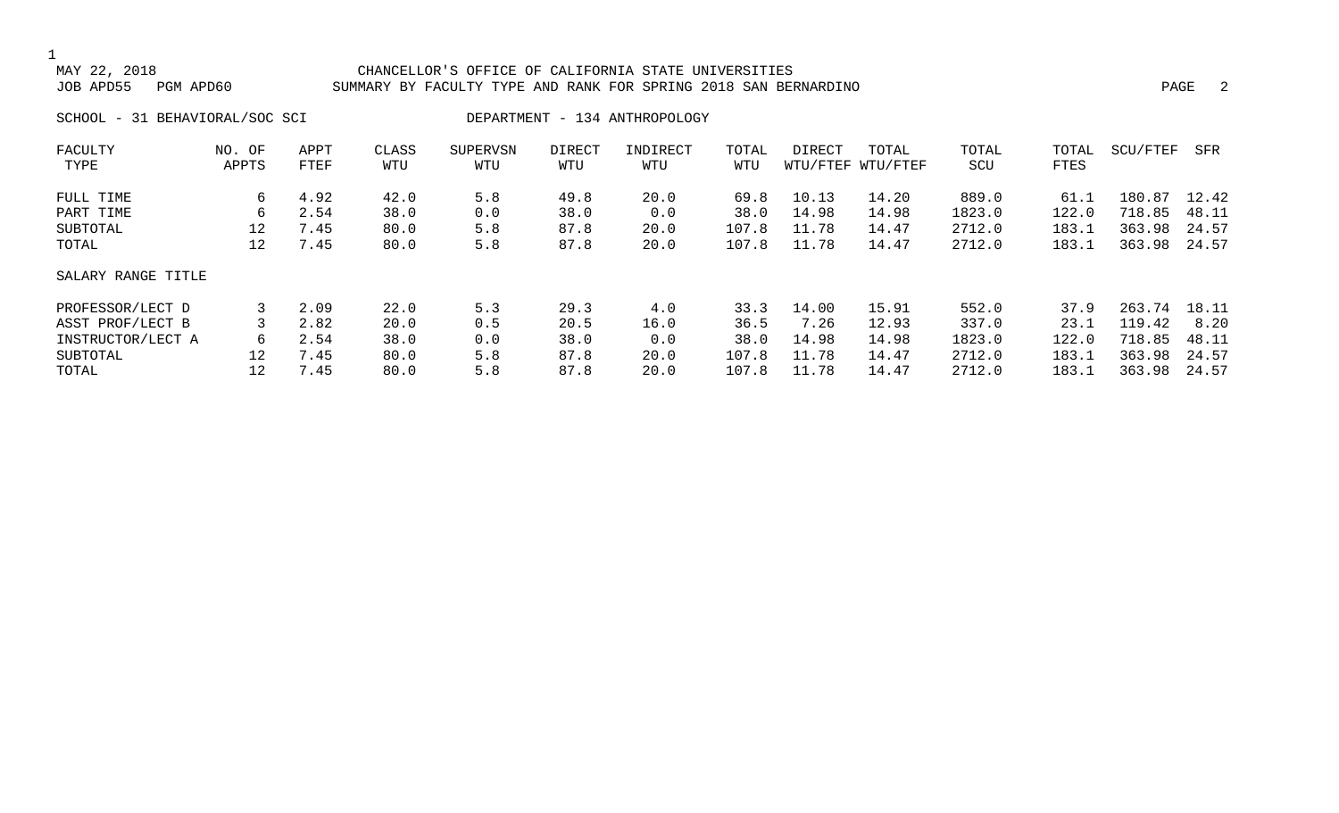MAY 22, 2018 — CHANCELLOR'S OFFICE OF CALIFORNIA STATE UNIVERSITIES

JOB APD55 PGM APD60 — SUMMARY BY FACULTY TYPE AND RANK FOR SPRING 2018 SAN BERNARDINO

SCHOOL - 31 BEHAVIORAL/SOC SCI — DEPARTMENT - 134 ANTHROPOLOGY

| FACULTY TYPE | NO. OF APPTS | APPT FTEF | CLASS WTU | SUPERVSN WTU | DIRECT WTU | INDIRECT WTU | TOTAL WTU | DIRECT WTU/FTEF | TOTAL WTU/FTEF | TOTAL SCU | TOTAL FTES | SCU/FTEF | SFR |
|---|---|---|---|---|---|---|---|---|---|---|---|---|---|
| FULL TIME | 6 | 4.92 | 42.0 | 5.8 | 49.8 | 20.0 | 69.8 | 10.13 | 14.20 | 889.0 | 61.1 | 180.87 | 12.42 |
| PART TIME | 6 | 2.54 | 38.0 | 0.0 | 38.0 | 0.0 | 38.0 | 14.98 | 14.98 | 1823.0 | 122.0 | 718.85 | 48.11 |
| SUBTOTAL | 12 | 7.45 | 80.0 | 5.8 | 87.8 | 20.0 | 107.8 | 11.78 | 14.47 | 2712.0 | 183.1 | 363.98 | 24.57 |
| TOTAL | 12 | 7.45 | 80.0 | 5.8 | 87.8 | 20.0 | 107.8 | 11.78 | 14.47 | 2712.0 | 183.1 | 363.98 | 24.57 |
| SALARY RANGE TITLE | | | | | | | | | | | | | |
| PROFESSOR/LECT D | 3 | 2.09 | 22.0 | 5.3 | 29.3 | 4.0 | 33.3 | 14.00 | 15.91 | 552.0 | 37.9 | 263.74 | 18.11 |
| ASST PROF/LECT B | 3 | 2.82 | 20.0 | 0.5 | 20.5 | 16.0 | 36.5 | 7.26 | 12.93 | 337.0 | 23.1 | 119.42 | 8.20 |
| INSTRUCTOR/LECT A | 6 | 2.54 | 38.0 | 0.0 | 38.0 | 0.0 | 38.0 | 14.98 | 14.98 | 1823.0 | 122.0 | 718.85 | 48.11 |
| SUBTOTAL | 12 | 7.45 | 80.0 | 5.8 | 87.8 | 20.0 | 107.8 | 11.78 | 14.47 | 2712.0 | 183.1 | 363.98 | 24.57 |
| TOTAL | 12 | 7.45 | 80.0 | 5.8 | 87.8 | 20.0 | 107.8 | 11.78 | 14.47 | 2712.0 | 183.1 | 363.98 | 24.57 |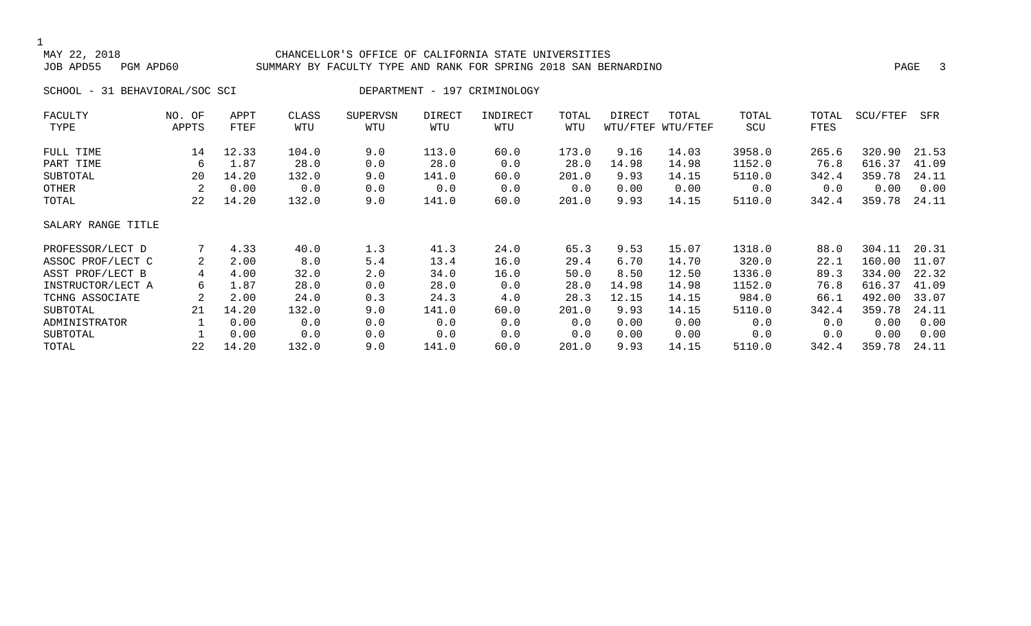CHANCELLOR'S OFFICE OF CALIFORNIA STATE UNIVERSITIES

SUMMARY BY FACULTY TYPE AND RANK FOR SPRING 2018 SAN BERNARDINO

MAY 22, 2018

JOB APD55 PGM APD60

SCHOOL - 31 BEHAVIORAL/SOC SCI

DEPARTMENT - 197 CRIMINOLOGY

| FACULTY TYPE | NO. OF APPTS | APPT FTEF | CLASS WTU | SUPERVSN WTU | DIRECT WTU | INDIRECT WTU | TOTAL WTU | DIRECT WTU/FTEF | TOTAL WTU/FTEF | TOTAL SCU | TOTAL FTES | SCU/FTEF | SFR |
|---|---|---|---|---|---|---|---|---|---|---|---|---|---|
| FULL TIME | 14 | 12.33 | 104.0 | 9.0 | 113.0 | 60.0 | 173.0 | 9.16 | 14.03 | 3958.0 | 265.6 | 320.90 | 21.53 |
| PART TIME | 6 | 1.87 | 28.0 | 0.0 | 28.0 | 0.0 | 28.0 | 14.98 | 14.98 | 1152.0 | 76.8 | 616.37 | 41.09 |
| SUBTOTAL | 20 | 14.20 | 132.0 | 9.0 | 141.0 | 60.0 | 201.0 | 9.93 | 14.15 | 5110.0 | 342.4 | 359.78 | 24.11 |
| OTHER | 2 | 0.00 | 0.0 | 0.0 | 0.0 | 0.0 | 0.0 | 0.00 | 0.00 | 0.0 | 0.0 | 0.00 | 0.00 |
| TOTAL | 22 | 14.20 | 132.0 | 9.0 | 141.0 | 60.0 | 201.0 | 9.93 | 14.15 | 5110.0 | 342.4 | 359.78 | 24.11 |
| SALARY RANGE TITLE | | | | | | | | | | | | | |
| PROFESSOR/LECT D | 7 | 4.33 | 40.0 | 1.3 | 41.3 | 24.0 | 65.3 | 9.53 | 15.07 | 1318.0 | 88.0 | 304.11 | 20.31 |
| ASSOC PROF/LECT C | 2 | 2.00 | 8.0 | 5.4 | 13.4 | 16.0 | 29.4 | 6.70 | 14.70 | 320.0 | 22.1 | 160.00 | 11.07 |
| ASST PROF/LECT B | 4 | 4.00 | 32.0 | 2.0 | 34.0 | 16.0 | 50.0 | 8.50 | 12.50 | 1336.0 | 89.3 | 334.00 | 22.32 |
| INSTRUCTOR/LECT A | 6 | 1.87 | 28.0 | 0.0 | 28.0 | 0.0 | 28.0 | 14.98 | 14.98 | 1152.0 | 76.8 | 616.37 | 41.09 |
| TCHNG ASSOCIATE | 2 | 2.00 | 24.0 | 0.3 | 24.3 | 4.0 | 28.3 | 12.15 | 14.15 | 984.0 | 66.1 | 492.00 | 33.07 |
| SUBTOTAL | 21 | 14.20 | 132.0 | 9.0 | 141.0 | 60.0 | 201.0 | 9.93 | 14.15 | 5110.0 | 342.4 | 359.78 | 24.11 |
| ADMINISTRATOR | 1 | 0.00 | 0.0 | 0.0 | 0.0 | 0.0 | 0.0 | 0.00 | 0.00 | 0.0 | 0.0 | 0.00 | 0.00 |
| SUBTOTAL | 1 | 0.00 | 0.0 | 0.0 | 0.0 | 0.0 | 0.0 | 0.00 | 0.00 | 0.0 | 0.0 | 0.00 | 0.00 |
| TOTAL | 22 | 14.20 | 132.0 | 9.0 | 141.0 | 60.0 | 201.0 | 9.93 | 14.15 | 5110.0 | 342.4 | 359.78 | 24.11 |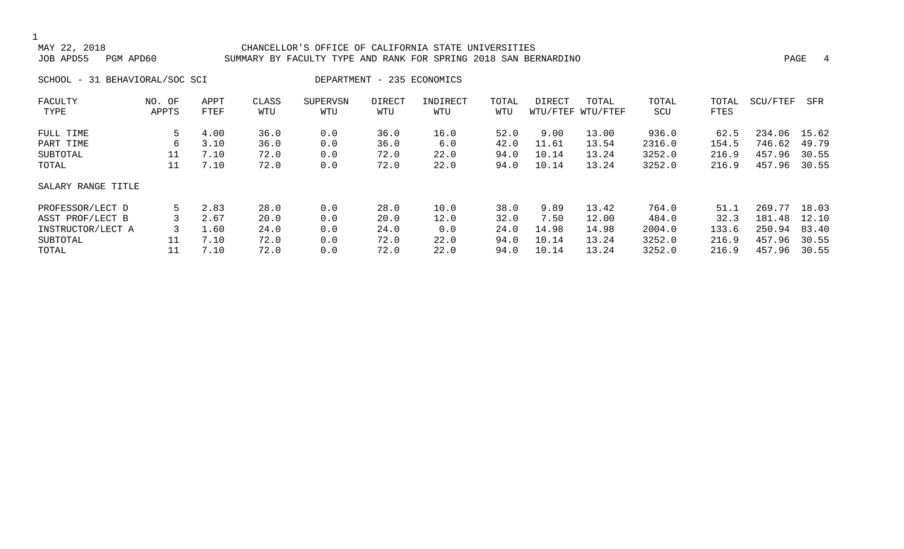MAY 22, 2018 CHANCELLOR'S OFFICE OF CALIFORNIA STATE UNIVERSITIES
JOB APD55 PGM APD60 SUMMARY BY FACULTY TYPE AND RANK FOR SPRING 2018 SAN BERNARDINO

SCHOOL - 31 BEHAVIORAL/SOC SCI DEPARTMENT - 235 ECONOMICS

| FACULTY TYPE | NO. OF APPTS | APPT FTEF | CLASS WTU | SUPERVSN WTU | DIRECT WTU | INDIRECT WTU | TOTAL WTU | DIRECT WTU/FTEF | TOTAL WTU/FTEF | TOTAL SCU | TOTAL FTES | SCU/FTEF | SFR |
|---|---|---|---|---|---|---|---|---|---|---|---|---|---|
| FULL TIME | 5 | 4.00 | 36.0 | 0.0 | 36.0 | 16.0 | 52.0 | 9.00 | 13.00 | 936.0 | 62.5 | 234.06 | 15.62 |
| PART TIME | 6 | 3.10 | 36.0 | 0.0 | 36.0 | 6.0 | 42.0 | 11.61 | 13.54 | 2316.0 | 154.5 | 746.62 | 49.79 |
| SUBTOTAL | 11 | 7.10 | 72.0 | 0.0 | 72.0 | 22.0 | 94.0 | 10.14 | 13.24 | 3252.0 | 216.9 | 457.96 | 30.55 |
| TOTAL | 11 | 7.10 | 72.0 | 0.0 | 72.0 | 22.0 | 94.0 | 10.14 | 13.24 | 3252.0 | 216.9 | 457.96 | 30.55 |
| SALARY RANGE TITLE | | | | | | | | | | | | | |
| PROFESSOR/LECT D | 5 | 2.83 | 28.0 | 0.0 | 28.0 | 10.0 | 38.0 | 9.89 | 13.42 | 764.0 | 51.1 | 269.77 | 18.03 |
| ASST PROF/LECT B | 3 | 2.67 | 20.0 | 0.0 | 20.0 | 12.0 | 32.0 | 7.50 | 12.00 | 484.0 | 32.3 | 181.48 | 12.10 |
| INSTRUCTOR/LECT A | 3 | 1.60 | 24.0 | 0.0 | 24.0 | 0.0 | 24.0 | 14.98 | 14.98 | 2004.0 | 133.6 | 250.94 | 83.40 |
| SUBTOTAL | 11 | 7.10 | 72.0 | 0.0 | 72.0 | 22.0 | 94.0 | 10.14 | 13.24 | 3252.0 | 216.9 | 457.96 | 30.55 |
| TOTAL | 11 | 7.10 | 72.0 | 0.0 | 72.0 | 22.0 | 94.0 | 10.14 | 13.24 | 3252.0 | 216.9 | 457.96 | 30.55 |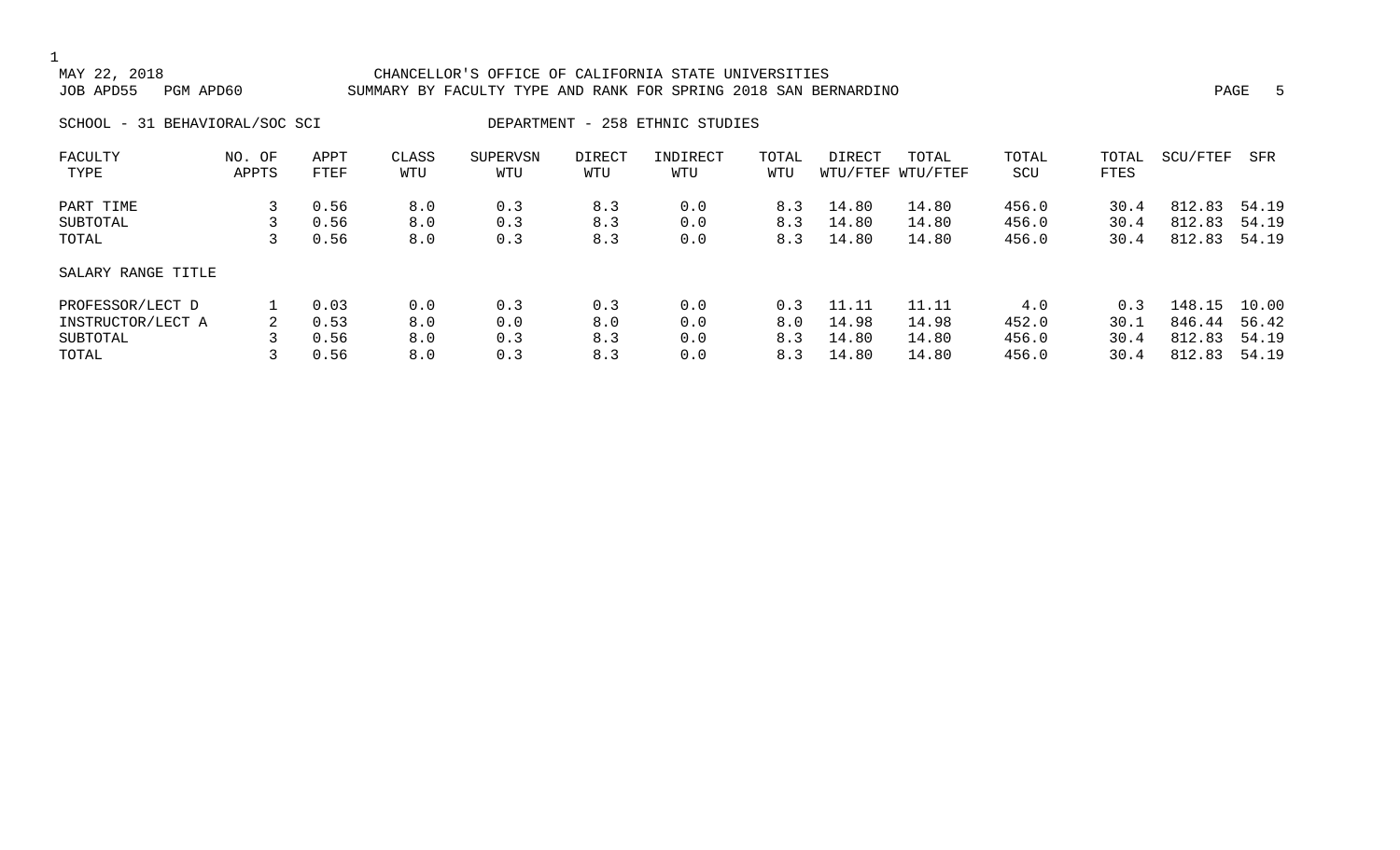MAY 22, 2018 CHANCELLOR'S OFFICE OF CALIFORNIA STATE UNIVERSITIES
JOB APD55 PGM APD60 SUMMARY BY FACULTY TYPE AND RANK FOR SPRING 2018 SAN BERNARDINO

SCHOOL - 31 BEHAVIORAL/SOC SCI DEPARTMENT - 258 ETHNIC STUDIES

| FACULTY TYPE | NO. OF APPTS | APPT FTEF | CLASS WTU | SUPERVSN WTU | DIRECT WTU | INDIRECT WTU | TOTAL WTU | DIRECT WTU/FTEF | TOTAL WTU/FTEF | TOTAL SCU | TOTAL FTES | SCU/FTEF | SFR |
|---|---|---|---|---|---|---|---|---|---|---|---|---|---|
| PART TIME | 3 | 0.56 | 8.0 | 0.3 | 8.3 | 0.0 | 8.3 | 14.80 | 14.80 | 456.0 | 30.4 | 812.83 | 54.19 |
| SUBTOTAL | 3 | 0.56 | 8.0 | 0.3 | 8.3 | 0.0 | 8.3 | 14.80 | 14.80 | 456.0 | 30.4 | 812.83 | 54.19 |
| TOTAL | 3 | 0.56 | 8.0 | 0.3 | 8.3 | 0.0 | 8.3 | 14.80 | 14.80 | 456.0 | 30.4 | 812.83 | 54.19 |
| SALARY RANGE TITLE | | | | | | | | | | | | | |
| PROFESSOR/LECT D | 1 | 0.03 | 0.0 | 0.3 | 0.3 | 0.0 | 0.3 | 11.11 | 11.11 | 4.0 | 0.3 | 148.15 | 10.00 |
| INSTRUCTOR/LECT A | 2 | 0.53 | 8.0 | 0.0 | 8.0 | 0.0 | 8.0 | 14.98 | 14.98 | 452.0 | 30.1 | 846.44 | 56.42 |
| SUBTOTAL | 3 | 0.56 | 8.0 | 0.3 | 8.3 | 0.0 | 8.3 | 14.80 | 14.80 | 456.0 | 30.4 | 812.83 | 54.19 |
| TOTAL | 3 | 0.56 | 8.0 | 0.3 | 8.3 | 0.0 | 8.3 | 14.80 | 14.80 | 456.0 | 30.4 | 812.83 | 54.19 |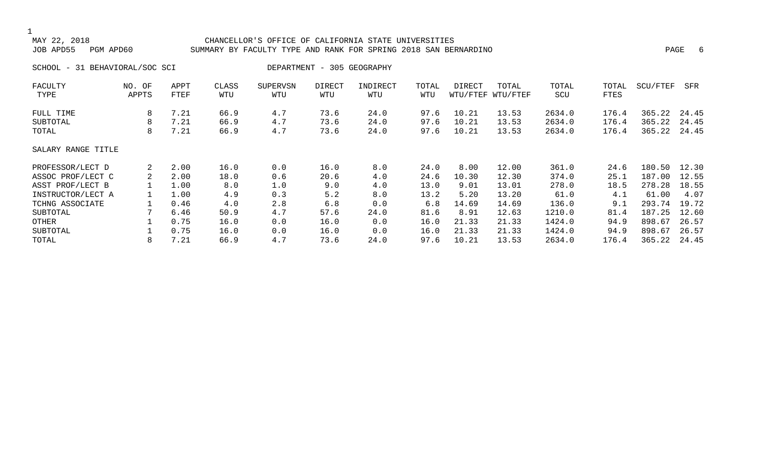CHANCELLOR'S OFFICE OF CALIFORNIA STATE UNIVERSITIES

SUMMARY BY FACULTY TYPE AND RANK FOR SPRING 2018 SAN BERNARDINO

SCHOOL - 31 BEHAVIORAL/SOC SCI DEPARTMENT - 305 GEOGRAPHY

| FACULTY TYPE | NO. OF APPTS | APPT FTEF | CLASS WTU | SUPERVSN WTU | DIRECT WTU | INDIRECT WTU | TOTAL WTU | DIRECT WTU/FTEF | TOTAL WTU/FTEF | TOTAL SCU | TOTAL FTES | SCU/FTEF | SFR |
|---|---|---|---|---|---|---|---|---|---|---|---|---|---|
| FULL TIME | 8 | 7.21 | 66.9 | 4.7 | 73.6 | 24.0 | 97.6 | 10.21 | 13.53 | 2634.0 | 176.4 | 365.22 | 24.45 |
| SUBTOTAL | 8 | 7.21 | 66.9 | 4.7 | 73.6 | 24.0 | 97.6 | 10.21 | 13.53 | 2634.0 | 176.4 | 365.22 | 24.45 |
| TOTAL | 8 | 7.21 | 66.9 | 4.7 | 73.6 | 24.0 | 97.6 | 10.21 | 13.53 | 2634.0 | 176.4 | 365.22 | 24.45 |
| **SALARY RANGE TITLE** | | | | | | | | | | | | | |
| PROFESSOR/LECT D | 2 | 2.00 | 16.0 | 0.0 | 16.0 | 8.0 | 24.0 | 8.00 | 12.00 | 361.0 | 24.6 | 180.50 | 12.30 |
| ASSOC PROF/LECT C | 2 | 2.00 | 18.0 | 0.6 | 20.6 | 4.0 | 24.6 | 10.30 | 12.30 | 374.0 | 25.1 | 187.00 | 12.55 |
| ASST PROF/LECT B | 1 | 1.00 | 8.0 | 1.0 | 9.0 | 4.0 | 13.0 | 9.01 | 13.01 | 278.0 | 18.5 | 278.28 | 18.55 |
| INSTRUCTOR/LECT A | 1 | 1.00 | 4.9 | 0.3 | 5.2 | 8.0 | 13.2 | 5.20 | 13.20 | 61.0 | 4.1 | 61.00 | 4.07 |
| TCHNG ASSOCIATE | 1 | 0.46 | 4.0 | 2.8 | 6.8 | 0.0 | 6.8 | 14.69 | 14.69 | 136.0 | 9.1 | 293.74 | 19.72 |
| SUBTOTAL | 7 | 6.46 | 50.9 | 4.7 | 57.6 | 24.0 | 81.6 | 8.91 | 12.63 | 1210.0 | 81.4 | 187.25 | 12.60 |
| OTHER | 1 | 0.75 | 16.0 | 0.0 | 16.0 | 0.0 | 16.0 | 21.33 | 21.33 | 1424.0 | 94.9 | 898.67 | 26.57 |
| SUBTOTAL | 1 | 0.75 | 16.0 | 0.0 | 16.0 | 0.0 | 16.0 | 21.33 | 21.33 | 1424.0 | 94.9 | 898.67 | 26.57 |
| TOTAL | 8 | 7.21 | 66.9 | 4.7 | 73.6 | 24.0 | 97.6 | 10.21 | 13.53 | 2634.0 | 176.4 | 365.22 | 24.45 |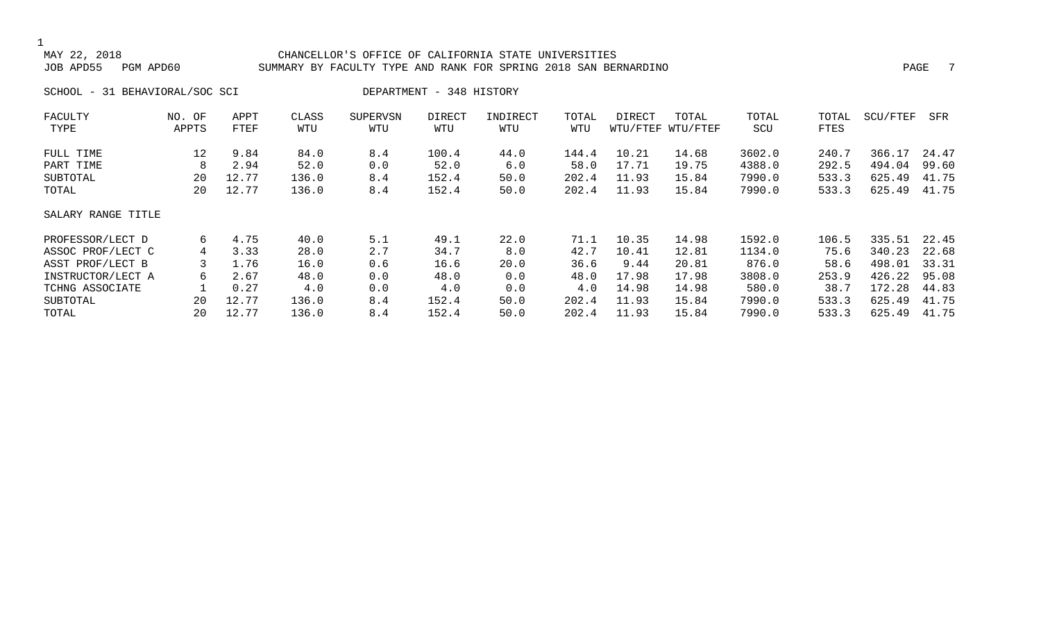MAY 22, 2018 CHANCELLOR'S OFFICE OF CALIFORNIA STATE UNIVERSITIES
JOB APD55 PGM APD60 SUMMARY BY FACULTY TYPE AND RANK FOR SPRING 2018 SAN BERNARDINO

SCHOOL - 31 BEHAVIORAL/SOC SCI DEPARTMENT - 348 HISTORY

| FACULTY TYPE | NO. OF APPTS | APPT FTEF | CLASS WTU | SUPERVSN WTU | DIRECT WTU | INDIRECT WTU | TOTAL WTU | DIRECT WTU/FTEF | TOTAL WTU/FTEF | TOTAL SCU | TOTAL FTES | SCU/FTEF | SFR |
|---|---|---|---|---|---|---|---|---|---|---|---|---|---|
| FULL TIME | 12 | 9.84 | 84.0 | 8.4 | 100.4 | 44.0 | 144.4 | 10.21 | 14.68 | 3602.0 | 240.7 | 366.17 | 24.47 |
| PART TIME | 8 | 2.94 | 52.0 | 0.0 | 52.0 | 6.0 | 58.0 | 17.71 | 19.75 | 4388.0 | 292.5 | 494.04 | 99.60 |
| SUBTOTAL | 20 | 12.77 | 136.0 | 8.4 | 152.4 | 50.0 | 202.4 | 11.93 | 15.84 | 7990.0 | 533.3 | 625.49 | 41.75 |
| TOTAL | 20 | 12.77 | 136.0 | 8.4 | 152.4 | 50.0 | 202.4 | 11.93 | 15.84 | 7990.0 | 533.3 | 625.49 | 41.75 |
| SALARY RANGE TITLE | | | | | | | | | | | | | |
| PROFESSOR/LECT D | 6 | 4.75 | 40.0 | 5.1 | 49.1 | 22.0 | 71.1 | 10.35 | 14.98 | 1592.0 | 106.5 | 335.51 | 22.45 |
| ASSOC PROF/LECT C | 4 | 3.33 | 28.0 | 2.7 | 34.7 | 8.0 | 42.7 | 10.41 | 12.81 | 1134.0 | 75.6 | 340.23 | 22.68 |
| ASST PROF/LECT B | 3 | 1.76 | 16.0 | 0.6 | 16.6 | 20.0 | 36.6 | 9.44 | 20.81 | 876.0 | 58.6 | 498.01 | 33.31 |
| INSTRUCTOR/LECT A | 6 | 2.67 | 48.0 | 0.0 | 48.0 | 0.0 | 48.0 | 17.98 | 17.98 | 3808.0 | 253.9 | 426.22 | 95.08 |
| TCHNG ASSOCIATE | 1 | 0.27 | 4.0 | 0.0 | 4.0 | 0.0 | 4.0 | 14.98 | 14.98 | 580.0 | 38.7 | 172.28 | 44.83 |
| SUBTOTAL | 20 | 12.77 | 136.0 | 8.4 | 152.4 | 50.0 | 202.4 | 11.93 | 15.84 | 7990.0 | 533.3 | 625.49 | 41.75 |
| TOTAL | 20 | 12.77 | 136.0 | 8.4 | 152.4 | 50.0 | 202.4 | 11.93 | 15.84 | 7990.0 | 533.3 | 625.49 | 41.75 |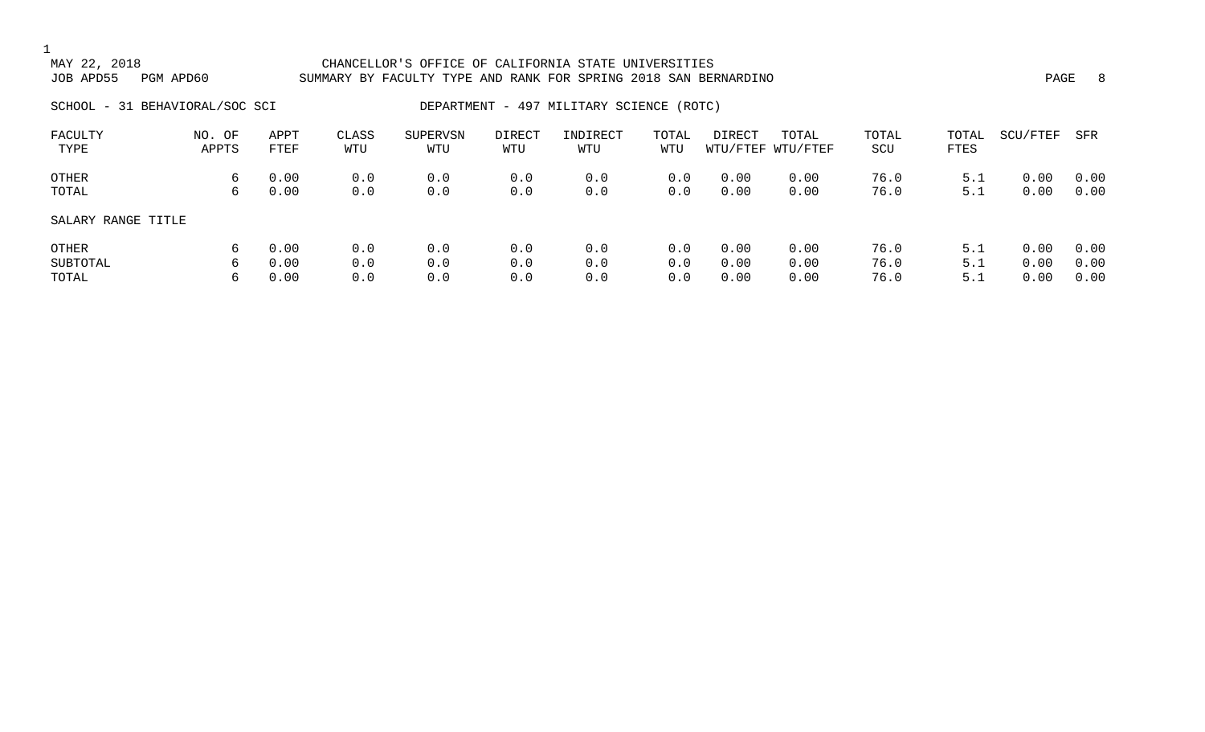CHANCELLOR'S OFFICE OF CALIFORNIA STATE UNIVERSITIES
SUMMARY BY FACULTY TYPE AND RANK FOR SPRING 2018 SAN BERNARDINO

MAY 22, 2018
JOB APD55 PGM APD60

SCHOOL - 31 BEHAVIORAL/SOC SCI DEPARTMENT - 497 MILITARY SCIENCE (ROTC)

| FACULTY TYPE | NO. OF APPTS | APPT FTEF | CLASS WTU | SUPERVSN WTU | DIRECT WTU | INDIRECT WTU | TOTAL WTU | DIRECT WTU/FTEF | TOTAL WTU/FTEF | TOTAL SCU | TOTAL FTES | SCU/FTEF | SFR |
|---|---|---|---|---|---|---|---|---|---|---|---|---|---|
| OTHER | 6 | 0.00 | 0.0 | 0.0 | 0.0 | 0.0 | 0.0 | 0.00 | 0.00 | 76.0 | 5.1 | 0.00 | 0.00 |
| TOTAL | 6 | 0.00 | 0.0 | 0.0 | 0.0 | 0.0 | 0.0 | 0.00 | 0.00 | 76.0 | 5.1 | 0.00 | 0.00 |
| **SALARY RANGE TITLE** | | | | | | | | | | | | | |
| OTHER | 6 | 0.00 | 0.0 | 0.0 | 0.0 | 0.0 | 0.0 | 0.00 | 0.00 | 76.0 | 5.1 | 0.00 | 0.00 |
| SUBTOTAL | 6 | 0.00 | 0.0 | 0.0 | 0.0 | 0.0 | 0.0 | 0.00 | 0.00 | 76.0 | 5.1 | 0.00 | 0.00 |
| TOTAL | 6 | 0.00 | 0.0 | 0.0 | 0.0 | 0.0 | 0.0 | 0.00 | 0.00 | 76.0 | 5.1 | 0.00 | 0.00 |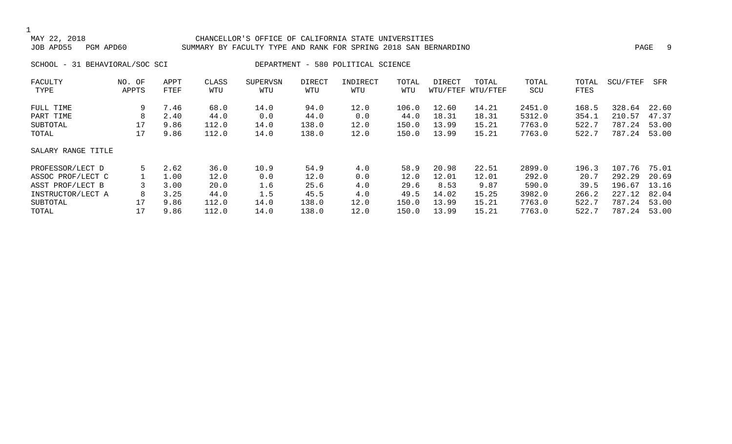MAY 22, 2018 CHANCELLOR'S OFFICE OF CALIFORNIA STATE UNIVERSITIES
JOB APD55 PGM APD60 SUMMARY BY FACULTY TYPE AND RANK FOR SPRING 2018 SAN BERNARDINO

SCHOOL - 31 BEHAVIORAL/SOC SCI DEPARTMENT - 580 POLITICAL SCIENCE

| FACULTY TYPE | NO. OF APPTS | APPT FTEF | CLASS WTU | SUPERVSN WTU | DIRECT WTU | INDIRECT WTU | TOTAL WTU | DIRECT WTU/FTEF | TOTAL WTU/FTEF | TOTAL SCU | TOTAL FTES | SCU/FTEF | SFR |
|---|---|---|---|---|---|---|---|---|---|---|---|---|---|
| FULL TIME | 9 | 7.46 | 68.0 | 14.0 | 94.0 | 12.0 | 106.0 | 12.60 | 14.21 | 2451.0 | 168.5 | 328.64 | 22.60 |
| PART TIME | 8 | 2.40 | 44.0 | 0.0 | 44.0 | 0.0 | 44.0 | 18.31 | 18.31 | 5312.0 | 354.1 | 210.57 | 47.37 |
| SUBTOTAL | 17 | 9.86 | 112.0 | 14.0 | 138.0 | 12.0 | 150.0 | 13.99 | 15.21 | 7763.0 | 522.7 | 787.24 | 53.00 |
| TOTAL | 17 | 9.86 | 112.0 | 14.0 | 138.0 | 12.0 | 150.0 | 13.99 | 15.21 | 7763.0 | 522.7 | 787.24 | 53.00 |
| SALARY RANGE TITLE | | | | | | | | | | | | | |
| PROFESSOR/LECT D | 5 | 2.62 | 36.0 | 10.9 | 54.9 | 4.0 | 58.9 | 20.98 | 22.51 | 2899.0 | 196.3 | 107.76 | 75.01 |
| ASSOC PROF/LECT C | 1 | 1.00 | 12.0 | 0.0 | 12.0 | 0.0 | 12.0 | 12.01 | 12.01 | 292.0 | 20.7 | 292.29 | 20.69 |
| ASST PROF/LECT B | 3 | 3.00 | 20.0 | 1.6 | 25.6 | 4.0 | 29.6 | 8.53 | 9.87 | 590.0 | 39.5 | 196.67 | 13.16 |
| INSTRUCTOR/LECT A | 8 | 3.25 | 44.0 | 1.5 | 45.5 | 4.0 | 49.5 | 14.02 | 15.25 | 3982.0 | 266.2 | 227.12 | 82.04 |
| SUBTOTAL | 17 | 9.86 | 112.0 | 14.0 | 138.0 | 12.0 | 150.0 | 13.99 | 15.21 | 7763.0 | 522.7 | 787.24 | 53.00 |
| TOTAL | 17 | 9.86 | 112.0 | 14.0 | 138.0 | 12.0 | 150.0 | 13.99 | 15.21 | 7763.0 | 522.7 | 787.24 | 53.00 |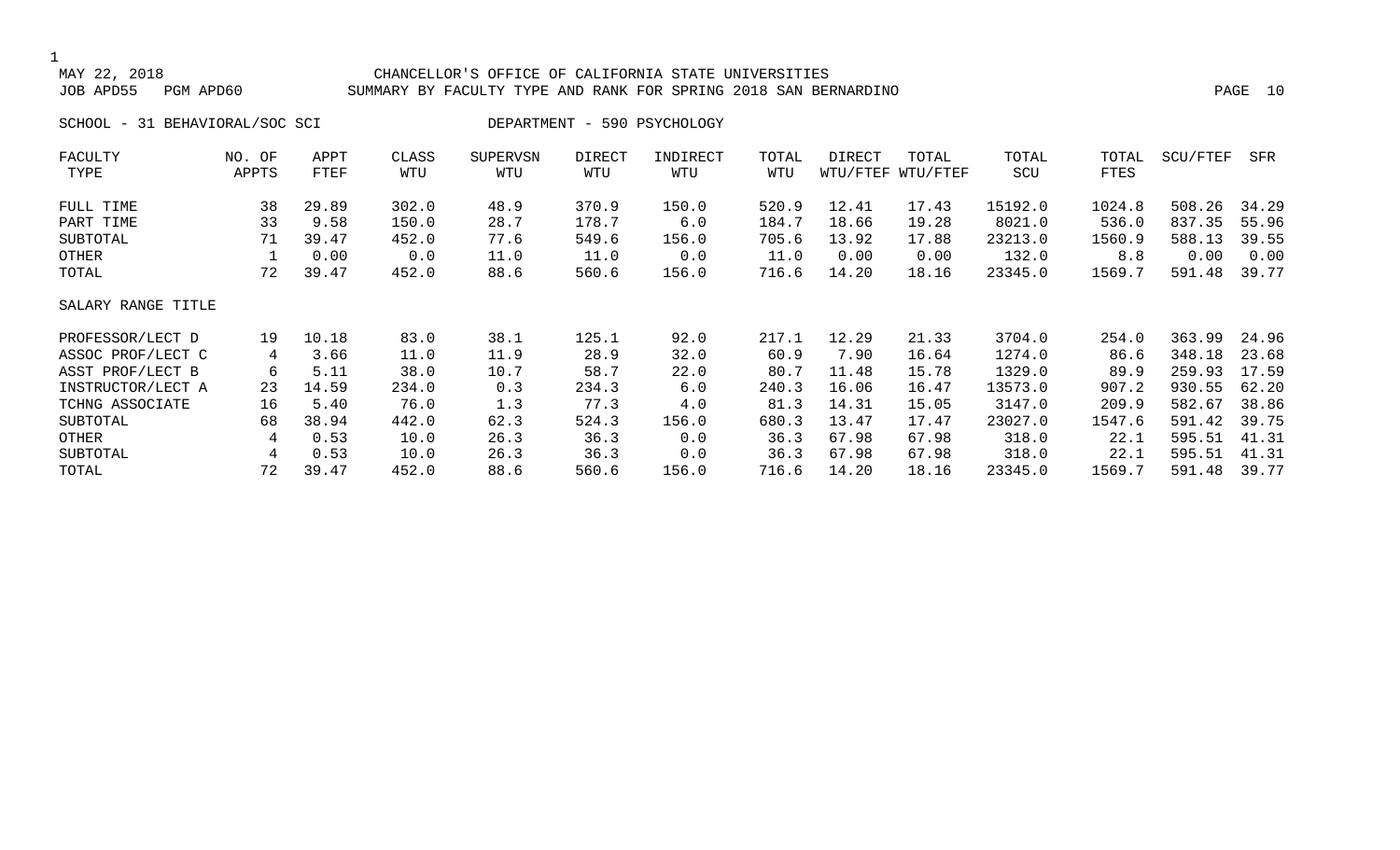CHANCELLOR'S OFFICE OF CALIFORNIA STATE UNIVERSITIES

SUMMARY BY FACULTY TYPE AND RANK FOR SPRING 2018 SAN BERNARDINO

SCHOOL - 31 BEHAVIORAL/SOC SCI    DEPARTMENT - 590 PSYCHOLOGY

| FACULTY TYPE | NO. OF APPTS | APPT FTEF | CLASS WTU | SUPERVSN WTU | DIRECT WTU | INDIRECT WTU | TOTAL WTU | DIRECT WTU/FTEF | TOTAL WTU/FTEF | TOTAL SCU | TOTAL FTES | SCU/FTEF | SFR |
|---|---|---|---|---|---|---|---|---|---|---|---|---|---|
| FULL TIME | 38 | 29.89 | 302.0 | 48.9 | 370.9 | 150.0 | 520.9 | 12.41 | 17.43 | 15192.0 | 1024.8 | 508.26 | 34.29 |
| PART TIME | 33 | 9.58 | 150.0 | 28.7 | 178.7 | 6.0 | 184.7 | 18.66 | 19.28 | 8021.0 | 536.0 | 837.35 | 55.96 |
| SUBTOTAL | 71 | 39.47 | 452.0 | 77.6 | 549.6 | 156.0 | 705.6 | 13.92 | 17.88 | 23213.0 | 1560.9 | 588.13 | 39.55 |
| OTHER | 1 | 0.00 | 0.0 | 11.0 | 11.0 | 0.0 | 11.0 | 0.00 | 0.00 | 132.0 | 8.8 | 0.00 | 0.00 |
| TOTAL | 72 | 39.47 | 452.0 | 88.6 | 560.6 | 156.0 | 716.6 | 14.20 | 18.16 | 23345.0 | 1569.7 | 591.48 | 39.77 |
| SALARY RANGE TITLE | | | | | | | | | | | | | |
| PROFESSOR/LECT D | 19 | 10.18 | 83.0 | 38.1 | 125.1 | 92.0 | 217.1 | 12.29 | 21.33 | 3704.0 | 254.0 | 363.99 | 24.96 |
| ASSOC PROF/LECT C | 4 | 3.66 | 11.0 | 11.9 | 28.9 | 32.0 | 60.9 | 7.90 | 16.64 | 1274.0 | 86.6 | 348.18 | 23.68 |
| ASST PROF/LECT B | 6 | 5.11 | 38.0 | 10.7 | 58.7 | 22.0 | 80.7 | 11.48 | 15.78 | 1329.0 | 89.9 | 259.93 | 17.59 |
| INSTRUCTOR/LECT A | 23 | 14.59 | 234.0 | 0.3 | 234.3 | 6.0 | 240.3 | 16.06 | 16.47 | 13573.0 | 907.2 | 930.55 | 62.20 |
| TCHNG ASSOCIATE | 16 | 5.40 | 76.0 | 1.3 | 77.3 | 4.0 | 81.3 | 14.31 | 15.05 | 3147.0 | 209.9 | 582.67 | 38.86 |
| SUBTOTAL | 68 | 38.94 | 442.0 | 62.3 | 524.3 | 156.0 | 680.3 | 13.47 | 17.47 | 23027.0 | 1547.6 | 591.42 | 39.75 |
| OTHER | 4 | 0.53 | 10.0 | 26.3 | 36.3 | 0.0 | 36.3 | 67.98 | 67.98 | 318.0 | 22.1 | 595.51 | 41.31 |
| SUBTOTAL | 4 | 0.53 | 10.0 | 26.3 | 36.3 | 0.0 | 36.3 | 67.98 | 67.98 | 318.0 | 22.1 | 595.51 | 41.31 |
| TOTAL | 72 | 39.47 | 452.0 | 88.6 | 560.6 | 156.0 | 716.6 | 14.20 | 18.16 | 23345.0 | 1569.7 | 591.48 | 39.77 |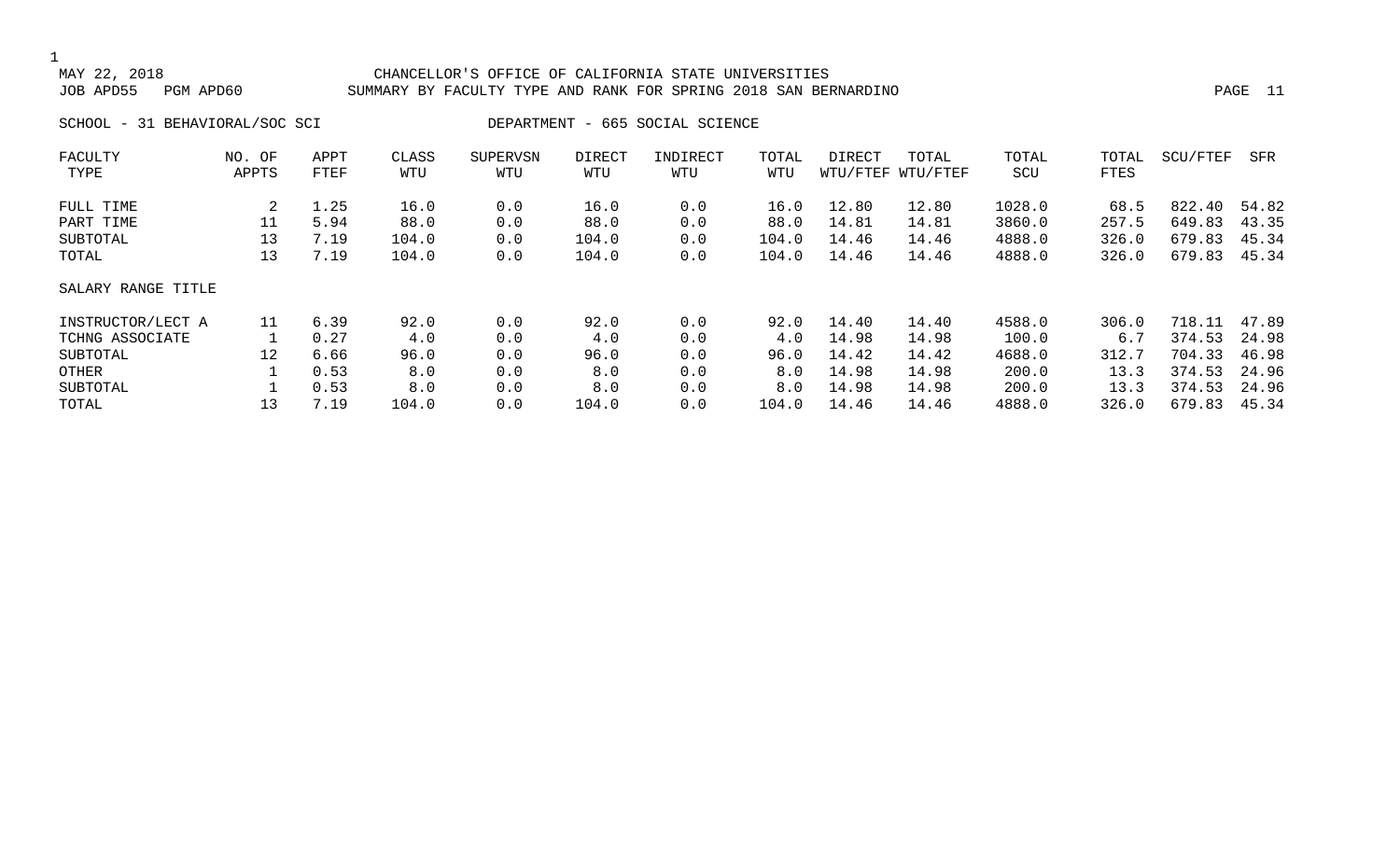CHANCELLOR'S OFFICE OF CALIFORNIA STATE UNIVERSITIES
SUMMARY BY FACULTY TYPE AND RANK FOR SPRING 2018 SAN BERNARDINO

MAY 22, 2018
JOB APD55 PGM APD60

SCHOOL - 31 BEHAVIORAL/SOC SCI    DEPARTMENT - 665 SOCIAL SCIENCE

| FACULTY TYPE | NO. OF APPTS | APPT FTEF | CLASS WTU | SUPERVSN WTU | DIRECT WTU | INDIRECT WTU | TOTAL WTU | DIRECT WTU/FTEF | TOTAL WTU/FTEF | TOTAL SCU | TOTAL FTES | SCU/FTEF | SFR |
|---|---|---|---|---|---|---|---|---|---|---|---|---|---|
| FULL TIME | 2 | 1.25 | 16.0 | 0.0 | 16.0 | 0.0 | 16.0 | 12.80 | 12.80 | 1028.0 | 68.5 | 822.40 | 54.82 |
| PART TIME | 11 | 5.94 | 88.0 | 0.0 | 88.0 | 0.0 | 88.0 | 14.81 | 14.81 | 3860.0 | 257.5 | 649.83 | 43.35 |
| SUBTOTAL | 13 | 7.19 | 104.0 | 0.0 | 104.0 | 0.0 | 104.0 | 14.46 | 14.46 | 4888.0 | 326.0 | 679.83 | 45.34 |
| TOTAL | 13 | 7.19 | 104.0 | 0.0 | 104.0 | 0.0 | 104.0 | 14.46 | 14.46 | 4888.0 | 326.0 | 679.83 | 45.34 |
| SALARY RANGE TITLE | | | | | | | | | | | | | |
| INSTRUCTOR/LECT A | 11 | 6.39 | 92.0 | 0.0 | 92.0 | 0.0 | 92.0 | 14.40 | 14.40 | 4588.0 | 306.0 | 718.11 | 47.89 |
| TCHNG ASSOCIATE | 1 | 0.27 | 4.0 | 0.0 | 4.0 | 0.0 | 4.0 | 14.98 | 14.98 | 100.0 | 6.7 | 374.53 | 24.98 |
| SUBTOTAL | 12 | 6.66 | 96.0 | 0.0 | 96.0 | 0.0 | 96.0 | 14.42 | 14.42 | 4688.0 | 312.7 | 704.33 | 46.98 |
| OTHER | 1 | 0.53 | 8.0 | 0.0 | 8.0 | 0.0 | 8.0 | 14.98 | 14.98 | 200.0 | 13.3 | 374.53 | 24.96 |
| SUBTOTAL | 1 | 0.53 | 8.0 | 0.0 | 8.0 | 0.0 | 8.0 | 14.98 | 14.98 | 200.0 | 13.3 | 374.53 | 24.96 |
| TOTAL | 13 | 7.19 | 104.0 | 0.0 | 104.0 | 0.0 | 104.0 | 14.46 | 14.46 | 4888.0 | 326.0 | 679.83 | 45.34 |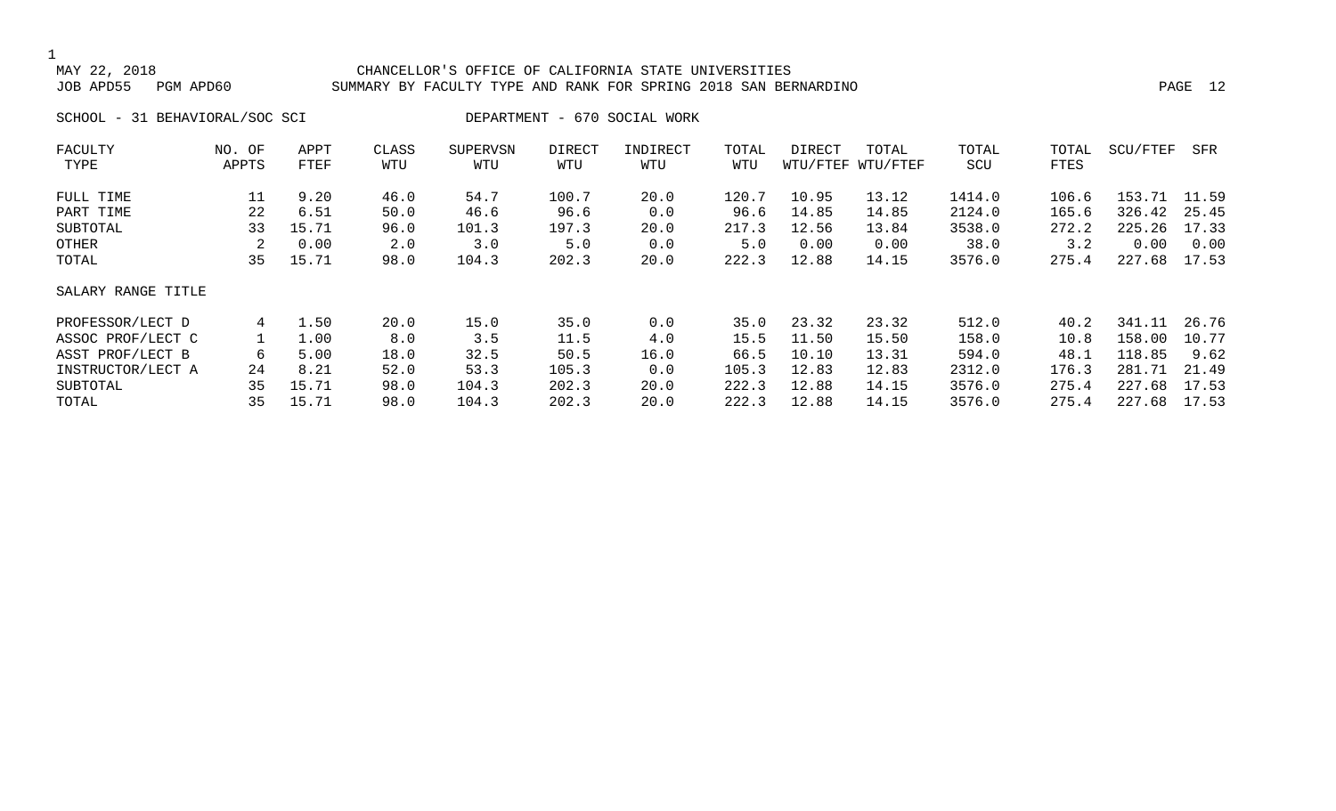MAY 22, 2018 CHANCELLOR'S OFFICE OF CALIFORNIA STATE UNIVERSITIES
JOB APD55 PGM APD60 SUMMARY BY FACULTY TYPE AND RANK FOR SPRING 2018 SAN BERNARDINO

SCHOOL - 31 BEHAVIORAL/SOC SCI DEPARTMENT - 670 SOCIAL WORK

| FACULTY TYPE | NO. OF APPTS | APPT FTEF | CLASS WTU | SUPERVSN WTU | DIRECT WTU | INDIRECT WTU | TOTAL WTU | DIRECT WTU/FTEF | TOTAL WTU/FTEF | TOTAL SCU | TOTAL FTES | SCU/FTEF | SFR |
|---|---|---|---|---|---|---|---|---|---|---|---|---|---|
| FULL TIME | 11 | 9.20 | 46.0 | 54.7 | 100.7 | 20.0 | 120.7 | 10.95 | 13.12 | 1414.0 | 106.6 | 153.71 | 11.59 |
| PART TIME | 22 | 6.51 | 50.0 | 46.6 | 96.6 | 0.0 | 96.6 | 14.85 | 14.85 | 2124.0 | 165.6 | 326.42 | 25.45 |
| SUBTOTAL | 33 | 15.71 | 96.0 | 101.3 | 197.3 | 20.0 | 217.3 | 12.56 | 13.84 | 3538.0 | 272.2 | 225.26 | 17.33 |
| OTHER | 2 | 0.00 | 2.0 | 3.0 | 5.0 | 0.0 | 5.0 | 0.00 | 0.00 | 38.0 | 3.2 | 0.00 | 0.00 |
| TOTAL | 35 | 15.71 | 98.0 | 104.3 | 202.3 | 20.0 | 222.3 | 12.88 | 14.15 | 3576.0 | 275.4 | 227.68 | 17.53 |
| SALARY RANGE TITLE | | | | | | | | | | | | | |
| PROFESSOR/LECT D | 4 | 1.50 | 20.0 | 15.0 | 35.0 | 0.0 | 35.0 | 23.32 | 23.32 | 512.0 | 40.2 | 341.11 | 26.76 |
| ASSOC PROF/LECT C | 1 | 1.00 | 8.0 | 3.5 | 11.5 | 4.0 | 15.5 | 11.50 | 15.50 | 158.0 | 10.8 | 158.00 | 10.77 |
| ASST PROF/LECT B | 6 | 5.00 | 18.0 | 32.5 | 50.5 | 16.0 | 66.5 | 10.10 | 13.31 | 594.0 | 48.1 | 118.85 | 9.62 |
| INSTRUCTOR/LECT A | 24 | 8.21 | 52.0 | 53.3 | 105.3 | 0.0 | 105.3 | 12.83 | 12.83 | 2312.0 | 176.3 | 281.71 | 21.49 |
| SUBTOTAL | 35 | 15.71 | 98.0 | 104.3 | 202.3 | 20.0 | 222.3 | 12.88 | 14.15 | 3576.0 | 275.4 | 227.68 | 17.53 |
| TOTAL | 35 | 15.71 | 98.0 | 104.3 | 202.3 | 20.0 | 222.3 | 12.88 | 14.15 | 3576.0 | 275.4 | 227.68 | 17.53 |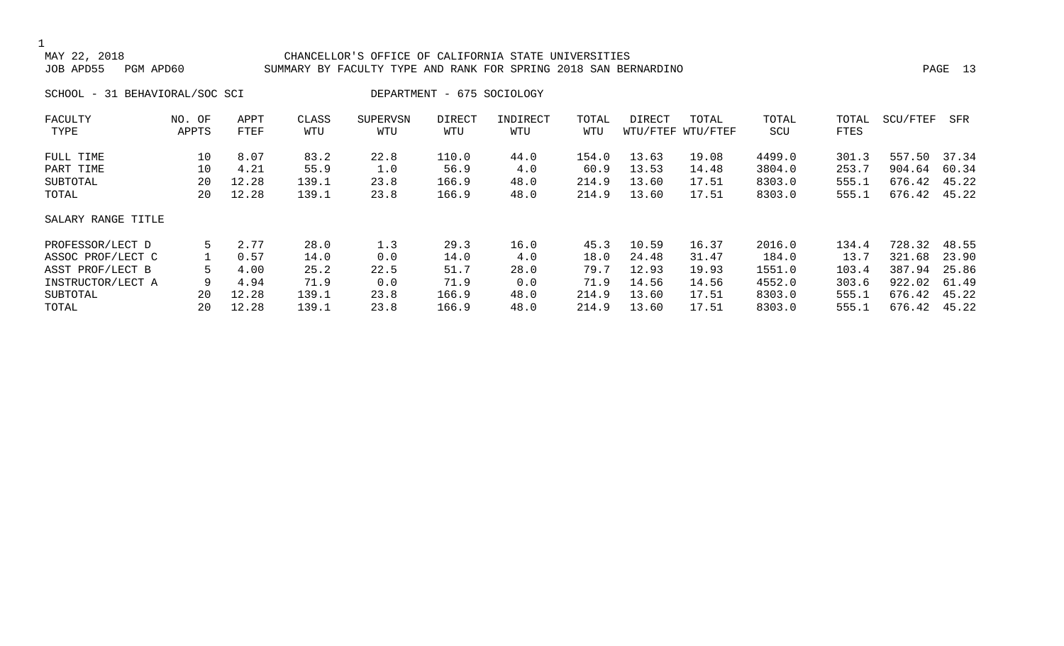MAY 22, 2018 CHANCELLOR'S OFFICE OF CALIFORNIA STATE UNIVERSITIES
JOB APD55 PGM APD60 SUMMARY BY FACULTY TYPE AND RANK FOR SPRING 2018 SAN BERNARDINO

SCHOOL - 31 BEHAVIORAL/SOC SCI DEPARTMENT - 675 SOCIOLOGY

| FACULTY TYPE | NO. OF APPTS | APPT FTEF | CLASS WTU | SUPERVSN WTU | DIRECT WTU | INDIRECT WTU | TOTAL WTU | DIRECT WTU/FTEF | TOTAL WTU/FTEF | TOTAL SCU | TOTAL FTES | SCU/FTEF | SFR |
|---|---|---|---|---|---|---|---|---|---|---|---|---|---|
| FULL TIME | 10 | 8.07 | 83.2 | 22.8 | 110.0 | 44.0 | 154.0 | 13.63 | 19.08 | 4499.0 | 301.3 | 557.50 | 37.34 |
| PART TIME | 10 | 4.21 | 55.9 | 1.0 | 56.9 | 4.0 | 60.9 | 13.53 | 14.48 | 3804.0 | 253.7 | 904.64 | 60.34 |
| SUBTOTAL | 20 | 12.28 | 139.1 | 23.8 | 166.9 | 48.0 | 214.9 | 13.60 | 17.51 | 8303.0 | 555.1 | 676.42 | 45.22 |
| TOTAL | 20 | 12.28 | 139.1 | 23.8 | 166.9 | 48.0 | 214.9 | 13.60 | 17.51 | 8303.0 | 555.1 | 676.42 | 45.22 |
| SALARY RANGE TITLE | | | | | | | | | | | | | |
| PROFESSOR/LECT D | 5 | 2.77 | 28.0 | 1.3 | 29.3 | 16.0 | 45.3 | 10.59 | 16.37 | 2016.0 | 134.4 | 728.32 | 48.55 |
| ASSOC PROF/LECT C | 1 | 0.57 | 14.0 | 0.0 | 14.0 | 4.0 | 18.0 | 24.48 | 31.47 | 184.0 | 13.7 | 321.68 | 23.90 |
| ASST PROF/LECT B | 5 | 4.00 | 25.2 | 22.5 | 51.7 | 28.0 | 79.7 | 12.93 | 19.93 | 1551.0 | 103.4 | 387.94 | 25.86 |
| INSTRUCTOR/LECT A | 9 | 4.94 | 71.9 | 0.0 | 71.9 | 0.0 | 71.9 | 14.56 | 14.56 | 4552.0 | 303.6 | 922.02 | 61.49 |
| SUBTOTAL | 20 | 12.28 | 139.1 | 23.8 | 166.9 | 48.0 | 214.9 | 13.60 | 17.51 | 8303.0 | 555.1 | 676.42 | 45.22 |
| TOTAL | 20 | 12.28 | 139.1 | 23.8 | 166.9 | 48.0 | 214.9 | 13.60 | 17.51 | 8303.0 | 555.1 | 676.42 | 45.22 |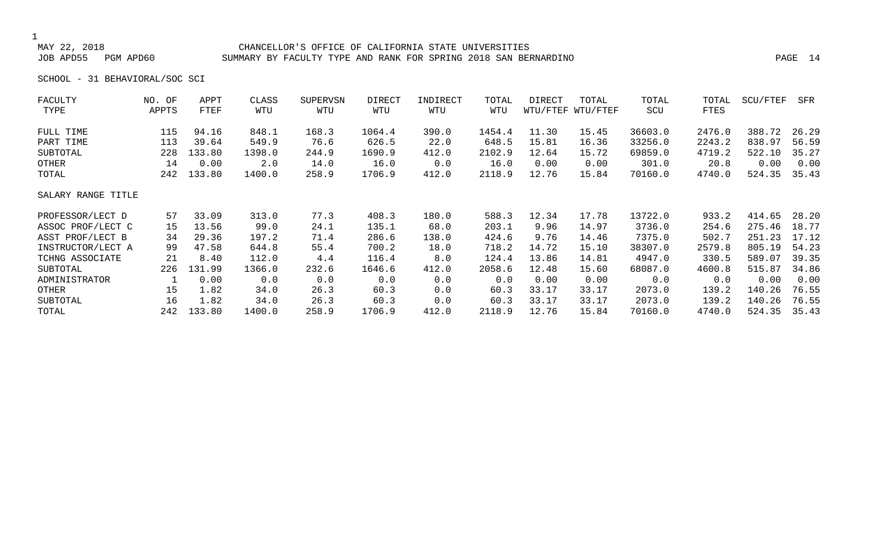MAY 22, 2018 CHANCELLOR'S OFFICE OF CALIFORNIA STATE UNIVERSITIES

JOB APD55 PGM APD60 SUMMARY BY FACULTY TYPE AND RANK FOR SPRING 2018 SAN BERNARDINO

SCHOOL - 31 BEHAVIORAL/SOC SCI

| FACULTY TYPE | NO. OF APPTS | APPT FTEF | CLASS WTU | SUPERVSN WTU | DIRECT WTU | INDIRECT WTU | TOTAL WTU | DIRECT WTU/FTEF | TOTAL WTU/FTEF | TOTAL SCU | TOTAL FTES | SCU/FTEF | SFR |
|---|---|---|---|---|---|---|---|---|---|---|---|---|---|
| FULL TIME | 115 | 94.16 | 848.1 | 168.3 | 1064.4 | 390.0 | 1454.4 | 11.30 | 15.45 | 36603.0 | 2476.0 | 388.72 | 26.29 |
| PART TIME | 113 | 39.64 | 549.9 | 76.6 | 626.5 | 22.0 | 648.5 | 15.81 | 16.36 | 33256.0 | 2243.2 | 838.97 | 56.59 |
| SUBTOTAL | 228 | 133.80 | 1398.0 | 244.9 | 1690.9 | 412.0 | 2102.9 | 12.64 | 15.72 | 69859.0 | 4719.2 | 522.10 | 35.27 |
| OTHER | 14 | 0.00 | 2.0 | 14.0 | 16.0 | 0.0 | 16.0 | 0.00 | 0.00 | 301.0 | 20.8 | 0.00 | 0.00 |
| TOTAL | 242 | 133.80 | 1400.0 | 258.9 | 1706.9 | 412.0 | 2118.9 | 12.76 | 15.84 | 70160.0 | 4740.0 | 524.35 | 35.43 |
| SALARY RANGE TITLE | | | | | | | | | | | | | |
| PROFESSOR/LECT D | 57 | 33.09 | 313.0 | 77.3 | 408.3 | 180.0 | 588.3 | 12.34 | 17.78 | 13722.0 | 933.2 | 414.65 | 28.20 |
| ASSOC PROF/LECT C | 15 | 13.56 | 99.0 | 24.1 | 135.1 | 68.0 | 203.1 | 9.96 | 14.97 | 3736.0 | 254.6 | 275.46 | 18.77 |
| ASST PROF/LECT B | 34 | 29.36 | 197.2 | 71.4 | 286.6 | 138.0 | 424.6 | 9.76 | 14.46 | 7375.0 | 502.7 | 251.23 | 17.12 |
| INSTRUCTOR/LECT A | 99 | 47.58 | 644.8 | 55.4 | 700.2 | 18.0 | 718.2 | 14.72 | 15.10 | 38307.0 | 2579.8 | 805.19 | 54.23 |
| TCHNG ASSOCIATE | 21 | 8.40 | 112.0 | 4.4 | 116.4 | 8.0 | 124.4 | 13.86 | 14.81 | 4947.0 | 330.5 | 589.07 | 39.35 |
| SUBTOTAL | 226 | 131.99 | 1366.0 | 232.6 | 1646.6 | 412.0 | 2058.6 | 12.48 | 15.60 | 68087.0 | 4600.8 | 515.87 | 34.86 |
| ADMINISTRATOR | 1 | 0.00 | 0.0 | 0.0 | 0.0 | 0.0 | 0.0 | 0.00 | 0.00 | 0.0 | 0.0 | 0.00 | 0.00 |
| OTHER | 15 | 1.82 | 34.0 | 26.3 | 60.3 | 0.0 | 60.3 | 33.17 | 33.17 | 2073.0 | 139.2 | 140.26 | 76.55 |
| SUBTOTAL | 16 | 1.82 | 34.0 | 26.3 | 60.3 | 0.0 | 60.3 | 33.17 | 33.17 | 2073.0 | 139.2 | 140.26 | 76.55 |
| TOTAL | 242 | 133.80 | 1400.0 | 258.9 | 1706.9 | 412.0 | 2118.9 | 12.76 | 15.84 | 70160.0 | 4740.0 | 524.35 | 35.43 |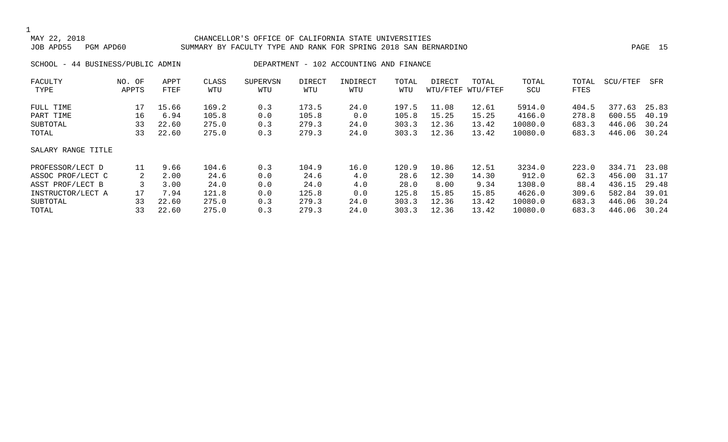MAY 22, 2018 CHANCELLOR'S OFFICE OF CALIFORNIA STATE UNIVERSITIES
JOB APD55 PGM APD60 SUMMARY BY FACULTY TYPE AND RANK FOR SPRING 2018 SAN BERNARDINO

SCHOOL - 44 BUSINESS/PUBLIC ADMIN DEPARTMENT - 102 ACCOUNTING AND FINANCE

| FACULTY TYPE | NO. OF APPTS | APPT FTEF | CLASS WTU | SUPERVSN WTU | DIRECT WTU | INDIRECT WTU | TOTAL WTU | DIRECT WTU/FTEF | TOTAL WTU/FTEF | TOTAL SCU | TOTAL FTES | SCU/FTEF | SFR |
|---|---|---|---|---|---|---|---|---|---|---|---|---|---|
| FULL TIME | 17 | 15.66 | 169.2 | 0.3 | 173.5 | 24.0 | 197.5 | 11.08 | 12.61 | 5914.0 | 404.5 | 377.63 | 25.83 |
| PART TIME | 16 | 6.94 | 105.8 | 0.0 | 105.8 | 0.0 | 105.8 | 15.25 | 15.25 | 4166.0 | 278.8 | 600.55 | 40.19 |
| SUBTOTAL | 33 | 22.60 | 275.0 | 0.3 | 279.3 | 24.0 | 303.3 | 12.36 | 13.42 | 10080.0 | 683.3 | 446.06 | 30.24 |
| TOTAL | 33 | 22.60 | 275.0 | 0.3 | 279.3 | 24.0 | 303.3 | 12.36 | 13.42 | 10080.0 | 683.3 | 446.06 | 30.24 |

| SALARY RANGE TITLE | NO. OF APPTS | APPT FTEF | CLASS WTU | SUPERVSN WTU | DIRECT WTU | INDIRECT WTU | TOTAL WTU | DIRECT WTU/FTEF | TOTAL WTU/FTEF | TOTAL SCU | TOTAL FTES | SCU/FTEF | SFR |
|---|---|---|---|---|---|---|---|---|---|---|---|---|---|
| PROFESSOR/LECT D | 11 | 9.66 | 104.6 | 0.3 | 104.9 | 16.0 | 120.9 | 10.86 | 12.51 | 3234.0 | 223.0 | 334.71 | 23.08 |
| ASSOC PROF/LECT C | 2 | 2.00 | 24.6 | 0.0 | 24.6 | 4.0 | 28.6 | 12.30 | 14.30 | 912.0 | 62.3 | 456.00 | 31.17 |
| ASST PROF/LECT B | 3 | 3.00 | 24.0 | 0.0 | 24.0 | 4.0 | 28.0 | 8.00 | 9.34 | 1308.0 | 88.4 | 436.15 | 29.48 |
| INSTRUCTOR/LECT A | 17 | 7.94 | 121.8 | 0.0 | 125.8 | 0.0 | 125.8 | 15.85 | 15.85 | 4626.0 | 309.6 | 582.84 | 39.01 |
| SUBTOTAL | 33 | 22.60 | 275.0 | 0.3 | 279.3 | 24.0 | 303.3 | 12.36 | 13.42 | 10080.0 | 683.3 | 446.06 | 30.24 |
| TOTAL | 33 | 22.60 | 275.0 | 0.3 | 279.3 | 24.0 | 303.3 | 12.36 | 13.42 | 10080.0 | 683.3 | 446.06 | 30.24 |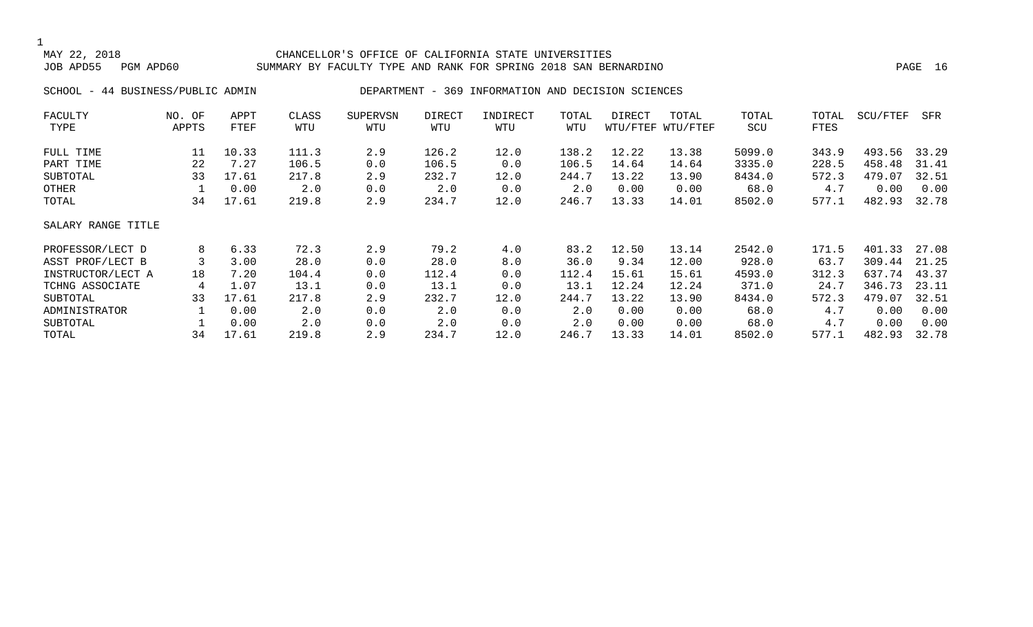CHANCELLOR'S OFFICE OF CALIFORNIA STATE UNIVERSITIES
SUMMARY BY FACULTY TYPE AND RANK FOR SPRING 2018 SAN BERNARDINO

SCHOOL - 44 BUSINESS/PUBLIC ADMIN          DEPARTMENT - 369 INFORMATION AND DECISION SCIENCES

| FACULTY TYPE | NO. OF APPTS | APPT FTEF | CLASS WTU | SUPERVSN WTU | DIRECT WTU | INDIRECT WTU | TOTAL WTU | DIRECT WTU/FTEF | TOTAL WTU/FTEF | TOTAL SCU | TOTAL FTES | SCU/FTEF | SFR |
|---|---|---|---|---|---|---|---|---|---|---|---|---|---|
| FULL TIME | 11 | 10.33 | 111.3 | 2.9 | 126.2 | 12.0 | 138.2 | 12.22 | 13.38 | 5099.0 | 343.9 | 493.56 | 33.29 |
| PART TIME | 22 | 7.27 | 106.5 | 0.0 | 106.5 | 0.0 | 106.5 | 14.64 | 14.64 | 3335.0 | 228.5 | 458.48 | 31.41 |
| SUBTOTAL | 33 | 17.61 | 217.8 | 2.9 | 232.7 | 12.0 | 244.7 | 13.22 | 13.90 | 8434.0 | 572.3 | 479.07 | 32.51 |
| OTHER | 1 | 0.00 | 2.0 | 0.0 | 2.0 | 0.0 | 2.0 | 0.00 | 0.00 | 68.0 | 4.7 | 0.00 | 0.00 |
| TOTAL | 34 | 17.61 | 219.8 | 2.9 | 234.7 | 12.0 | 246.7 | 13.33 | 14.01 | 8502.0 | 577.1 | 482.93 | 32.78 |
| SALARY RANGE TITLE | | | | | | | | | | | | | |
| PROFESSOR/LECT D | 8 | 6.33 | 72.3 | 2.9 | 79.2 | 4.0 | 83.2 | 12.50 | 13.14 | 2542.0 | 171.5 | 401.33 | 27.08 |
| ASST PROF/LECT B | 3 | 3.00 | 28.0 | 0.0 | 28.0 | 8.0 | 36.0 | 9.34 | 12.00 | 928.0 | 63.7 | 309.44 | 21.25 |
| INSTRUCTOR/LECT A | 18 | 7.20 | 104.4 | 0.0 | 112.4 | 0.0 | 112.4 | 15.61 | 15.61 | 4593.0 | 312.3 | 637.74 | 43.37 |
| TCHNG ASSOCIATE | 4 | 1.07 | 13.1 | 0.0 | 13.1 | 0.0 | 13.1 | 12.24 | 12.24 | 371.0 | 24.7 | 346.73 | 23.11 |
| SUBTOTAL | 33 | 17.61 | 217.8 | 2.9 | 232.7 | 12.0 | 244.7 | 13.22 | 13.90 | 8434.0 | 572.3 | 479.07 | 32.51 |
| ADMINISTRATOR | 1 | 0.00 | 2.0 | 0.0 | 2.0 | 0.0 | 2.0 | 0.00 | 0.00 | 68.0 | 4.7 | 0.00 | 0.00 |
| SUBTOTAL | 1 | 0.00 | 2.0 | 0.0 | 2.0 | 0.0 | 2.0 | 0.00 | 0.00 | 68.0 | 4.7 | 0.00 | 0.00 |
| TOTAL | 34 | 17.61 | 219.8 | 2.9 | 234.7 | 12.0 | 246.7 | 13.33 | 14.01 | 8502.0 | 577.1 | 482.93 | 32.78 |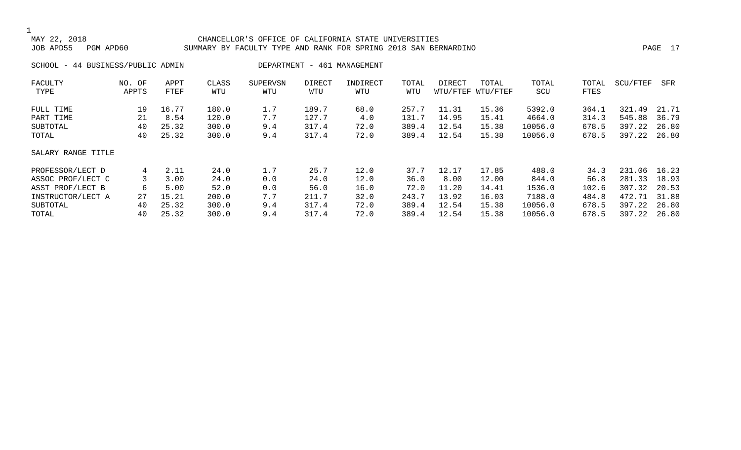MAY 22, 2018 — CHANCELLOR'S OFFICE OF CALIFORNIA STATE UNIVERSITIES

JOB APD55 PGM APD60 — SUMMARY BY FACULTY TYPE AND RANK FOR SPRING 2018 SAN BERNARDINO

SCHOOL - 44 BUSINESS/PUBLIC ADMIN — DEPARTMENT - 461 MANAGEMENT

| FACULTY TYPE | NO. OF APPTS | APPT FTEF | CLASS WTU | SUPERVSN WTU | DIRECT WTU | INDIRECT WTU | TOTAL WTU | DIRECT WTU/FTEF | TOTAL WTU/FTEF | TOTAL SCU | TOTAL FTES | SCU/FTEF | SFR |
|---|---|---|---|---|---|---|---|---|---|---|---|---|---|
| FULL TIME | 19 | 16.77 | 180.0 | 1.7 | 189.7 | 68.0 | 257.7 | 11.31 | 15.36 | 5392.0 | 364.1 | 321.49 | 21.71 |
| PART TIME | 21 | 8.54 | 120.0 | 7.7 | 127.7 | 4.0 | 131.7 | 14.95 | 15.41 | 4664.0 | 314.3 | 545.88 | 36.79 |
| SUBTOTAL | 40 | 25.32 | 300.0 | 9.4 | 317.4 | 72.0 | 389.4 | 12.54 | 15.38 | 10056.0 | 678.5 | 397.22 | 26.80 |
| TOTAL | 40 | 25.32 | 300.0 | 9.4 | 317.4 | 72.0 | 389.4 | 12.54 | 15.38 | 10056.0 | 678.5 | 397.22 | 26.80 |
| **SALARY RANGE TITLE** | | | | | | | | | | | | | |
| PROFESSOR/LECT D | 4 | 2.11 | 24.0 | 1.7 | 25.7 | 12.0 | 37.7 | 12.17 | 17.85 | 488.0 | 34.3 | 231.06 | 16.23 |
| ASSOC PROF/LECT C | 3 | 3.00 | 24.0 | 0.0 | 24.0 | 12.0 | 36.0 | 8.00 | 12.00 | 844.0 | 56.8 | 281.33 | 18.93 |
| ASST PROF/LECT B | 6 | 5.00 | 52.0 | 0.0 | 56.0 | 16.0 | 72.0 | 11.20 | 14.41 | 1536.0 | 102.6 | 307.32 | 20.53 |
| INSTRUCTOR/LECT A | 27 | 15.21 | 200.0 | 7.7 | 211.7 | 32.0 | 243.7 | 13.92 | 16.03 | 7188.0 | 484.8 | 472.71 | 31.88 |
| SUBTOTAL | 40 | 25.32 | 300.0 | 9.4 | 317.4 | 72.0 | 389.4 | 12.54 | 15.38 | 10056.0 | 678.5 | 397.22 | 26.80 |
| TOTAL | 40 | 25.32 | 300.0 | 9.4 | 317.4 | 72.0 | 389.4 | 12.54 | 15.38 | 10056.0 | 678.5 | 397.22 | 26.80 |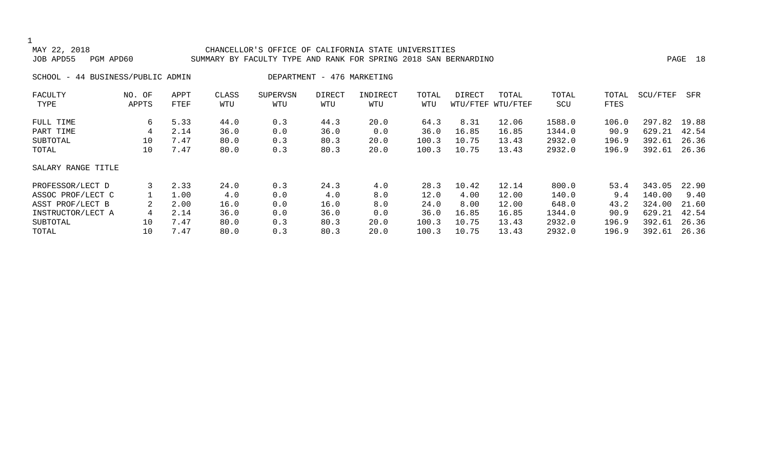CHANCELLOR'S OFFICE OF CALIFORNIA STATE UNIVERSITIES

SUMMARY BY FACULTY TYPE AND RANK FOR SPRING 2018 SAN BERNARDINO

MAY 22, 2018
JOB APD55 PGM APD60

SCHOOL - 44 BUSINESS/PUBLIC ADMIN DEPARTMENT - 476 MARKETING

| FACULTY TYPE | NO. OF APPTS | APPT FTEF | CLASS WTU | SUPERVSN WTU | DIRECT WTU | INDIRECT WTU | TOTAL WTU | DIRECT WTU/FTEF | TOTAL WTU/FTEF | TOTAL SCU | TOTAL FTES | SCU/FTEF | SFR |
|---|---|---|---|---|---|---|---|---|---|---|---|---|---|
| FULL TIME | 6 | 5.33 | 44.0 | 0.3 | 44.3 | 20.0 | 64.3 | 8.31 | 12.06 | 1588.0 | 106.0 | 297.82 | 19.88 |
| PART TIME | 4 | 2.14 | 36.0 | 0.0 | 36.0 | 0.0 | 36.0 | 16.85 | 16.85 | 1344.0 | 90.9 | 629.21 | 42.54 |
| SUBTOTAL | 10 | 7.47 | 80.0 | 0.3 | 80.3 | 20.0 | 100.3 | 10.75 | 13.43 | 2932.0 | 196.9 | 392.61 | 26.36 |
| TOTAL | 10 | 7.47 | 80.0 | 0.3 | 80.3 | 20.0 | 100.3 | 10.75 | 13.43 | 2932.0 | 196.9 | 392.61 | 26.36 |
| SALARY RANGE TITLE | | | | | | | | | | | | | |
| PROFESSOR/LECT D | 3 | 2.33 | 24.0 | 0.3 | 24.3 | 4.0 | 28.3 | 10.42 | 12.14 | 800.0 | 53.4 | 343.05 | 22.90 |
| ASSOC PROF/LECT C | 1 | 1.00 | 4.0 | 0.0 | 4.0 | 8.0 | 12.0 | 4.00 | 12.00 | 140.0 | 9.4 | 140.00 | 9.40 |
| ASST PROF/LECT B | 2 | 2.00 | 16.0 | 0.0 | 16.0 | 8.0 | 24.0 | 8.00 | 12.00 | 648.0 | 43.2 | 324.00 | 21.60 |
| INSTRUCTOR/LECT A | 4 | 2.14 | 36.0 | 0.0 | 36.0 | 0.0 | 36.0 | 16.85 | 16.85 | 1344.0 | 90.9 | 629.21 | 42.54 |
| SUBTOTAL | 10 | 7.47 | 80.0 | 0.3 | 80.3 | 20.0 | 100.3 | 10.75 | 13.43 | 2932.0 | 196.9 | 392.61 | 26.36 |
| TOTAL | 10 | 7.47 | 80.0 | 0.3 | 80.3 | 20.0 | 100.3 | 10.75 | 13.43 | 2932.0 | 196.9 | 392.61 | 26.36 |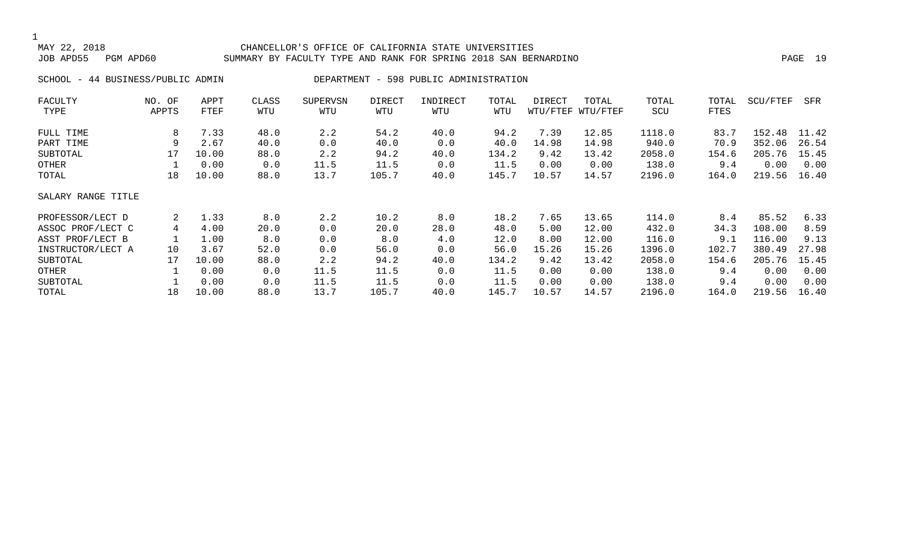CHANCELLOR'S OFFICE OF CALIFORNIA STATE UNIVERSITIES
SUMMARY BY FACULTY TYPE AND RANK FOR SPRING 2018 SAN BERNARDINO

MAY 22, 2018
JOB APD55 PGM APD60

SCHOOL - 44 BUSINESS/PUBLIC ADMIN DEPARTMENT - 598 PUBLIC ADMINISTRATION

| FACULTY TYPE | NO. OF APPTS | APPT FTEF | CLASS WTU | SUPERVSN WTU | DIRECT WTU | INDIRECT WTU | TOTAL WTU | DIRECT WTU/FTEF | TOTAL WTU/FTEF | TOTAL SCU | TOTAL FTES | SCU/FTEF | SFR |
|---|---|---|---|---|---|---|---|---|---|---|---|---|---|
| FULL TIME | 8 | 7.33 | 48.0 | 2.2 | 54.2 | 40.0 | 94.2 | 7.39 | 12.85 | 1118.0 | 83.7 | 152.48 | 11.42 |
| PART TIME | 9 | 2.67 | 40.0 | 0.0 | 40.0 | 0.0 | 40.0 | 14.98 | 14.98 | 940.0 | 70.9 | 352.06 | 26.54 |
| SUBTOTAL | 17 | 10.00 | 88.0 | 2.2 | 94.2 | 40.0 | 134.2 | 9.42 | 13.42 | 2058.0 | 154.6 | 205.76 | 15.45 |
| OTHER | 1 | 0.00 | 0.0 | 11.5 | 11.5 | 0.0 | 11.5 | 0.00 | 0.00 | 138.0 | 9.4 | 0.00 | 0.00 |
| TOTAL | 18 | 10.00 | 88.0 | 13.7 | 105.7 | 40.0 | 145.7 | 10.57 | 14.57 | 2196.0 | 164.0 | 219.56 | 16.40 |
| SALARY RANGE TITLE | | | | | | | | | | | | | |
| PROFESSOR/LECT D | 2 | 1.33 | 8.0 | 2.2 | 10.2 | 8.0 | 18.2 | 7.65 | 13.65 | 114.0 | 8.4 | 85.52 | 6.33 |
| ASSOC PROF/LECT C | 4 | 4.00 | 20.0 | 0.0 | 20.0 | 28.0 | 48.0 | 5.00 | 12.00 | 432.0 | 34.3 | 108.00 | 8.59 |
| ASST PROF/LECT B | 1 | 1.00 | 8.0 | 0.0 | 8.0 | 4.0 | 12.0 | 8.00 | 12.00 | 116.0 | 9.1 | 116.00 | 9.13 |
| INSTRUCTOR/LECT A | 10 | 3.67 | 52.0 | 0.0 | 56.0 | 0.0 | 56.0 | 15.26 | 15.26 | 1396.0 | 102.7 | 380.49 | 27.98 |
| SUBTOTAL | 17 | 10.00 | 88.0 | 2.2 | 94.2 | 40.0 | 134.2 | 9.42 | 13.42 | 2058.0 | 154.6 | 205.76 | 15.45 |
| OTHER | 1 | 0.00 | 0.0 | 11.5 | 11.5 | 0.0 | 11.5 | 0.00 | 0.00 | 138.0 | 9.4 | 0.00 | 0.00 |
| SUBTOTAL | 1 | 0.00 | 0.0 | 11.5 | 11.5 | 0.0 | 11.5 | 0.00 | 0.00 | 138.0 | 9.4 | 0.00 | 0.00 |
| TOTAL | 18 | 10.00 | 88.0 | 13.7 | 105.7 | 40.0 | 145.7 | 10.57 | 14.57 | 2196.0 | 164.0 | 219.56 | 16.40 |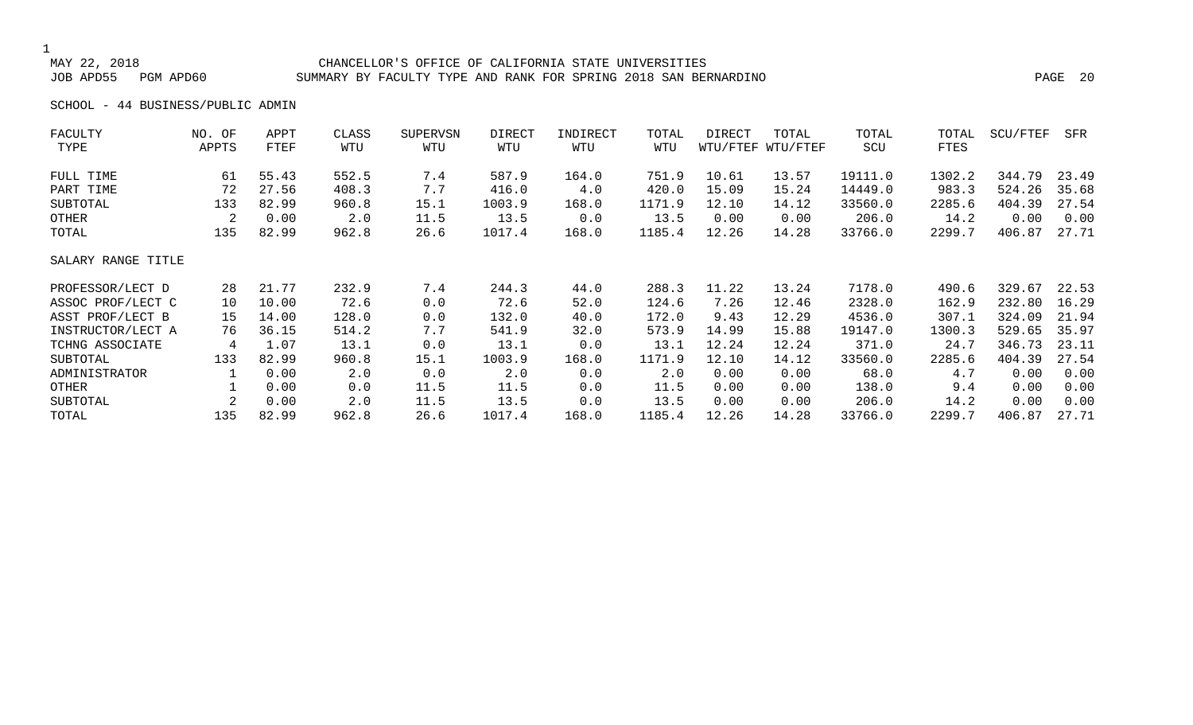MAY 22, 2018 CHANCELLOR'S OFFICE OF CALIFORNIA STATE UNIVERSITIES

JOB APD55 PGM APD60 SUMMARY BY FACULTY TYPE AND RANK FOR SPRING 2018 SAN BERNARDINO

SCHOOL - 44 BUSINESS/PUBLIC ADMIN

| FACULTY TYPE | NO. OF APPTS | APPT FTEF | CLASS WTU | SUPERVSN WTU | DIRECT WTU | INDIRECT WTU | TOTAL WTU | DIRECT WTU/FTEF | TOTAL WTU/FTEF | TOTAL SCU | TOTAL FTES | SCU/FTEF | SFR |
|---|---|---|---|---|---|---|---|---|---|---|---|---|---|
| FULL TIME | 61 | 55.43 | 552.5 | 7.4 | 587.9 | 164.0 | 751.9 | 10.61 | 13.57 | 19111.0 | 1302.2 | 344.79 | 23.49 |
| PART TIME | 72 | 27.56 | 408.3 | 7.7 | 416.0 | 4.0 | 420.0 | 15.09 | 15.24 | 14449.0 | 983.3 | 524.26 | 35.68 |
| SUBTOTAL | 133 | 82.99 | 960.8 | 15.1 | 1003.9 | 168.0 | 1171.9 | 12.10 | 14.12 | 33560.0 | 2285.6 | 404.39 | 27.54 |
| OTHER | 2 | 0.00 | 2.0 | 11.5 | 13.5 | 0.0 | 13.5 | 0.00 | 0.00 | 206.0 | 14.2 | 0.00 | 0.00 |
| TOTAL | 135 | 82.99 | 962.8 | 26.6 | 1017.4 | 168.0 | 1185.4 | 12.26 | 14.28 | 33766.0 | 2299.7 | 406.87 | 27.71 |
| **SALARY RANGE TITLE** | | | | | | | | | | | | | |
| PROFESSOR/LECT D | 28 | 21.77 | 232.9 | 7.4 | 244.3 | 44.0 | 288.3 | 11.22 | 13.24 | 7178.0 | 490.6 | 329.67 | 22.53 |
| ASSOC PROF/LECT C | 10 | 10.00 | 72.6 | 0.0 | 72.6 | 52.0 | 124.6 | 7.26 | 12.46 | 2328.0 | 162.9 | 232.80 | 16.29 |
| ASST PROF/LECT B | 15 | 14.00 | 128.0 | 0.0 | 132.0 | 40.0 | 172.0 | 9.43 | 12.29 | 4536.0 | 307.1 | 324.09 | 21.94 |
| INSTRUCTOR/LECT A | 76 | 36.15 | 514.2 | 7.7 | 541.9 | 32.0 | 573.9 | 14.99 | 15.88 | 19147.0 | 1300.3 | 529.65 | 35.97 |
| TCHNG ASSOCIATE | 4 | 1.07 | 13.1 | 0.0 | 13.1 | 0.0 | 13.1 | 12.24 | 12.24 | 371.0 | 24.7 | 346.73 | 23.11 |
| SUBTOTAL | 133 | 82.99 | 960.8 | 15.1 | 1003.9 | 168.0 | 1171.9 | 12.10 | 14.12 | 33560.0 | 2285.6 | 404.39 | 27.54 |
| ADMINISTRATOR | 1 | 0.00 | 2.0 | 0.0 | 2.0 | 0.0 | 2.0 | 0.00 | 0.00 | 68.0 | 4.7 | 0.00 | 0.00 |
| OTHER | 1 | 0.00 | 0.0 | 11.5 | 11.5 | 0.0 | 11.5 | 0.00 | 0.00 | 138.0 | 9.4 | 0.00 | 0.00 |
| SUBTOTAL | 2 | 0.00 | 2.0 | 11.5 | 13.5 | 0.0 | 13.5 | 0.00 | 0.00 | 206.0 | 14.2 | 0.00 | 0.00 |
| TOTAL | 135 | 82.99 | 962.8 | 26.6 | 1017.4 | 168.0 | 1185.4 | 12.26 | 14.28 | 33766.0 | 2299.7 | 406.87 | 27.71 |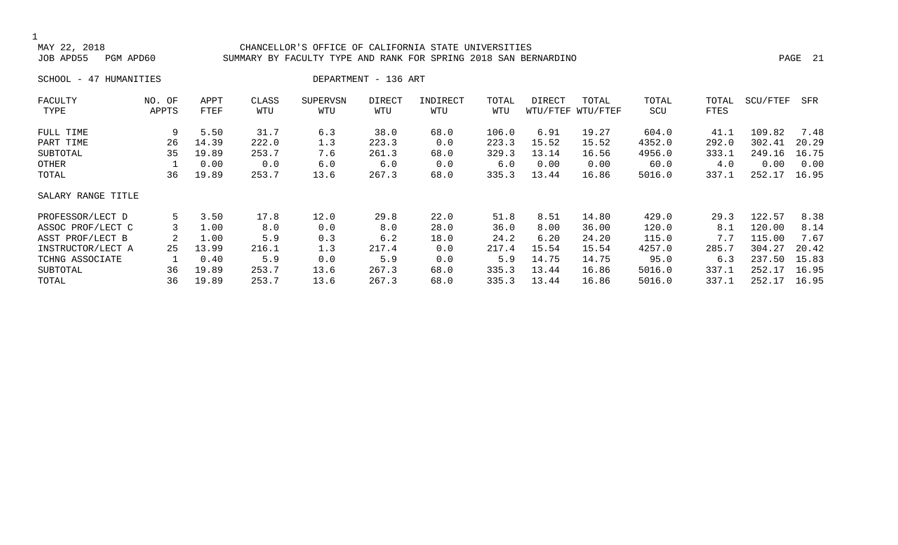CHANCELLOR'S OFFICE OF CALIFORNIA STATE UNIVERSITIES
SUMMARY BY FACULTY TYPE AND RANK FOR SPRING 2018 SAN BERNARDINO

MAY 22, 2018
JOB APD55 PGM APD60

SCHOOL - 47 HUMANITIES DEPARTMENT - 136 ART

| FACULTY TYPE | NO. OF APPTS | APPT FTEF | CLASS WTU | SUPERVSN WTU | DIRECT WTU | INDIRECT WTU | TOTAL WTU | DIRECT WTU/FTEF | TOTAL WTU/FTEF | TOTAL SCU | TOTAL FTES | SCU/FTEF | SFR |
|---|---|---|---|---|---|---|---|---|---|---|---|---|---|
| FULL TIME | 9 | 5.50 | 31.7 | 6.3 | 38.0 | 68.0 | 106.0 | 6.91 | 19.27 | 604.0 | 41.1 | 109.82 | 7.48 |
| PART TIME | 26 | 14.39 | 222.0 | 1.3 | 223.3 | 0.0 | 223.3 | 15.52 | 15.52 | 4352.0 | 292.0 | 302.41 | 20.29 |
| SUBTOTAL | 35 | 19.89 | 253.7 | 7.6 | 261.3 | 68.0 | 329.3 | 13.14 | 16.56 | 4956.0 | 333.1 | 249.16 | 16.75 |
| OTHER | 1 | 0.00 | 0.0 | 6.0 | 6.0 | 0.0 | 6.0 | 0.00 | 0.00 | 60.0 | 4.0 | 0.00 | 0.00 |
| TOTAL | 36 | 19.89 | 253.7 | 13.6 | 267.3 | 68.0 | 335.3 | 13.44 | 16.86 | 5016.0 | 337.1 | 252.17 | 16.95 |
| SALARY RANGE TITLE | | | | | | | | | | | | | |
| PROFESSOR/LECT D | 5 | 3.50 | 17.8 | 12.0 | 29.8 | 22.0 | 51.8 | 8.51 | 14.80 | 429.0 | 29.3 | 122.57 | 8.38 |
| ASSOC PROF/LECT C | 3 | 1.00 | 8.0 | 0.0 | 8.0 | 28.0 | 36.0 | 8.00 | 36.00 | 120.0 | 8.1 | 120.00 | 8.14 |
| ASST PROF/LECT B | 2 | 1.00 | 5.9 | 0.3 | 6.2 | 18.0 | 24.2 | 6.20 | 24.20 | 115.0 | 7.7 | 115.00 | 7.67 |
| INSTRUCTOR/LECT A | 25 | 13.99 | 216.1 | 1.3 | 217.4 | 0.0 | 217.4 | 15.54 | 15.54 | 4257.0 | 285.7 | 304.27 | 20.42 |
| TCHNG ASSOCIATE | 1 | 0.40 | 5.9 | 0.0 | 5.9 | 0.0 | 5.9 | 14.75 | 14.75 | 95.0 | 6.3 | 237.50 | 15.83 |
| SUBTOTAL | 36 | 19.89 | 253.7 | 13.6 | 267.3 | 68.0 | 335.3 | 13.44 | 16.86 | 5016.0 | 337.1 | 252.17 | 16.95 |
| TOTAL | 36 | 19.89 | 253.7 | 13.6 | 267.3 | 68.0 | 335.3 | 13.44 | 16.86 | 5016.0 | 337.1 | 252.17 | 16.95 |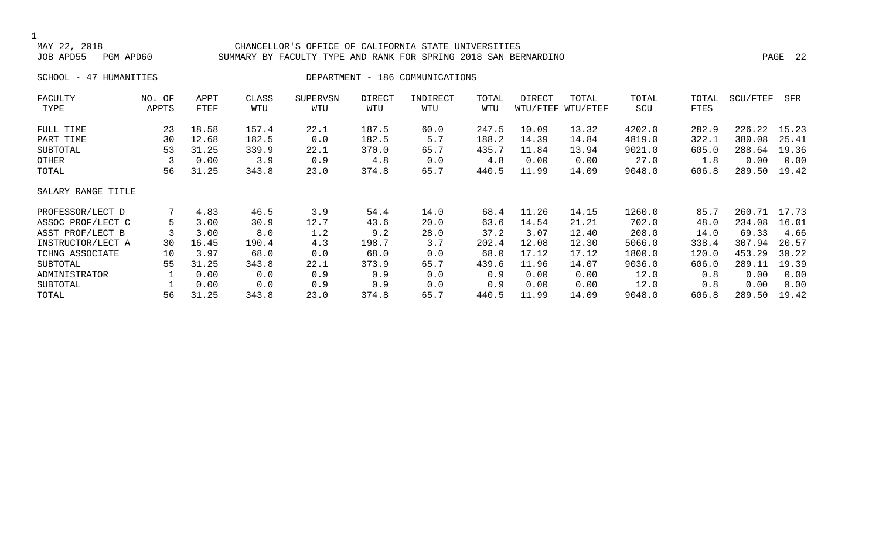CHANCELLOR'S OFFICE OF CALIFORNIA STATE UNIVERSITIES
SUMMARY BY FACULTY TYPE AND RANK FOR SPRING 2018 SAN BERNARDINO

MAY 22, 2018
JOB APD55 PGM APD60

SCHOOL - 47 HUMANITIES DEPARTMENT - 186 COMMUNICATIONS

| FACULTY TYPE | NO. OF APPTS | APPT FTEF | CLASS WTU | SUPERVSN WTU | DIRECT WTU | INDIRECT WTU | TOTAL WTU | DIRECT WTU/FTEF | TOTAL WTU/FTEF | TOTAL SCU | TOTAL FTES | SCU/FTEF | SFR |
|---|---|---|---|---|---|---|---|---|---|---|---|---|---|
| FULL TIME | 23 | 18.58 | 157.4 | 22.1 | 187.5 | 60.0 | 247.5 | 10.09 | 13.32 | 4202.0 | 282.9 | 226.22 | 15.23 |
| PART TIME | 30 | 12.68 | 182.5 | 0.0 | 182.5 | 5.7 | 188.2 | 14.39 | 14.84 | 4819.0 | 322.1 | 380.08 | 25.41 |
| SUBTOTAL | 53 | 31.25 | 339.9 | 22.1 | 370.0 | 65.7 | 435.7 | 11.84 | 13.94 | 9021.0 | 605.0 | 288.64 | 19.36 |
| OTHER | 3 | 0.00 | 3.9 | 0.9 | 4.8 | 0.0 | 4.8 | 0.00 | 0.00 | 27.0 | 1.8 | 0.00 | 0.00 |
| TOTAL | 56 | 31.25 | 343.8 | 23.0 | 374.8 | 65.7 | 440.5 | 11.99 | 14.09 | 9048.0 | 606.8 | 289.50 | 19.42 |
| **SALARY RANGE TITLE** | | | | | | | | | | | | | |
| PROFESSOR/LECT D | 7 | 4.83 | 46.5 | 3.9 | 54.4 | 14.0 | 68.4 | 11.26 | 14.15 | 1260.0 | 85.7 | 260.71 | 17.73 |
| ASSOC PROF/LECT C | 5 | 3.00 | 30.9 | 12.7 | 43.6 | 20.0 | 63.6 | 14.54 | 21.21 | 702.0 | 48.0 | 234.08 | 16.01 |
| ASST PROF/LECT B | 3 | 3.00 | 8.0 | 1.2 | 9.2 | 28.0 | 37.2 | 3.07 | 12.40 | 208.0 | 14.0 | 69.33 | 4.66 |
| INSTRUCTOR/LECT A | 30 | 16.45 | 190.4 | 4.3 | 198.7 | 3.7 | 202.4 | 12.08 | 12.30 | 5066.0 | 338.4 | 307.94 | 20.57 |
| TCHNG ASSOCIATE | 10 | 3.97 | 68.0 | 0.0 | 68.0 | 0.0 | 68.0 | 17.12 | 17.12 | 1800.0 | 120.0 | 453.29 | 30.22 |
| SUBTOTAL | 55 | 31.25 | 343.8 | 22.1 | 373.9 | 65.7 | 439.6 | 11.96 | 14.07 | 9036.0 | 606.0 | 289.11 | 19.39 |
| ADMINISTRATOR | 1 | 0.00 | 0.0 | 0.9 | 0.9 | 0.0 | 0.9 | 0.00 | 0.00 | 12.0 | 0.8 | 0.00 | 0.00 |
| SUBTOTAL | 1 | 0.00 | 0.0 | 0.9 | 0.9 | 0.0 | 0.9 | 0.00 | 0.00 | 12.0 | 0.8 | 0.00 | 0.00 |
| TOTAL | 56 | 31.25 | 343.8 | 23.0 | 374.8 | 65.7 | 440.5 | 11.99 | 14.09 | 9048.0 | 606.8 | 289.50 | 19.42 |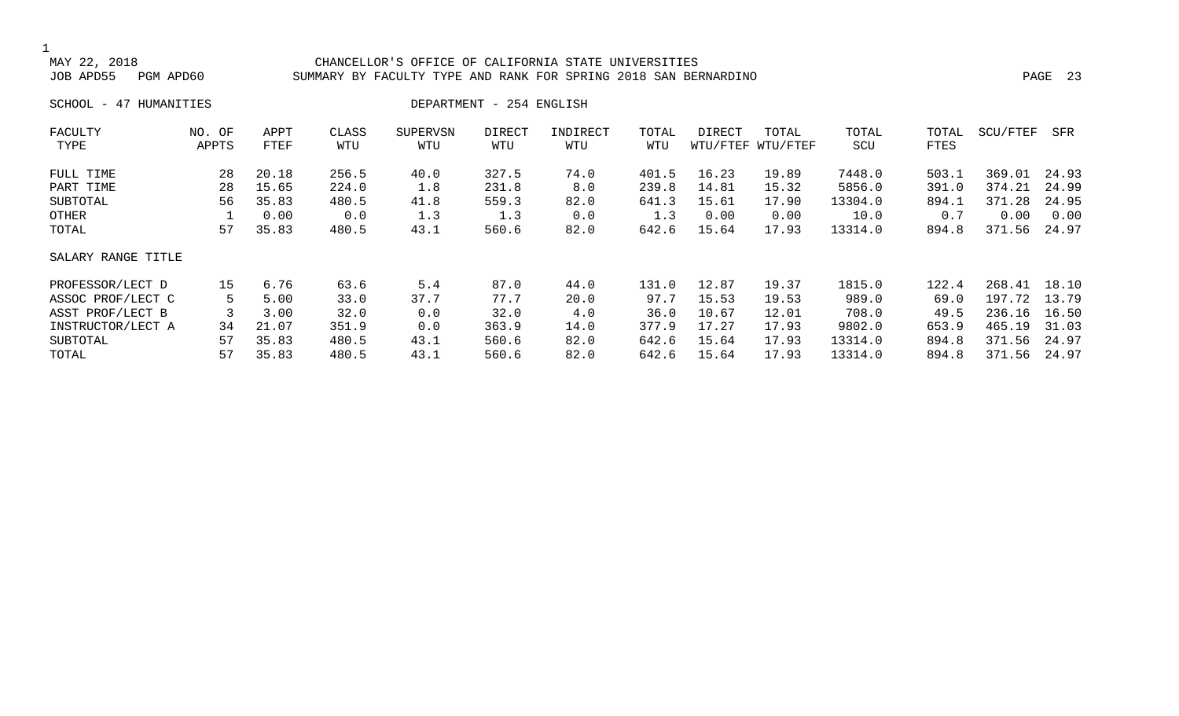CHANCELLOR'S OFFICE OF CALIFORNIA STATE UNIVERSITIES

SUMMARY BY FACULTY TYPE AND RANK FOR SPRING 2018 SAN BERNARDINO

MAY 22, 2018

JOB APD55 PGM APD60

SCHOOL - 47 HUMANITIES

DEPARTMENT - 254 ENGLISH

| FACULTY TYPE | NO. OF APPTS | APPT FTEF | CLASS WTU | SUPERVSN WTU | DIRECT WTU | INDIRECT WTU | TOTAL WTU | DIRECT WTU/FTEF | TOTAL WTU/FTEF | TOTAL SCU | TOTAL FTES | SCU/FTEF | SFR |
|---|---|---|---|---|---|---|---|---|---|---|---|---|---|
| FULL TIME | 28 | 20.18 | 256.5 | 40.0 | 327.5 | 74.0 | 401.5 | 16.23 | 19.89 | 7448.0 | 503.1 | 369.01 | 24.93 |
| PART TIME | 28 | 15.65 | 224.0 | 1.8 | 231.8 | 8.0 | 239.8 | 14.81 | 15.32 | 5856.0 | 391.0 | 374.21 | 24.99 |
| SUBTOTAL | 56 | 35.83 | 480.5 | 41.8 | 559.3 | 82.0 | 641.3 | 15.61 | 17.90 | 13304.0 | 894.1 | 371.28 | 24.95 |
| OTHER | 1 | 0.00 | 0.0 | 1.3 | 1.3 | 0.0 | 1.3 | 0.00 | 0.00 | 10.0 | 0.7 | 0.00 | 0.00 |
| TOTAL | 57 | 35.83 | 480.5 | 43.1 | 560.6 | 82.0 | 642.6 | 15.64 | 17.93 | 13314.0 | 894.8 | 371.56 | 24.97 |
| **SALARY RANGE TITLE** | | | | | | | | | | | | | |
| PROFESSOR/LECT D | 15 | 6.76 | 63.6 | 5.4 | 87.0 | 44.0 | 131.0 | 12.87 | 19.37 | 1815.0 | 122.4 | 268.41 | 18.10 |
| ASSOC PROF/LECT C | 5 | 5.00 | 33.0 | 37.7 | 77.7 | 20.0 | 97.7 | 15.53 | 19.53 | 989.0 | 69.0 | 197.72 | 13.79 |
| ASST PROF/LECT B | 3 | 3.00 | 32.0 | 0.0 | 32.0 | 4.0 | 36.0 | 10.67 | 12.01 | 708.0 | 49.5 | 236.16 | 16.50 |
| INSTRUCTOR/LECT A | 34 | 21.07 | 351.9 | 0.0 | 363.9 | 14.0 | 377.9 | 17.27 | 17.93 | 9802.0 | 653.9 | 465.19 | 31.03 |
| SUBTOTAL | 57 | 35.83 | 480.5 | 43.1 | 560.6 | 82.0 | 642.6 | 15.64 | 17.93 | 13314.0 | 894.8 | 371.56 | 24.97 |
| TOTAL | 57 | 35.83 | 480.5 | 43.1 | 560.6 | 82.0 | 642.6 | 15.64 | 17.93 | 13314.0 | 894.8 | 371.56 | 24.97 |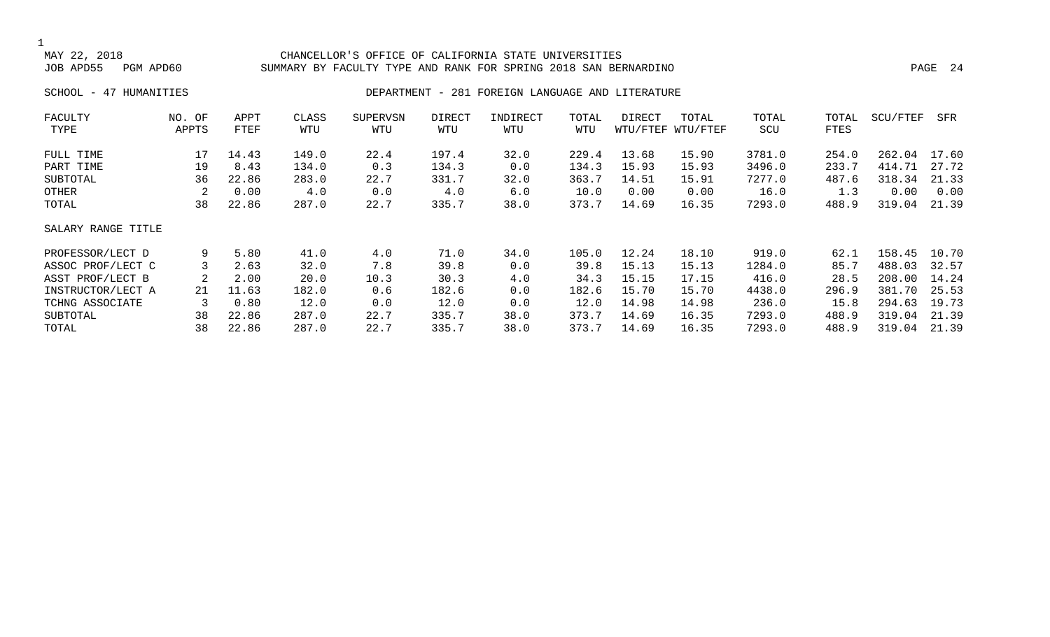CHANCELLOR'S OFFICE OF CALIFORNIA STATE UNIVERSITIES
SUMMARY BY FACULTY TYPE AND RANK FOR SPRING 2018 SAN BERNARDINO

MAY 22, 2018
JOB APD55 PGM APD60

SCHOOL - 47 HUMANITIES

DEPARTMENT - 281 FOREIGN LANGUAGE AND LITERATURE

| FACULTY TYPE | NO. OF APPTS | APPT FTEF | CLASS WTU | SUPERVSN WTU | DIRECT WTU | INDIRECT WTU | TOTAL WTU | DIRECT WTU/FTEF | TOTAL WTU/FTEF | TOTAL SCU | TOTAL FTES | SCU/FTEF | SFR |
|---|---|---|---|---|---|---|---|---|---|---|---|---|---|
| FULL TIME | 17 | 14.43 | 149.0 | 22.4 | 197.4 | 32.0 | 229.4 | 13.68 | 15.90 | 3781.0 | 254.0 | 262.04 | 17.60 |
| PART TIME | 19 | 8.43 | 134.0 | 0.3 | 134.3 | 0.0 | 134.3 | 15.93 | 15.93 | 3496.0 | 233.7 | 414.71 | 27.72 |
| SUBTOTAL | 36 | 22.86 | 283.0 | 22.7 | 331.7 | 32.0 | 363.7 | 14.51 | 15.91 | 7277.0 | 487.6 | 318.34 | 21.33 |
| OTHER | 2 | 0.00 | 4.0 | 0.0 | 4.0 | 6.0 | 10.0 | 0.00 | 0.00 | 16.0 | 1.3 | 0.00 | 0.00 |
| TOTAL | 38 | 22.86 | 287.0 | 22.7 | 335.7 | 38.0 | 373.7 | 14.69 | 16.35 | 7293.0 | 488.9 | 319.04 | 21.39 |
| **SALARY RANGE TITLE** | | | | | | | | | | | | | |
| PROFESSOR/LECT D | 9 | 5.80 | 41.0 | 4.0 | 71.0 | 34.0 | 105.0 | 12.24 | 18.10 | 919.0 | 62.1 | 158.45 | 10.70 |
| ASSOC PROF/LECT C | 3 | 2.63 | 32.0 | 7.8 | 39.8 | 0.0 | 39.8 | 15.13 | 15.13 | 1284.0 | 85.7 | 488.03 | 32.57 |
| ASST PROF/LECT B | 2 | 2.00 | 20.0 | 10.3 | 30.3 | 4.0 | 34.3 | 15.15 | 17.15 | 416.0 | 28.5 | 208.00 | 14.24 |
| INSTRUCTOR/LECT A | 21 | 11.63 | 182.0 | 0.6 | 182.6 | 0.0 | 182.6 | 15.70 | 15.70 | 4438.0 | 296.9 | 381.70 | 25.53 |
| TCHNG ASSOCIATE | 3 | 0.80 | 12.0 | 0.0 | 12.0 | 0.0 | 12.0 | 14.98 | 14.98 | 236.0 | 15.8 | 294.63 | 19.73 |
| SUBTOTAL | 38 | 22.86 | 287.0 | 22.7 | 335.7 | 38.0 | 373.7 | 14.69 | 16.35 | 7293.0 | 488.9 | 319.04 | 21.39 |
| TOTAL | 38 | 22.86 | 287.0 | 22.7 | 335.7 | 38.0 | 373.7 | 14.69 | 16.35 | 7293.0 | 488.9 | 319.04 | 21.39 |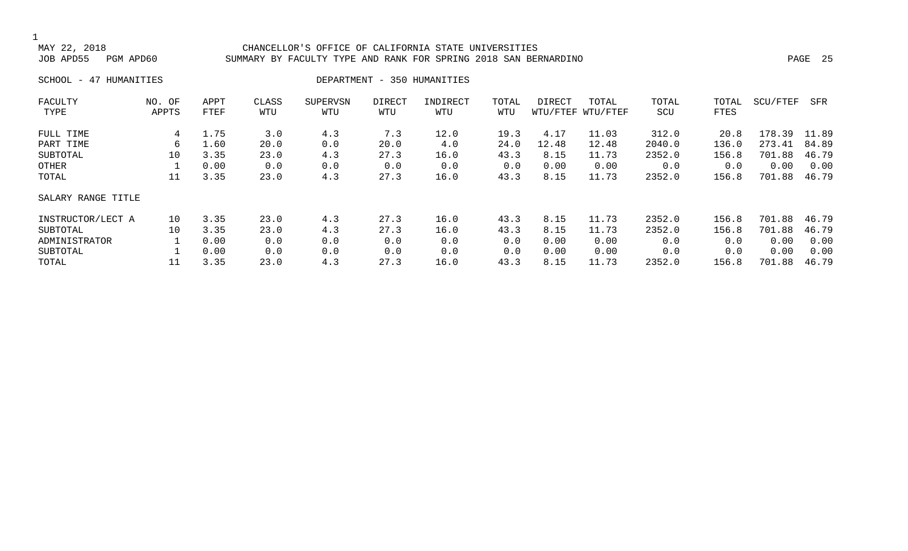MAY 22, 2018 CHANCELLOR'S OFFICE OF CALIFORNIA STATE UNIVERSITIES
JOB APD55 PGM APD60 SUMMARY BY FACULTY TYPE AND RANK FOR SPRING 2018 SAN BERNARDINO

SCHOOL - 47 HUMANITIES DEPARTMENT - 350 HUMANITIES

| FACULTY TYPE | NO. OF APPTS | APPT FTEF | CLASS WTU | SUPERVSN WTU | DIRECT WTU | INDIRECT WTU | TOTAL WTU | DIRECT WTU/FTEF | TOTAL WTU/FTEF | TOTAL SCU | TOTAL FTES | SCU/FTEF | SFR |
|---|---|---|---|---|---|---|---|---|---|---|---|---|---|
| FULL TIME | 4 | 1.75 | 3.0 | 4.3 | 7.3 | 12.0 | 19.3 | 4.17 | 11.03 | 312.0 | 20.8 | 178.39 | 11.89 |
| PART TIME | 6 | 1.60 | 20.0 | 0.0 | 20.0 | 4.0 | 24.0 | 12.48 | 12.48 | 2040.0 | 136.0 | 273.41 | 84.89 |
| SUBTOTAL | 10 | 3.35 | 23.0 | 4.3 | 27.3 | 16.0 | 43.3 | 8.15 | 11.73 | 2352.0 | 156.8 | 701.88 | 46.79 |
| OTHER | 1 | 0.00 | 0.0 | 0.0 | 0.0 | 0.0 | 0.0 | 0.00 | 0.00 | 0.0 | 0.0 | 0.00 | 0.00 |
| TOTAL | 11 | 3.35 | 23.0 | 4.3 | 27.3 | 16.0 | 43.3 | 8.15 | 11.73 | 2352.0 | 156.8 | 701.88 | 46.79 |
| SALARY RANGE TITLE | | | | | | | | | | | | | |
| INSTRUCTOR/LECT A | 10 | 3.35 | 23.0 | 4.3 | 27.3 | 16.0 | 43.3 | 8.15 | 11.73 | 2352.0 | 156.8 | 701.88 | 46.79 |
| SUBTOTAL | 10 | 3.35 | 23.0 | 4.3 | 27.3 | 16.0 | 43.3 | 8.15 | 11.73 | 2352.0 | 156.8 | 701.88 | 46.79 |
| ADMINISTRATOR | 1 | 0.00 | 0.0 | 0.0 | 0.0 | 0.0 | 0.0 | 0.00 | 0.00 | 0.0 | 0.0 | 0.00 | 0.00 |
| SUBTOTAL | 1 | 0.00 | 0.0 | 0.0 | 0.0 | 0.0 | 0.0 | 0.00 | 0.00 | 0.0 | 0.0 | 0.00 | 0.00 |
| TOTAL | 11 | 3.35 | 23.0 | 4.3 | 27.3 | 16.0 | 43.3 | 8.15 | 11.73 | 2352.0 | 156.8 | 701.88 | 46.79 |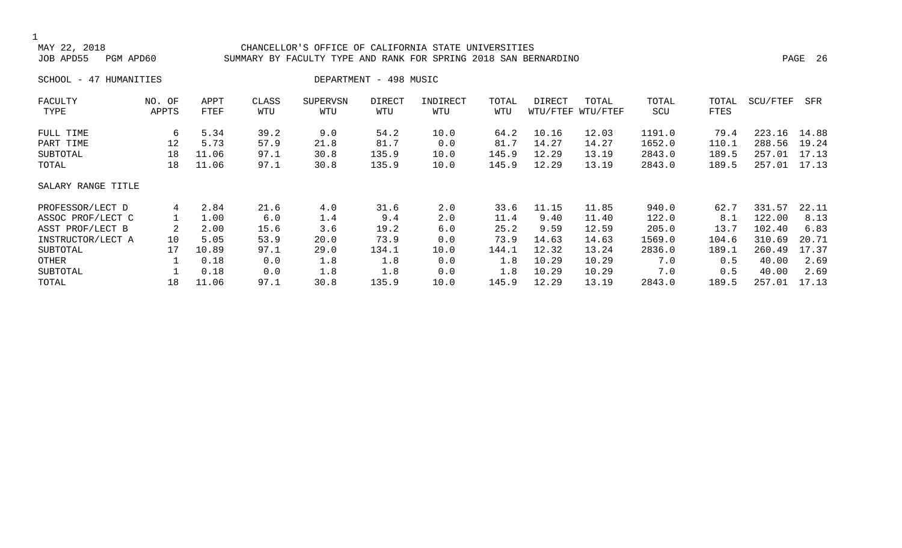MAY 22, 2018 CHANCELLOR'S OFFICE OF CALIFORNIA STATE UNIVERSITIES
JOB APD55 PGM APD60 SUMMARY BY FACULTY TYPE AND RANK FOR SPRING 2018 SAN BERNARDINO

SCHOOL - 47 HUMANITIES DEPARTMENT - 498 MUSIC

| FACULTY TYPE | NO. OF APPTS | APPT FTEF | CLASS WTU | SUPERVSN WTU | DIRECT WTU | INDIRECT WTU | TOTAL WTU | DIRECT WTU/FTEF | TOTAL WTU/FTEF | TOTAL SCU | TOTAL FTES | SCU/FTEF | SFR |
|---|---|---|---|---|---|---|---|---|---|---|---|---|---|
| FULL TIME | 6 | 5.34 | 39.2 | 9.0 | 54.2 | 10.0 | 64.2 | 10.16 | 12.03 | 1191.0 | 79.4 | 223.16 | 14.88 |
| PART TIME | 12 | 5.73 | 57.9 | 21.8 | 81.7 | 0.0 | 81.7 | 14.27 | 14.27 | 1652.0 | 110.1 | 288.56 | 19.24 |
| SUBTOTAL | 18 | 11.06 | 97.1 | 30.8 | 135.9 | 10.0 | 145.9 | 12.29 | 13.19 | 2843.0 | 189.5 | 257.01 | 17.13 |
| TOTAL | 18 | 11.06 | 97.1 | 30.8 | 135.9 | 10.0 | 145.9 | 12.29 | 13.19 | 2843.0 | 189.5 | 257.01 | 17.13 |
| SALARY RANGE TITLE | | | | | | | | | | | | | |
| PROFESSOR/LECT D | 4 | 2.84 | 21.6 | 4.0 | 31.6 | 2.0 | 33.6 | 11.15 | 11.85 | 940.0 | 62.7 | 331.57 | 22.11 |
| ASSOC PROF/LECT C | 1 | 1.00 | 6.0 | 1.4 | 9.4 | 2.0 | 11.4 | 9.40 | 11.40 | 122.0 | 8.1 | 122.00 | 8.13 |
| ASST PROF/LECT B | 2 | 2.00 | 15.6 | 3.6 | 19.2 | 6.0 | 25.2 | 9.59 | 12.59 | 205.0 | 13.7 | 102.40 | 6.83 |
| INSTRUCTOR/LECT A | 10 | 5.05 | 53.9 | 20.0 | 73.9 | 0.0 | 73.9 | 14.63 | 14.63 | 1569.0 | 104.6 | 310.69 | 20.71 |
| SUBTOTAL | 17 | 10.89 | 97.1 | 29.0 | 134.1 | 10.0 | 144.1 | 12.32 | 13.24 | 2836.0 | 189.1 | 260.49 | 17.37 |
| OTHER | 1 | 0.18 | 0.0 | 1.8 | 1.8 | 0.0 | 1.8 | 10.29 | 10.29 | 7.0 | 0.5 | 40.00 | 2.69 |
| SUBTOTAL | 1 | 0.18 | 0.0 | 1.8 | 1.8 | 0.0 | 1.8 | 10.29 | 10.29 | 7.0 | 0.5 | 40.00 | 2.69 |
| TOTAL | 18 | 11.06 | 97.1 | 30.8 | 135.9 | 10.0 | 145.9 | 12.29 | 13.19 | 2843.0 | 189.5 | 257.01 | 17.13 |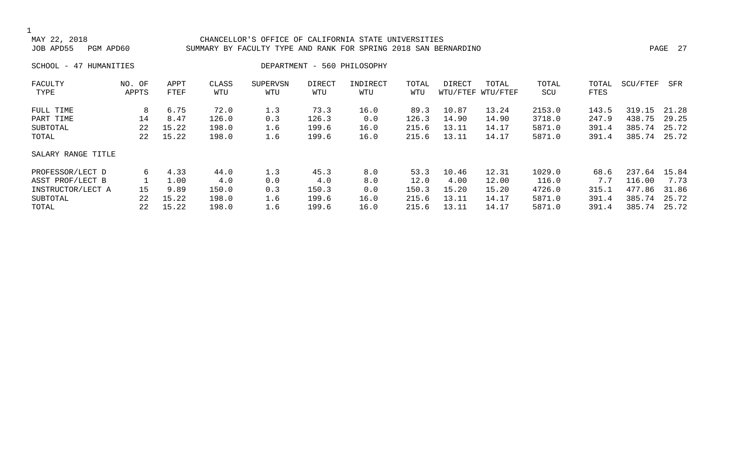CHANCELLOR'S OFFICE OF CALIFORNIA STATE UNIVERSITIES
SUMMARY BY FACULTY TYPE AND RANK FOR SPRING 2018 SAN BERNARDINO

MAY 22, 2018
JOB APD55 PGM APD60

SCHOOL - 47 HUMANITIES

DEPARTMENT - 560 PHILOSOPHY

| FACULTY TYPE | NO. OF APPTS | APPT FTEF | CLASS WTU | SUPERVSN WTU | DIRECT WTU | INDIRECT WTU | TOTAL WTU | DIRECT WTU/FTEF | TOTAL WTU/FTEF | TOTAL SCU | TOTAL FTES | SCU/FTEF | SFR |
|---|---|---|---|---|---|---|---|---|---|---|---|---|---|
| FULL TIME | 8 | 6.75 | 72.0 | 1.3 | 73.3 | 16.0 | 89.3 | 10.87 | 13.24 | 2153.0 | 143.5 | 319.15 | 21.28 |
| PART TIME | 14 | 8.47 | 126.0 | 0.3 | 126.3 | 0.0 | 126.3 | 14.90 | 14.90 | 3718.0 | 247.9 | 438.75 | 29.25 |
| SUBTOTAL | 22 | 15.22 | 198.0 | 1.6 | 199.6 | 16.0 | 215.6 | 13.11 | 14.17 | 5871.0 | 391.4 | 385.74 | 25.72 |
| TOTAL | 22 | 15.22 | 198.0 | 1.6 | 199.6 | 16.0 | 215.6 | 13.11 | 14.17 | 5871.0 | 391.4 | 385.74 | 25.72 |
| **SALARY RANGE TITLE** | | | | | | | | | | | | | |
| PROFESSOR/LECT D | 6 | 4.33 | 44.0 | 1.3 | 45.3 | 8.0 | 53.3 | 10.46 | 12.31 | 1029.0 | 68.6 | 237.64 | 15.84 |
| ASST PROF/LECT B | 1 | 1.00 | 4.0 | 0.0 | 4.0 | 8.0 | 12.0 | 4.00 | 12.00 | 116.0 | 7.7 | 116.00 | 7.73 |
| INSTRUCTOR/LECT A | 15 | 9.89 | 150.0 | 0.3 | 150.3 | 0.0 | 150.3 | 15.20 | 15.20 | 4726.0 | 315.1 | 477.86 | 31.86 |
| SUBTOTAL | 22 | 15.22 | 198.0 | 1.6 | 199.6 | 16.0 | 215.6 | 13.11 | 14.17 | 5871.0 | 391.4 | 385.74 | 25.72 |
| TOTAL | 22 | 15.22 | 198.0 | 1.6 | 199.6 | 16.0 | 215.6 | 13.11 | 14.17 | 5871.0 | 391.4 | 385.74 | 25.72 |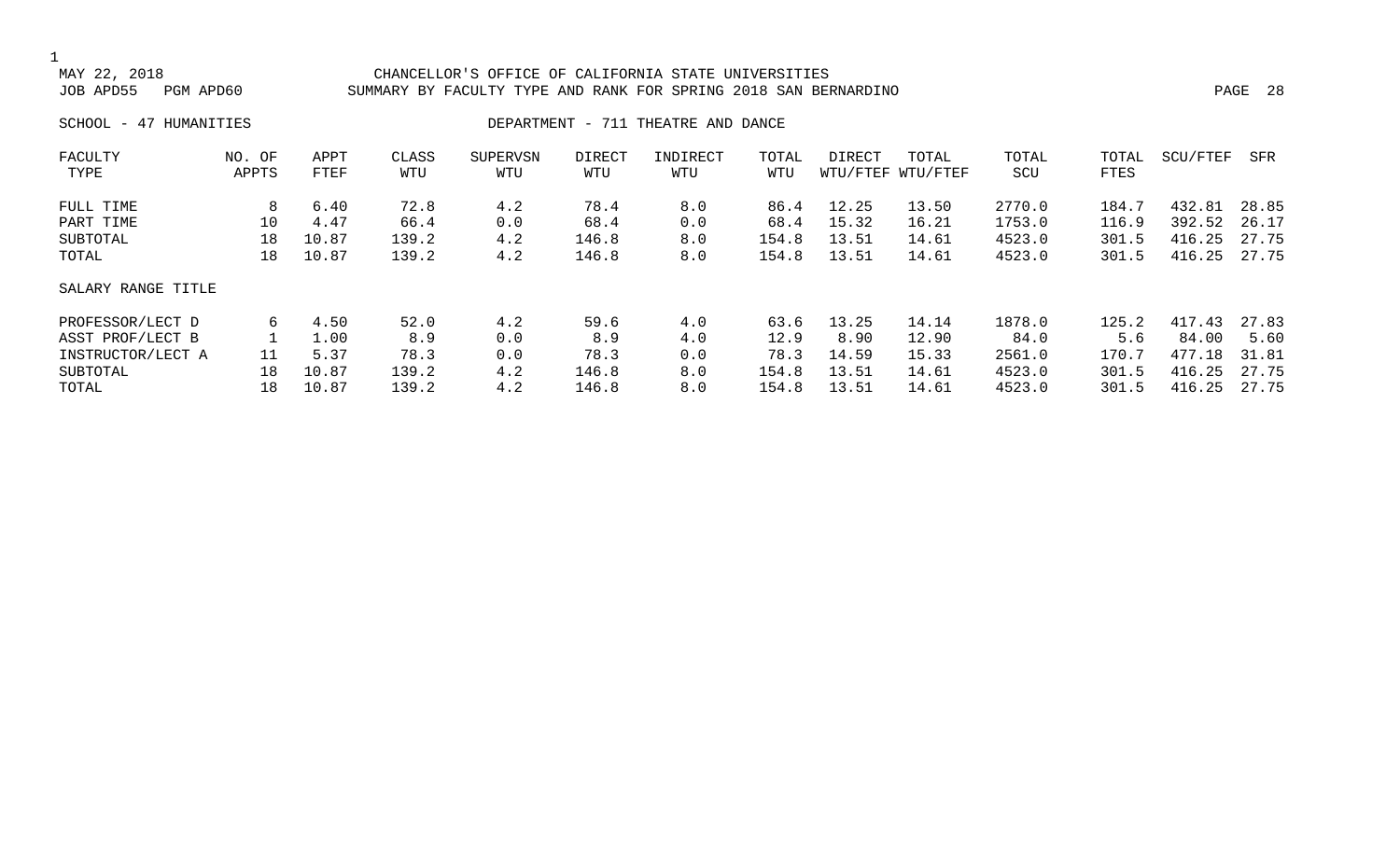CHANCELLOR'S OFFICE OF CALIFORNIA STATE UNIVERSITIES

SUMMARY BY FACULTY TYPE AND RANK FOR SPRING 2018 SAN BERNARDINO

MAY 22, 2018

JOB APD55 PGM APD60

SCHOOL - 47 HUMANITIES

DEPARTMENT - 711 THEATRE AND DANCE

| FACULTY TYPE | NO. OF APPTS | APPT FTEF | CLASS WTU | SUPERVSN WTU | DIRECT WTU | INDIRECT WTU | TOTAL WTU | DIRECT WTU/FTEF | TOTAL WTU/FTEF | TOTAL SCU | TOTAL FTES | SCU/FTEF | SFR |
|---|---|---|---|---|---|---|---|---|---|---|---|---|---|
| FULL TIME | 8 | 6.40 | 72.8 | 4.2 | 78.4 | 8.0 | 86.4 | 12.25 | 13.50 | 2770.0 | 184.7 | 432.81 | 28.85 |
| PART TIME | 10 | 4.47 | 66.4 | 0.0 | 68.4 | 0.0 | 68.4 | 15.32 | 16.21 | 1753.0 | 116.9 | 392.52 | 26.17 |
| SUBTOTAL | 18 | 10.87 | 139.2 | 4.2 | 146.8 | 8.0 | 154.8 | 13.51 | 14.61 | 4523.0 | 301.5 | 416.25 | 27.75 |
| TOTAL | 18 | 10.87 | 139.2 | 4.2 | 146.8 | 8.0 | 154.8 | 13.51 | 14.61 | 4523.0 | 301.5 | 416.25 | 27.75 |
| SALARY RANGE TITLE | | | | | | | | | | | | | |
| PROFESSOR/LECT D | 6 | 4.50 | 52.0 | 4.2 | 59.6 | 4.0 | 63.6 | 13.25 | 14.14 | 1878.0 | 125.2 | 417.43 | 27.83 |
| ASST PROF/LECT B | 1 | 1.00 | 8.9 | 0.0 | 8.9 | 4.0 | 12.9 | 8.90 | 12.90 | 84.0 | 5.6 | 84.00 | 5.60 |
| INSTRUCTOR/LECT A | 11 | 5.37 | 78.3 | 0.0 | 78.3 | 0.0 | 78.3 | 14.59 | 15.33 | 2561.0 | 170.7 | 477.18 | 31.81 |
| SUBTOTAL | 18 | 10.87 | 139.2 | 4.2 | 146.8 | 8.0 | 154.8 | 13.51 | 14.61 | 4523.0 | 301.5 | 416.25 | 27.75 |
| TOTAL | 18 | 10.87 | 139.2 | 4.2 | 146.8 | 8.0 | 154.8 | 13.51 | 14.61 | 4523.0 | 301.5 | 416.25 | 27.75 |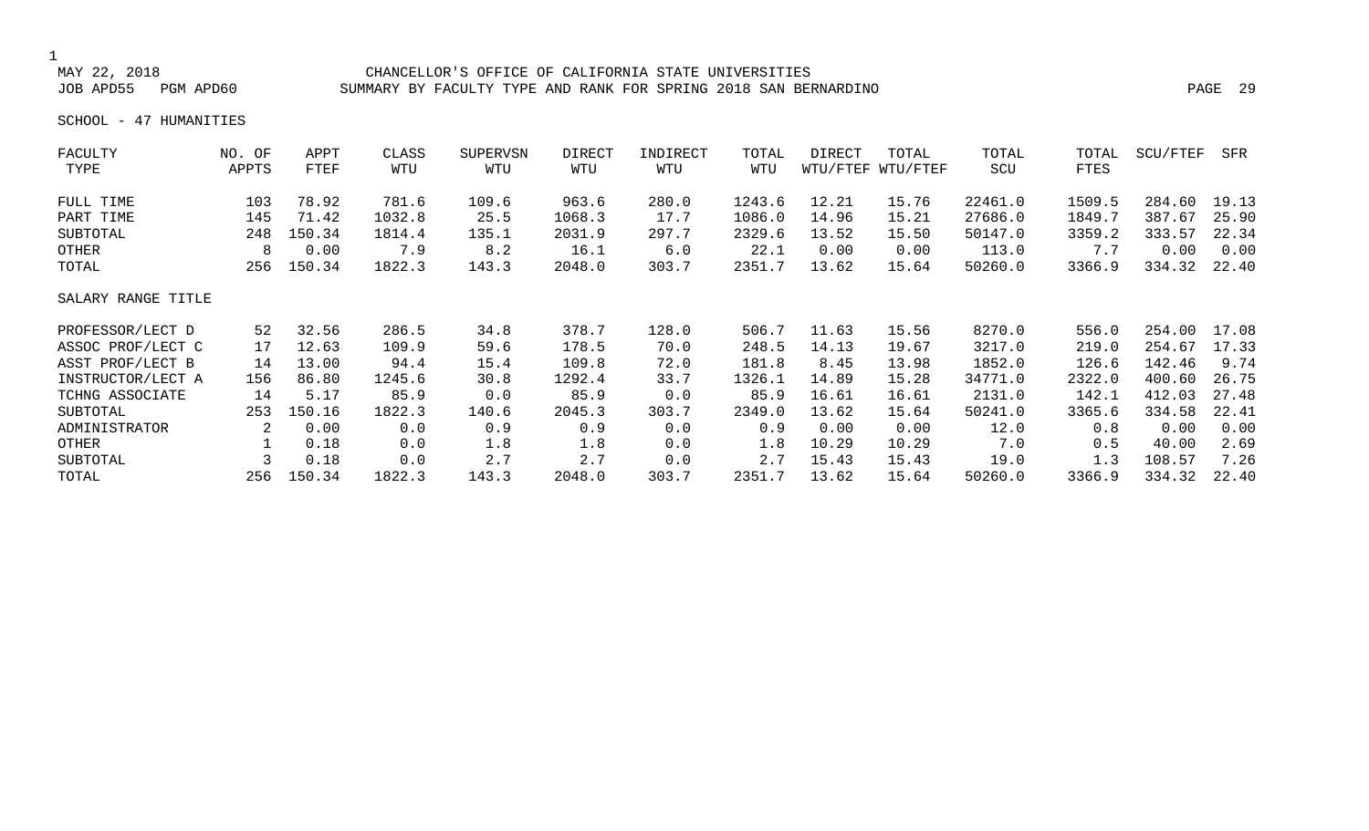MAY 22, 2018 CHANCELLOR'S OFFICE OF CALIFORNIA STATE UNIVERSITIES
JOB APD55 PGM APD60 SUMMARY BY FACULTY TYPE AND RANK FOR SPRING 2018 SAN BERNARDINO

SCHOOL - 47 HUMANITIES

| FACULTY TYPE | NO. OF APPTS | APPT FTEF | CLASS WTU | SUPERVSN WTU | DIRECT WTU | INDIRECT WTU | TOTAL WTU | DIRECT WTU/FTEF | TOTAL WTU/FTEF | TOTAL SCU | TOTAL FTES | SCU/FTEF | SFR |
|---|---|---|---|---|---|---|---|---|---|---|---|---|---|
| FULL TIME | 103 | 78.92 | 781.6 | 109.6 | 963.6 | 280.0 | 1243.6 | 12.21 | 15.76 | 22461.0 | 1509.5 | 284.60 | 19.13 |
| PART TIME | 145 | 71.42 | 1032.8 | 25.5 | 1068.3 | 17.7 | 1086.0 | 14.96 | 15.21 | 27686.0 | 1849.7 | 387.67 | 25.90 |
| SUBTOTAL | 248 | 150.34 | 1814.4 | 135.1 | 2031.9 | 297.7 | 2329.6 | 13.52 | 15.50 | 50147.0 | 3359.2 | 333.57 | 22.34 |
| OTHER | 8 | 0.00 | 7.9 | 8.2 | 16.1 | 6.0 | 22.1 | 0.00 | 0.00 | 113.0 | 7.7 | 0.00 | 0.00 |
| TOTAL | 256 | 150.34 | 1822.3 | 143.3 | 2048.0 | 303.7 | 2351.7 | 13.62 | 15.64 | 50260.0 | 3366.9 | 334.32 | 22.40 |
| **SALARY RANGE TITLE** | | | | | | | | | | | | | |
| PROFESSOR/LECT D | 52 | 32.56 | 286.5 | 34.8 | 378.7 | 128.0 | 506.7 | 11.63 | 15.56 | 8270.0 | 556.0 | 254.00 | 17.08 |
| ASSOC PROF/LECT C | 17 | 12.63 | 109.9 | 59.6 | 178.5 | 70.0 | 248.5 | 14.13 | 19.67 | 3217.0 | 219.0 | 254.67 | 17.33 |
| ASST PROF/LECT B | 14 | 13.00 | 94.4 | 15.4 | 109.8 | 72.0 | 181.8 | 8.45 | 13.98 | 1852.0 | 126.6 | 142.46 | 9.74 |
| INSTRUCTOR/LECT A | 156 | 86.80 | 1245.6 | 30.8 | 1292.4 | 33.7 | 1326.1 | 14.89 | 15.28 | 34771.0 | 2322.0 | 400.60 | 26.75 |
| TCHNG ASSOCIATE | 14 | 5.17 | 85.9 | 0.0 | 85.9 | 0.0 | 85.9 | 16.61 | 16.61 | 2131.0 | 142.1 | 412.03 | 27.48 |
| SUBTOTAL | 253 | 150.16 | 1822.3 | 140.6 | 2045.3 | 303.7 | 2349.0 | 13.62 | 15.64 | 50241.0 | 3365.6 | 334.58 | 22.41 |
| ADMINISTRATOR | 2 | 0.00 | 0.0 | 0.9 | 0.9 | 0.0 | 0.9 | 0.00 | 0.00 | 12.0 | 0.8 | 0.00 | 0.00 |
| OTHER | 1 | 0.18 | 0.0 | 1.8 | 1.8 | 0.0 | 1.8 | 10.29 | 10.29 | 7.0 | 0.5 | 40.00 | 2.69 |
| SUBTOTAL | 3 | 0.18 | 0.0 | 2.7 | 2.7 | 0.0 | 2.7 | 15.43 | 15.43 | 19.0 | 1.3 | 108.57 | 7.26 |
| TOTAL | 256 | 150.34 | 1822.3 | 143.3 | 2048.0 | 303.7 | 2351.7 | 13.62 | 15.64 | 50260.0 | 3366.9 | 334.32 | 22.40 |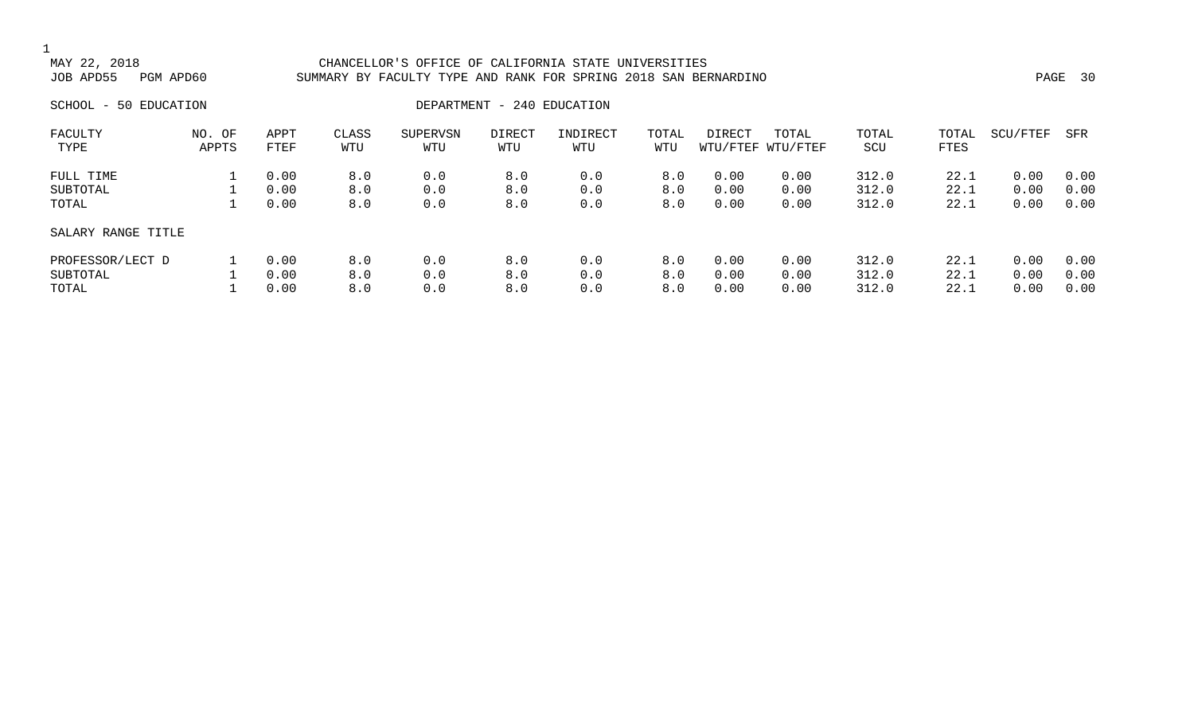MAY 22, 2018 CHANCELLOR'S OFFICE OF CALIFORNIA STATE UNIVERSITIES
JOB APD55 PGM APD60 SUMMARY BY FACULTY TYPE AND RANK FOR SPRING 2018 SAN BERNARDINO

SCHOOL - 50 EDUCATION DEPARTMENT - 240 EDUCATION

| FACULTY TYPE | NO. OF APPTS | APPT FTEF | CLASS WTU | SUPERVSN WTU | DIRECT WTU | INDIRECT WTU | TOTAL WTU | DIRECT WTU/FTEF | TOTAL WTU/FTEF | TOTAL SCU | TOTAL FTES | SCU/FTEF | SFR |
|---|---|---|---|---|---|---|---|---|---|---|---|---|---|
| FULL TIME | 1 | 0.00 | 8.0 | 0.0 | 8.0 | 0.0 | 8.0 | 0.00 | 0.00 | 312.0 | 22.1 | 0.00 | 0.00 |
| SUBTOTAL | 1 | 0.00 | 8.0 | 0.0 | 8.0 | 0.0 | 8.0 | 0.00 | 0.00 | 312.0 | 22.1 | 0.00 | 0.00 |
| TOTAL | 1 | 0.00 | 8.0 | 0.0 | 8.0 | 0.0 | 8.0 | 0.00 | 0.00 | 312.0 | 22.1 | 0.00 | 0.00 |
| SALARY RANGE TITLE | | | | | | | | | | | | | |
| PROFESSOR/LECT D | 1 | 0.00 | 8.0 | 0.0 | 8.0 | 0.0 | 8.0 | 0.00 | 0.00 | 312.0 | 22.1 | 0.00 | 0.00 |
| SUBTOTAL | 1 | 0.00 | 8.0 | 0.0 | 8.0 | 0.0 | 8.0 | 0.00 | 0.00 | 312.0 | 22.1 | 0.00 | 0.00 |
| TOTAL | 1 | 0.00 | 8.0 | 0.0 | 8.0 | 0.0 | 8.0 | 0.00 | 0.00 | 312.0 | 22.1 | 0.00 | 0.00 |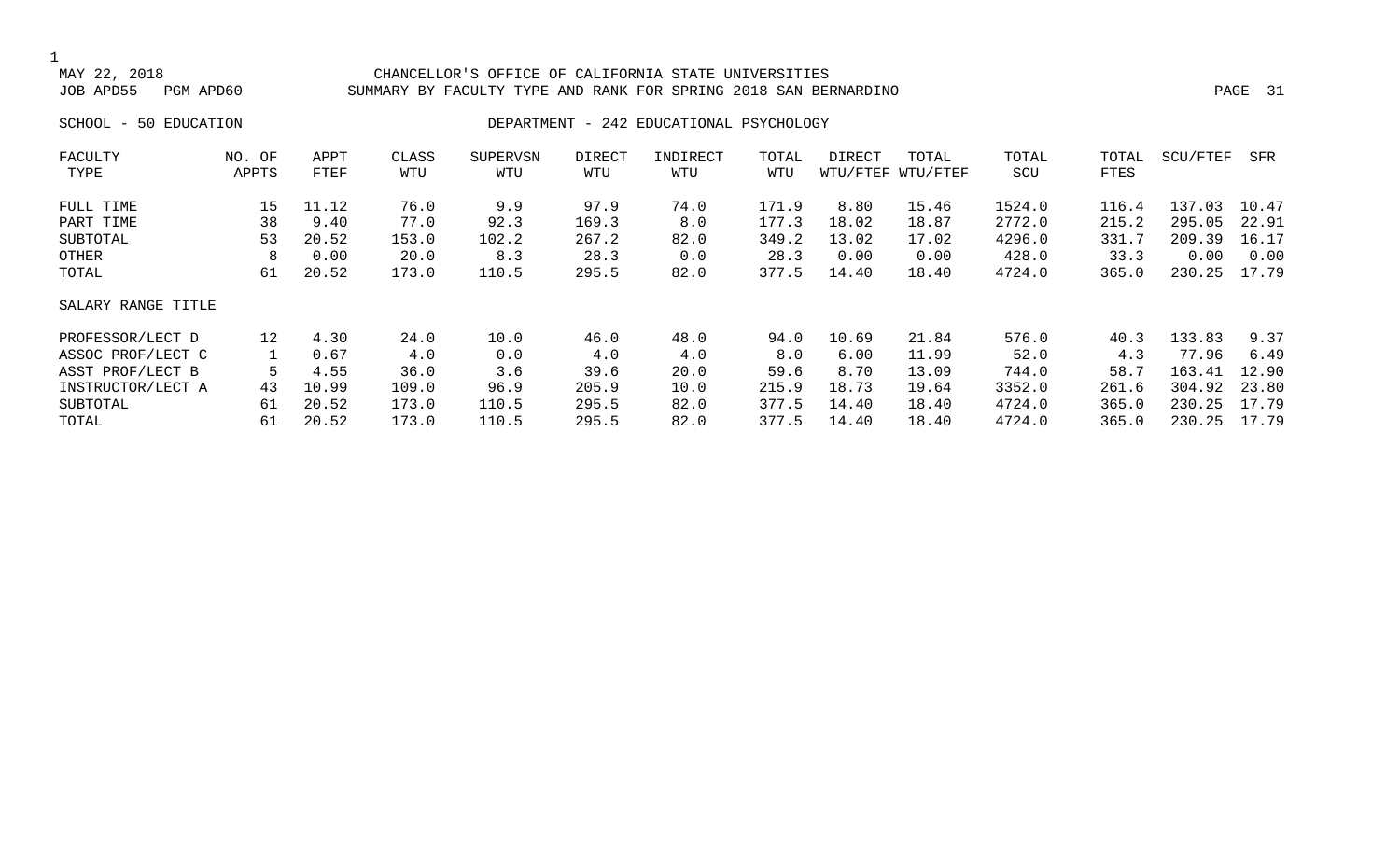MAY 22, 2018 CHANCELLOR'S OFFICE OF CALIFORNIA STATE UNIVERSITIES
JOB APD55 PGM APD60 SUMMARY BY FACULTY TYPE AND RANK FOR SPRING 2018 SAN BERNARDINO

SCHOOL - 50 EDUCATION DEPARTMENT - 242 EDUCATIONAL PSYCHOLOGY

| FACULTY TYPE | NO. OF APPTS | APPT FTEF | CLASS WTU | SUPERVSN WTU | DIRECT WTU | INDIRECT WTU | TOTAL WTU | DIRECT WTU/FTEF | TOTAL WTU/FTEF | TOTAL SCU | TOTAL FTES | SCU/FTEF | SFR |
|---|---|---|---|---|---|---|---|---|---|---|---|---|---|
| FULL TIME | 15 | 11.12 | 76.0 | 9.9 | 97.9 | 74.0 | 171.9 | 8.80 | 15.46 | 1524.0 | 116.4 | 137.03 | 10.47 |
| PART TIME | 38 | 9.40 | 77.0 | 92.3 | 169.3 | 8.0 | 177.3 | 18.02 | 18.87 | 2772.0 | 215.2 | 295.05 | 22.91 |
| SUBTOTAL | 53 | 20.52 | 153.0 | 102.2 | 267.2 | 82.0 | 349.2 | 13.02 | 17.02 | 4296.0 | 331.7 | 209.39 | 16.17 |
| OTHER | 8 | 0.00 | 20.0 | 8.3 | 28.3 | 0.0 | 28.3 | 0.00 | 0.00 | 428.0 | 33.3 | 0.00 | 0.00 |
| TOTAL | 61 | 20.52 | 173.0 | 110.5 | 295.5 | 82.0 | 377.5 | 14.40 | 18.40 | 4724.0 | 365.0 | 230.25 | 17.79 |
| **SALARY RANGE TITLE** | | | | | | | | | | | | | |
| PROFESSOR/LECT D | 12 | 4.30 | 24.0 | 10.0 | 46.0 | 48.0 | 94.0 | 10.69 | 21.84 | 576.0 | 40.3 | 133.83 | 9.37 |
| ASSOC PROF/LECT C | 1 | 0.67 | 4.0 | 0.0 | 4.0 | 4.0 | 8.0 | 6.00 | 11.99 | 52.0 | 4.3 | 77.96 | 6.49 |
| ASST PROF/LECT B | 5 | 4.55 | 36.0 | 3.6 | 39.6 | 20.0 | 59.6 | 8.70 | 13.09 | 744.0 | 58.7 | 163.41 | 12.90 |
| INSTRUCTOR/LECT A | 43 | 10.99 | 109.0 | 96.9 | 205.9 | 10.0 | 215.9 | 18.73 | 19.64 | 3352.0 | 261.6 | 304.92 | 23.80 |
| SUBTOTAL | 61 | 20.52 | 173.0 | 110.5 | 295.5 | 82.0 | 377.5 | 14.40 | 18.40 | 4724.0 | 365.0 | 230.25 | 17.79 |
| TOTAL | 61 | 20.52 | 173.0 | 110.5 | 295.5 | 82.0 | 377.5 | 14.40 | 18.40 | 4724.0 | 365.0 | 230.25 | 17.79 |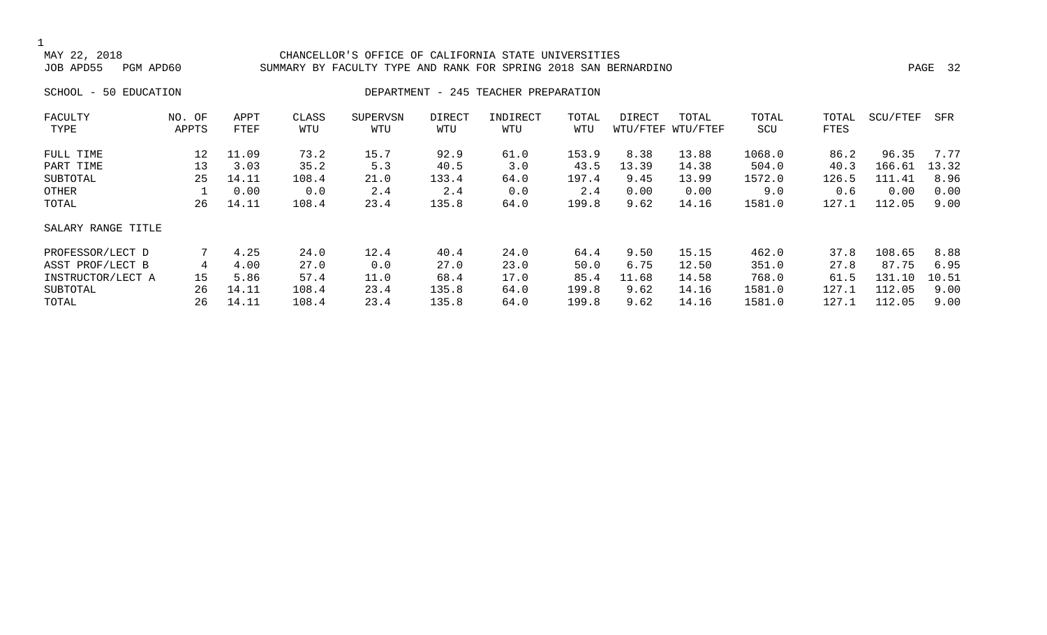CHANCELLOR'S OFFICE OF CALIFORNIA STATE UNIVERSITIES

SUMMARY BY FACULTY TYPE AND RANK FOR SPRING 2018 SAN BERNARDINO

MAY 22, 2018

JOB APD55 PGM APD60

SCHOOL - 50 EDUCATION

DEPARTMENT - 245 TEACHER PREPARATION

| FACULTY TYPE | NO. OF APPTS | APPT FTEF | CLASS WTU | SUPERVSN WTU | DIRECT WTU | INDIRECT WTU | TOTAL WTU | DIRECT WTU/FTEF | TOTAL WTU/FTEF | TOTAL SCU | TOTAL FTES | SCU/FTEF | SFR |
|---|---|---|---|---|---|---|---|---|---|---|---|---|---|
| FULL TIME | 12 | 11.09 | 73.2 | 15.7 | 92.9 | 61.0 | 153.9 | 8.38 | 13.88 | 1068.0 | 86.2 | 96.35 | 7.77 |
| PART TIME | 13 | 3.03 | 35.2 | 5.3 | 40.5 | 3.0 | 43.5 | 13.39 | 14.38 | 504.0 | 40.3 | 166.61 | 13.32 |
| SUBTOTAL | 25 | 14.11 | 108.4 | 21.0 | 133.4 | 64.0 | 197.4 | 9.45 | 13.99 | 1572.0 | 126.5 | 111.41 | 8.96 |
| OTHER | 1 | 0.00 | 0.0 | 2.4 | 2.4 | 0.0 | 2.4 | 0.00 | 0.00 | 9.0 | 0.6 | 0.00 | 0.00 |
| TOTAL | 26 | 14.11 | 108.4 | 23.4 | 135.8 | 64.0 | 199.8 | 9.62 | 14.16 | 1581.0 | 127.1 | 112.05 | 9.00 |
| **SALARY RANGE TITLE** | | | | | | | | | | | | | |
| PROFESSOR/LECT D | 7 | 4.25 | 24.0 | 12.4 | 40.4 | 24.0 | 64.4 | 9.50 | 15.15 | 462.0 | 37.8 | 108.65 | 8.88 |
| ASST PROF/LECT B | 4 | 4.00 | 27.0 | 0.0 | 27.0 | 23.0 | 50.0 | 6.75 | 12.50 | 351.0 | 27.8 | 87.75 | 6.95 |
| INSTRUCTOR/LECT A | 15 | 5.86 | 57.4 | 11.0 | 68.4 | 17.0 | 85.4 | 11.68 | 14.58 | 768.0 | 61.5 | 131.10 | 10.51 |
| SUBTOTAL | 26 | 14.11 | 108.4 | 23.4 | 135.8 | 64.0 | 199.8 | 9.62 | 14.16 | 1581.0 | 127.1 | 112.05 | 9.00 |
| TOTAL | 26 | 14.11 | 108.4 | 23.4 | 135.8 | 64.0 | 199.8 | 9.62 | 14.16 | 1581.0 | 127.1 | 112.05 | 9.00 |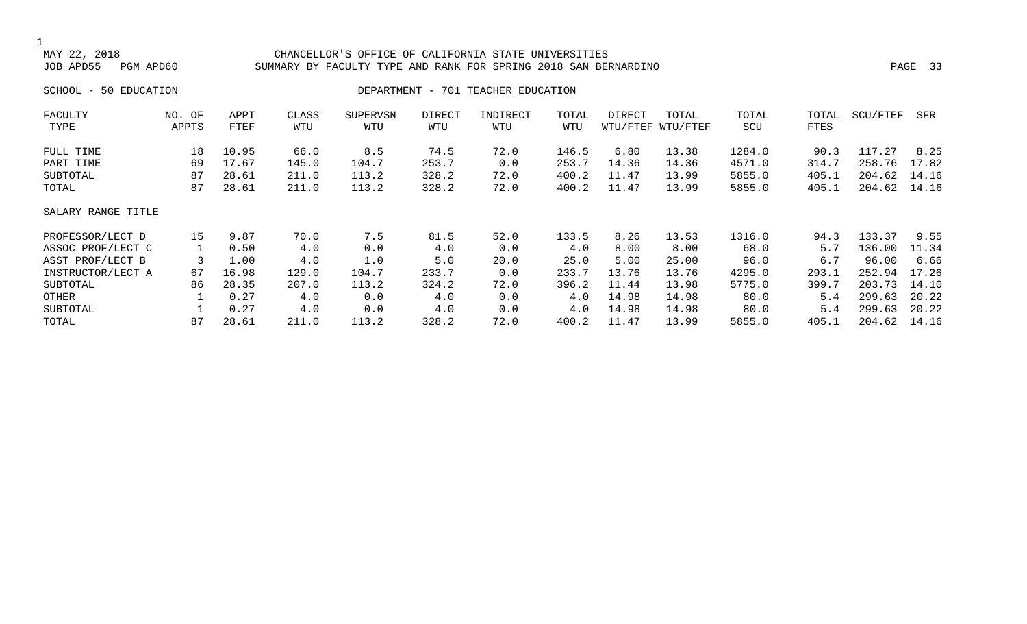CHANCELLOR'S OFFICE OF CALIFORNIA STATE UNIVERSITIES
SUMMARY BY FACULTY TYPE AND RANK FOR SPRING 2018 SAN BERNARDINO

MAY 22, 2018
JOB APD55 PGM APD60

SCHOOL - 50 EDUCATION

DEPARTMENT - 701 TEACHER EDUCATION

| FACULTY TYPE | NO. OF APPTS | APPT FTEF | CLASS WTU | SUPERVSN WTU | DIRECT WTU | INDIRECT WTU | TOTAL WTU | DIRECT WTU/FTEF | TOTAL WTU/FTEF | TOTAL SCU | TOTAL FTES | SCU/FTEF | SFR |
|---|---|---|---|---|---|---|---|---|---|---|---|---|---|
| FULL TIME | 18 | 10.95 | 66.0 | 8.5 | 74.5 | 72.0 | 146.5 | 6.80 | 13.38 | 1284.0 | 90.3 | 117.27 | 8.25 |
| PART TIME | 69 | 17.67 | 145.0 | 104.7 | 253.7 | 0.0 | 253.7 | 14.36 | 14.36 | 4571.0 | 314.7 | 258.76 | 17.82 |
| SUBTOTAL | 87 | 28.61 | 211.0 | 113.2 | 328.2 | 72.0 | 400.2 | 11.47 | 13.99 | 5855.0 | 405.1 | 204.62 | 14.16 |
| TOTAL | 87 | 28.61 | 211.0 | 113.2 | 328.2 | 72.0 | 400.2 | 11.47 | 13.99 | 5855.0 | 405.1 | 204.62 | 14.16 |
| SALARY RANGE TITLE | | | | | | | | | | | | | |
| PROFESSOR/LECT D | 15 | 9.87 | 70.0 | 7.5 | 81.5 | 52.0 | 133.5 | 8.26 | 13.53 | 1316.0 | 94.3 | 133.37 | 9.55 |
| ASSOC PROF/LECT C | 1 | 0.50 | 4.0 | 0.0 | 4.0 | 0.0 | 4.0 | 8.00 | 8.00 | 68.0 | 5.7 | 136.00 | 11.34 |
| ASST PROF/LECT B | 3 | 1.00 | 4.0 | 1.0 | 5.0 | 20.0 | 25.0 | 5.00 | 25.00 | 96.0 | 6.7 | 96.00 | 6.66 |
| INSTRUCTOR/LECT A | 67 | 16.98 | 129.0 | 104.7 | 233.7 | 0.0 | 233.7 | 13.76 | 13.76 | 4295.0 | 293.1 | 252.94 | 17.26 |
| SUBTOTAL | 86 | 28.35 | 207.0 | 113.2 | 324.2 | 72.0 | 396.2 | 11.44 | 13.98 | 5775.0 | 399.7 | 203.73 | 14.10 |
| OTHER | 1 | 0.27 | 4.0 | 0.0 | 4.0 | 0.0 | 4.0 | 14.98 | 14.98 | 80.0 | 5.4 | 299.63 | 20.22 |
| SUBTOTAL | 1 | 0.27 | 4.0 | 0.0 | 4.0 | 0.0 | 4.0 | 14.98 | 14.98 | 80.0 | 5.4 | 299.63 | 20.22 |
| TOTAL | 87 | 28.61 | 211.0 | 113.2 | 328.2 | 72.0 | 400.2 | 11.47 | 13.99 | 5855.0 | 405.1 | 204.62 | 14.16 |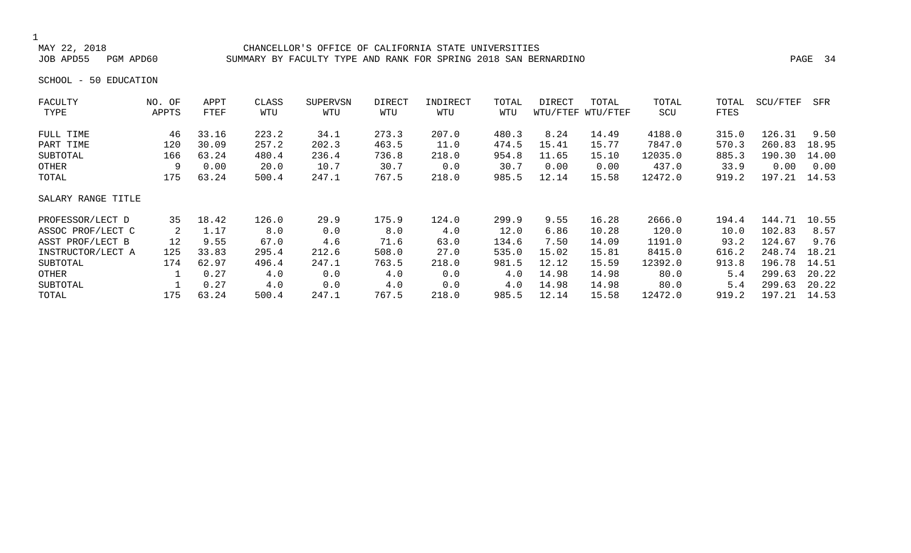CHANCELLOR'S OFFICE OF CALIFORNIA STATE UNIVERSITIES

SUMMARY BY FACULTY TYPE AND RANK FOR SPRING 2018 SAN BERNARDINO

MAY 22, 2018

JOB APD55 PGM APD60

SCHOOL - 50 EDUCATION

| FACULTY TYPE | NO. OF APPTS | APPT FTEF | CLASS WTU | SUPERVSN WTU | DIRECT WTU | INDIRECT WTU | TOTAL WTU | DIRECT WTU/FTEF | TOTAL WTU/FTEF | TOTAL SCU | TOTAL FTES | SCU/FTEF | SFR |
|---|---|---|---|---|---|---|---|---|---|---|---|---|---|
| FULL TIME | 46 | 33.16 | 223.2 | 34.1 | 273.3 | 207.0 | 480.3 | 8.24 | 14.49 | 4188.0 | 315.0 | 126.31 | 9.50 |
| PART TIME | 120 | 30.09 | 257.2 | 202.3 | 463.5 | 11.0 | 474.5 | 15.41 | 15.77 | 7847.0 | 570.3 | 260.83 | 18.95 |
| SUBTOTAL | 166 | 63.24 | 480.4 | 236.4 | 736.8 | 218.0 | 954.8 | 11.65 | 15.10 | 12035.0 | 885.3 | 190.30 | 14.00 |
| OTHER | 9 | 0.00 | 20.0 | 10.7 | 30.7 | 0.0 | 30.7 | 0.00 | 0.00 | 437.0 | 33.9 | 0.00 | 0.00 |
| TOTAL | 175 | 63.24 | 500.4 | 247.1 | 767.5 | 218.0 | 985.5 | 12.14 | 15.58 | 12472.0 | 919.2 | 197.21 | 14.53 |
| **SALARY RANGE TITLE** | | | | | | | | | | | | | |
| PROFESSOR/LECT D | 35 | 18.42 | 126.0 | 29.9 | 175.9 | 124.0 | 299.9 | 9.55 | 16.28 | 2666.0 | 194.4 | 144.71 | 10.55 |
| ASSOC PROF/LECT C | 2 | 1.17 | 8.0 | 0.0 | 8.0 | 4.0 | 12.0 | 6.86 | 10.28 | 120.0 | 10.0 | 102.83 | 8.57 |
| ASST PROF/LECT B | 12 | 9.55 | 67.0 | 4.6 | 71.6 | 63.0 | 134.6 | 7.50 | 14.09 | 1191.0 | 93.2 | 124.67 | 9.76 |
| INSTRUCTOR/LECT A | 125 | 33.83 | 295.4 | 212.6 | 508.0 | 27.0 | 535.0 | 15.02 | 15.81 | 8415.0 | 616.2 | 248.74 | 18.21 |
| SUBTOTAL | 174 | 62.97 | 496.4 | 247.1 | 763.5 | 218.0 | 981.5 | 12.12 | 15.59 | 12392.0 | 913.8 | 196.78 | 14.51 |
| OTHER | 1 | 0.27 | 4.0 | 0.0 | 4.0 | 0.0 | 4.0 | 14.98 | 14.98 | 80.0 | 5.4 | 299.63 | 20.22 |
| SUBTOTAL | 1 | 0.27 | 4.0 | 0.0 | 4.0 | 0.0 | 4.0 | 14.98 | 14.98 | 80.0 | 5.4 | 299.63 | 20.22 |
| TOTAL | 175 | 63.24 | 500.4 | 247.1 | 767.5 | 218.0 | 985.5 | 12.14 | 15.58 | 12472.0 | 919.2 | 197.21 | 14.53 |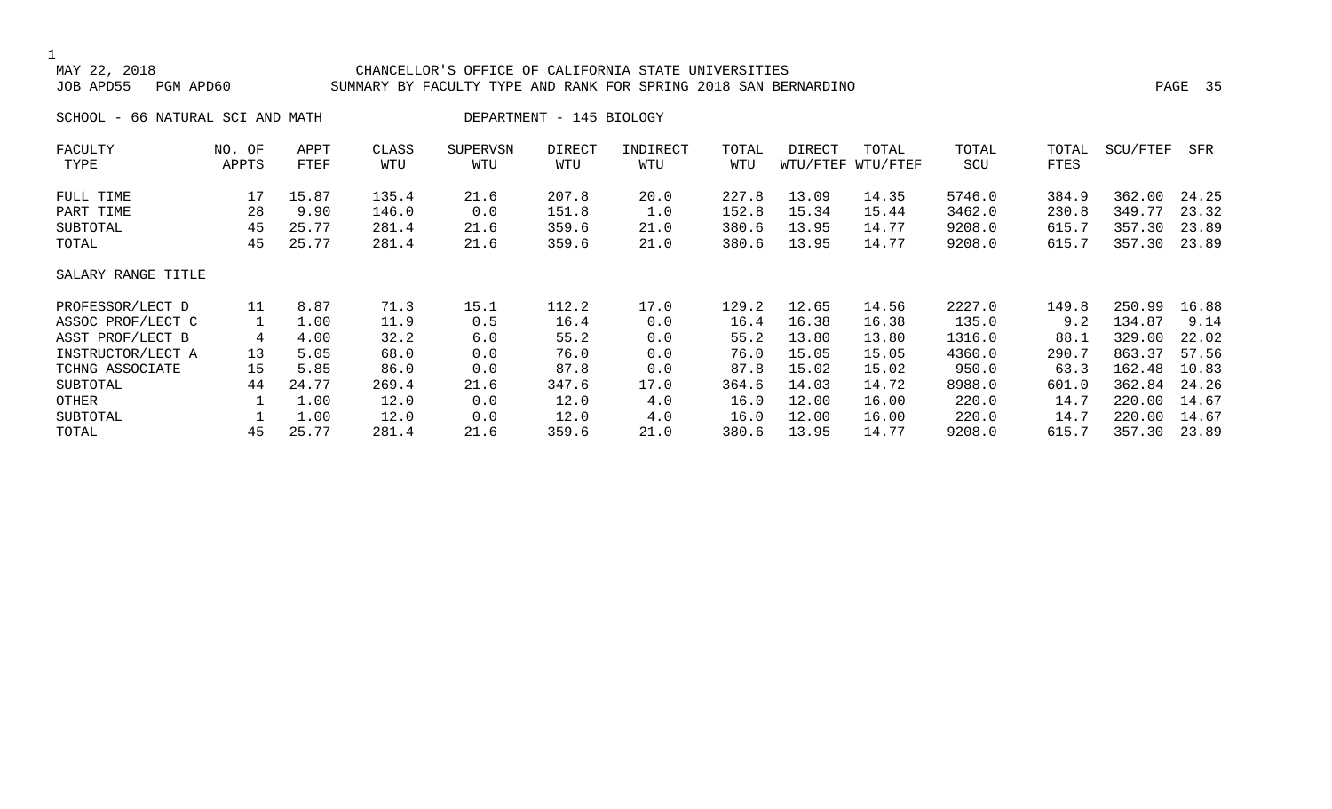CHANCELLOR'S OFFICE OF CALIFORNIA STATE UNIVERSITIES

SUMMARY BY FACULTY TYPE AND RANK FOR SPRING 2018 SAN BERNARDINO

SCHOOL - 66 NATURAL SCI AND MATH DEPARTMENT - 145 BIOLOGY

| FACULTY TYPE | NO. OF APPTS | APPT FTEF | CLASS WTU | SUPERVSN WTU | DIRECT WTU | INDIRECT WTU | TOTAL WTU | DIRECT WTU/FTEF | TOTAL WTU/FTEF | TOTAL SCU | TOTAL FTES | SCU/FTEF | SFR |
|---|---|---|---|---|---|---|---|---|---|---|---|---|---|
| FULL TIME | 17 | 15.87 | 135.4 | 21.6 | 207.8 | 20.0 | 227.8 | 13.09 | 14.35 | 5746.0 | 384.9 | 362.00 | 24.25 |
| PART TIME | 28 | 9.90 | 146.0 | 0.0 | 151.8 | 1.0 | 152.8 | 15.34 | 15.44 | 3462.0 | 230.8 | 349.77 | 23.32 |
| SUBTOTAL | 45 | 25.77 | 281.4 | 21.6 | 359.6 | 21.0 | 380.6 | 13.95 | 14.77 | 9208.0 | 615.7 | 357.30 | 23.89 |
| TOTAL | 45 | 25.77 | 281.4 | 21.6 | 359.6 | 21.0 | 380.6 | 13.95 | 14.77 | 9208.0 | 615.7 | 357.30 | 23.89 |
| SALARY RANGE TITLE | | | | | | | | | | | | | |
| PROFESSOR/LECT D | 11 | 8.87 | 71.3 | 15.1 | 112.2 | 17.0 | 129.2 | 12.65 | 14.56 | 2227.0 | 149.8 | 250.99 | 16.88 |
| ASSOC PROF/LECT C | 1 | 1.00 | 11.9 | 0.5 | 16.4 | 0.0 | 16.4 | 16.38 | 16.38 | 135.0 | 9.2 | 134.87 | 9.14 |
| ASST PROF/LECT B | 4 | 4.00 | 32.2 | 6.0 | 55.2 | 0.0 | 55.2 | 13.80 | 13.80 | 1316.0 | 88.1 | 329.00 | 22.02 |
| INSTRUCTOR/LECT A | 13 | 5.05 | 68.0 | 0.0 | 76.0 | 0.0 | 76.0 | 15.05 | 15.05 | 4360.0 | 290.7 | 863.37 | 57.56 |
| TCHNG ASSOCIATE | 15 | 5.85 | 86.0 | 0.0 | 87.8 | 0.0 | 87.8 | 15.02 | 15.02 | 950.0 | 63.3 | 162.48 | 10.83 |
| SUBTOTAL | 44 | 24.77 | 269.4 | 21.6 | 347.6 | 17.0 | 364.6 | 14.03 | 14.72 | 8988.0 | 601.0 | 362.84 | 24.26 |
| OTHER | 1 | 1.00 | 12.0 | 0.0 | 12.0 | 4.0 | 16.0 | 12.00 | 16.00 | 220.0 | 14.7 | 220.00 | 14.67 |
| SUBTOTAL | 1 | 1.00 | 12.0 | 0.0 | 12.0 | 4.0 | 16.0 | 12.00 | 16.00 | 220.0 | 14.7 | 220.00 | 14.67 |
| TOTAL | 45 | 25.77 | 281.4 | 21.6 | 359.6 | 21.0 | 380.6 | 13.95 | 14.77 | 9208.0 | 615.7 | 357.30 | 23.89 |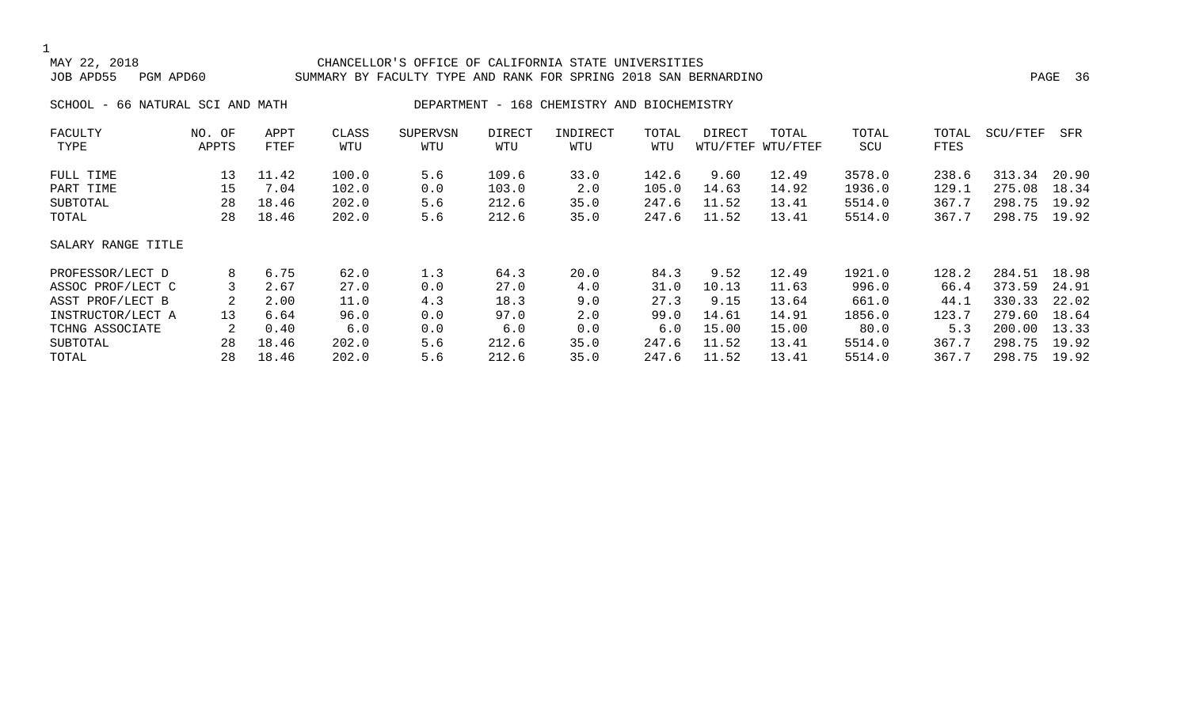MAY 22, 2018 CHANCELLOR'S OFFICE OF CALIFORNIA STATE UNIVERSITIES
JOB APD55 PGM APD60 SUMMARY BY FACULTY TYPE AND RANK FOR SPRING 2018 SAN BERNARDINO

SCHOOL - 66 NATURAL SCI AND MATH DEPARTMENT - 168 CHEMISTRY AND BIOCHEMISTRY

| FACULTY TYPE | NO. OF APPTS | APPT FTEF | CLASS WTU | SUPERVSN WTU | DIRECT WTU | INDIRECT WTU | TOTAL WTU | DIRECT WTU/FTEF | TOTAL WTU/FTEF | TOTAL SCU | TOTAL FTES | SCU/FTEF | SFR |
|---|---|---|---|---|---|---|---|---|---|---|---|---|---|
| FULL TIME | 13 | 11.42 | 100.0 | 5.6 | 109.6 | 33.0 | 142.6 | 9.60 | 12.49 | 3578.0 | 238.6 | 313.34 | 20.90 |
| PART TIME | 15 | 7.04 | 102.0 | 0.0 | 103.0 | 2.0 | 105.0 | 14.63 | 14.92 | 1936.0 | 129.1 | 275.08 | 18.34 |
| SUBTOTAL | 28 | 18.46 | 202.0 | 5.6 | 212.6 | 35.0 | 247.6 | 11.52 | 13.41 | 5514.0 | 367.7 | 298.75 | 19.92 |
| TOTAL | 28 | 18.46 | 202.0 | 5.6 | 212.6 | 35.0 | 247.6 | 11.52 | 13.41 | 5514.0 | 367.7 | 298.75 | 19.92 |
| SALARY RANGE TITLE | | | | | | | | | | | | | |
| PROFESSOR/LECT D | 8 | 6.75 | 62.0 | 1.3 | 64.3 | 20.0 | 84.3 | 9.52 | 12.49 | 1921.0 | 128.2 | 284.51 | 18.98 |
| ASSOC PROF/LECT C | 3 | 2.67 | 27.0 | 0.0 | 27.0 | 4.0 | 31.0 | 10.13 | 11.63 | 996.0 | 66.4 | 373.59 | 24.91 |
| ASST PROF/LECT B | 2 | 2.00 | 11.0 | 4.3 | 18.3 | 9.0 | 27.3 | 9.15 | 13.64 | 661.0 | 44.1 | 330.33 | 22.02 |
| INSTRUCTOR/LECT A | 13 | 6.64 | 96.0 | 0.0 | 97.0 | 2.0 | 99.0 | 14.61 | 14.91 | 1856.0 | 123.7 | 279.60 | 18.64 |
| TCHNG ASSOCIATE | 2 | 0.40 | 6.0 | 0.0 | 6.0 | 0.0 | 6.0 | 15.00 | 15.00 | 80.0 | 5.3 | 200.00 | 13.33 |
| SUBTOTAL | 28 | 18.46 | 202.0 | 5.6 | 212.6 | 35.0 | 247.6 | 11.52 | 13.41 | 5514.0 | 367.7 | 298.75 | 19.92 |
| TOTAL | 28 | 18.46 | 202.0 | 5.6 | 212.6 | 35.0 | 247.6 | 11.52 | 13.41 | 5514.0 | 367.7 | 298.75 | 19.92 |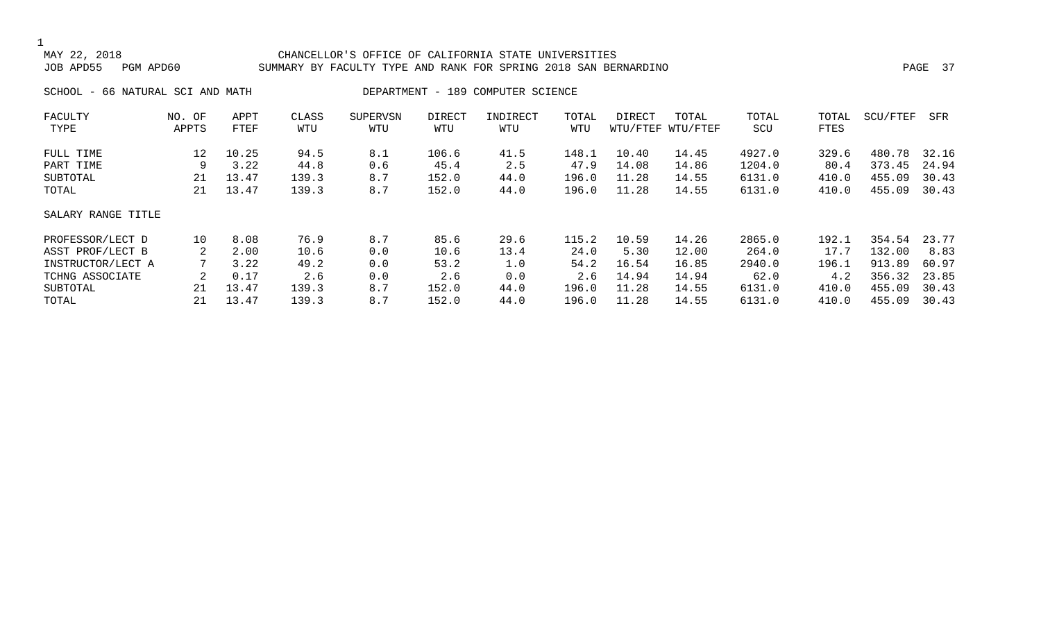MAY 22, 2018 CHANCELLOR'S OFFICE OF CALIFORNIA STATE UNIVERSITIES
JOB APD55 PGM APD60 SUMMARY BY FACULTY TYPE AND RANK FOR SPRING 2018 SAN BERNARDINO

SCHOOL - 66 NATURAL SCI AND MATH DEPARTMENT - 189 COMPUTER SCIENCE

| FACULTY TYPE | NO. OF APPTS | APPT FTEF | CLASS WTU | SUPERVSN WTU | DIRECT WTU | INDIRECT WTU | TOTAL WTU | DIRECT WTU/FTEF | TOTAL WTU/FTEF | TOTAL SCU | TOTAL FTES | SCU/FTEF | SFR |
|---|---|---|---|---|---|---|---|---|---|---|---|---|---|
| FULL TIME | 12 | 10.25 | 94.5 | 8.1 | 106.6 | 41.5 | 148.1 | 10.40 | 14.45 | 4927.0 | 329.6 | 480.78 | 32.16 |
| PART TIME | 9 | 3.22 | 44.8 | 0.6 | 45.4 | 2.5 | 47.9 | 14.08 | 14.86 | 1204.0 | 80.4 | 373.45 | 24.94 |
| SUBTOTAL | 21 | 13.47 | 139.3 | 8.7 | 152.0 | 44.0 | 196.0 | 11.28 | 14.55 | 6131.0 | 410.0 | 455.09 | 30.43 |
| TOTAL | 21 | 13.47 | 139.3 | 8.7 | 152.0 | 44.0 | 196.0 | 11.28 | 14.55 | 6131.0 | 410.0 | 455.09 | 30.43 |
| SALARY RANGE TITLE | | | | | | | | | | | | | |
| PROFESSOR/LECT D | 10 | 8.08 | 76.9 | 8.7 | 85.6 | 29.6 | 115.2 | 10.59 | 14.26 | 2865.0 | 192.1 | 354.54 | 23.77 |
| ASST PROF/LECT B | 2 | 2.00 | 10.6 | 0.0 | 10.6 | 13.4 | 24.0 | 5.30 | 12.00 | 264.0 | 17.7 | 132.00 | 8.83 |
| INSTRUCTOR/LECT A | 7 | 3.22 | 49.2 | 0.0 | 53.2 | 1.0 | 54.2 | 16.54 | 16.85 | 2940.0 | 196.1 | 913.89 | 60.97 |
| TCHNG ASSOCIATE | 2 | 0.17 | 2.6 | 0.0 | 2.6 | 0.0 | 2.6 | 14.94 | 14.94 | 62.0 | 4.2 | 356.32 | 23.85 |
| SUBTOTAL | 21 | 13.47 | 139.3 | 8.7 | 152.0 | 44.0 | 196.0 | 11.28 | 14.55 | 6131.0 | 410.0 | 455.09 | 30.43 |
| TOTAL | 21 | 13.47 | 139.3 | 8.7 | 152.0 | 44.0 | 196.0 | 11.28 | 14.55 | 6131.0 | 410.0 | 455.09 | 30.43 |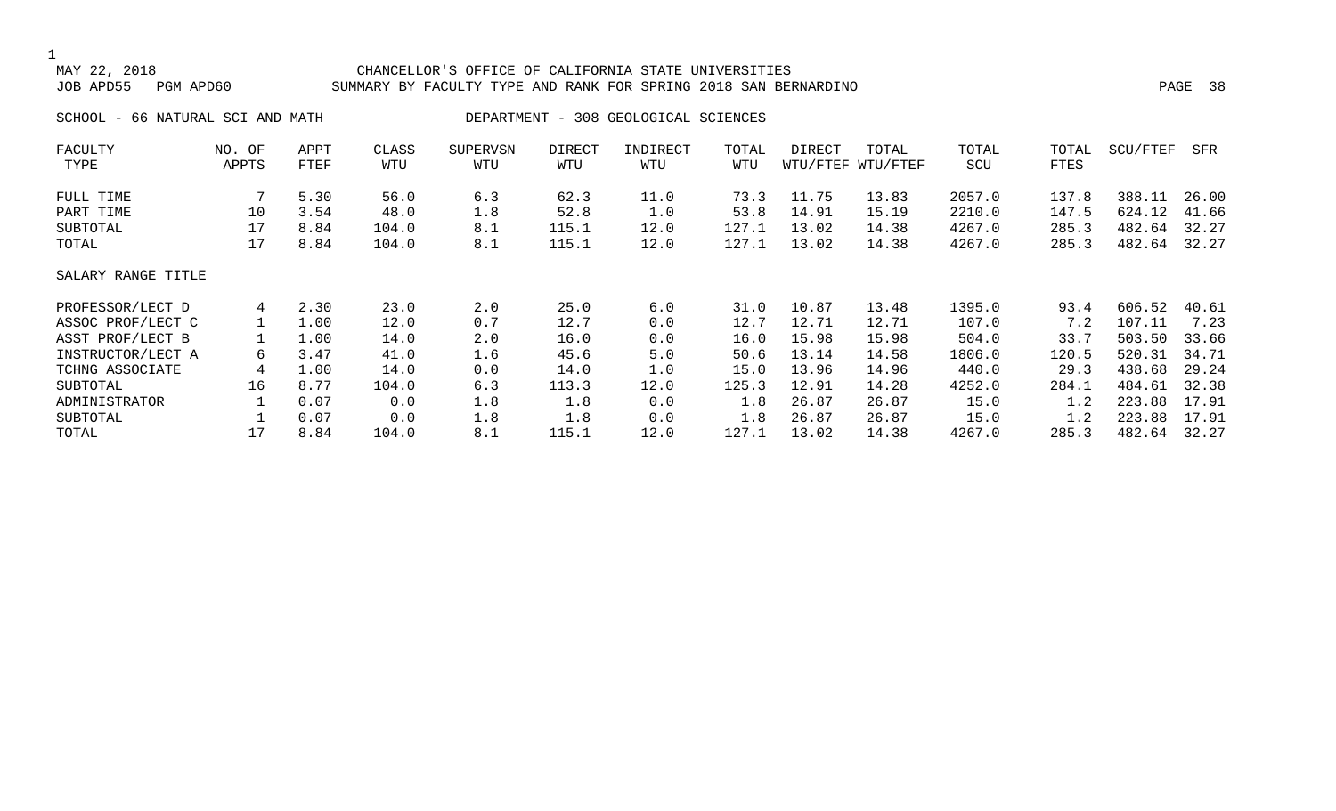MAY 22, 2018 CHANCELLOR'S OFFICE OF CALIFORNIA STATE UNIVERSITIES

JOB APD55 PGM APD60 SUMMARY BY FACULTY TYPE AND RANK FOR SPRING 2018 SAN BERNARDINO

SCHOOL - 66 NATURAL SCI AND MATH DEPARTMENT - 308 GEOLOGICAL SCIENCES

| FACULTY TYPE | NO. OF APPTS | APPT FTEF | CLASS WTU | SUPERVSN WTU | DIRECT WTU | INDIRECT WTU | TOTAL WTU | DIRECT WTU/FTEF | TOTAL WTU/FTEF | TOTAL SCU | TOTAL FTES | SCU/FTEF | SFR |
|---|---|---|---|---|---|---|---|---|---|---|---|---|---|
| FULL TIME | 7 | 5.30 | 56.0 | 6.3 | 62.3 | 11.0 | 73.3 | 11.75 | 13.83 | 2057.0 | 137.8 | 388.11 | 26.00 |
| PART TIME | 10 | 3.54 | 48.0 | 1.8 | 52.8 | 1.0 | 53.8 | 14.91 | 15.19 | 2210.0 | 147.5 | 624.12 | 41.66 |
| SUBTOTAL | 17 | 8.84 | 104.0 | 8.1 | 115.1 | 12.0 | 127.1 | 13.02 | 14.38 | 4267.0 | 285.3 | 482.64 | 32.27 |
| TOTAL | 17 | 8.84 | 104.0 | 8.1 | 115.1 | 12.0 | 127.1 | 13.02 | 14.38 | 4267.0 | 285.3 | 482.64 | 32.27 |
| SALARY RANGE TITLE | | | | | | | | | | | | | |
| PROFESSOR/LECT D | 4 | 2.30 | 23.0 | 2.0 | 25.0 | 6.0 | 31.0 | 10.87 | 13.48 | 1395.0 | 93.4 | 606.52 | 40.61 |
| ASSOC PROF/LECT C | 1 | 1.00 | 12.0 | 0.7 | 12.7 | 0.0 | 12.7 | 12.71 | 12.71 | 107.0 | 7.2 | 107.11 | 7.23 |
| ASST PROF/LECT B | 1 | 1.00 | 14.0 | 2.0 | 16.0 | 0.0 | 16.0 | 15.98 | 15.98 | 504.0 | 33.7 | 503.50 | 33.66 |
| INSTRUCTOR/LECT A | 6 | 3.47 | 41.0 | 1.6 | 45.6 | 5.0 | 50.6 | 13.14 | 14.58 | 1806.0 | 120.5 | 520.31 | 34.71 |
| TCHNG ASSOCIATE | 4 | 1.00 | 14.0 | 0.0 | 14.0 | 1.0 | 15.0 | 13.96 | 14.96 | 440.0 | 29.3 | 438.68 | 29.24 |
| SUBTOTAL | 16 | 8.77 | 104.0 | 6.3 | 113.3 | 12.0 | 125.3 | 12.91 | 14.28 | 4252.0 | 284.1 | 484.61 | 32.38 |
| ADMINISTRATOR | 1 | 0.07 | 0.0 | 1.8 | 1.8 | 0.0 | 1.8 | 26.87 | 26.87 | 15.0 | 1.2 | 223.88 | 17.91 |
| SUBTOTAL | 1 | 0.07 | 0.0 | 1.8 | 1.8 | 0.0 | 1.8 | 26.87 | 26.87 | 15.0 | 1.2 | 223.88 | 17.91 |
| TOTAL | 17 | 8.84 | 104.0 | 8.1 | 115.1 | 12.0 | 127.1 | 13.02 | 14.38 | 4267.0 | 285.3 | 482.64 | 32.27 |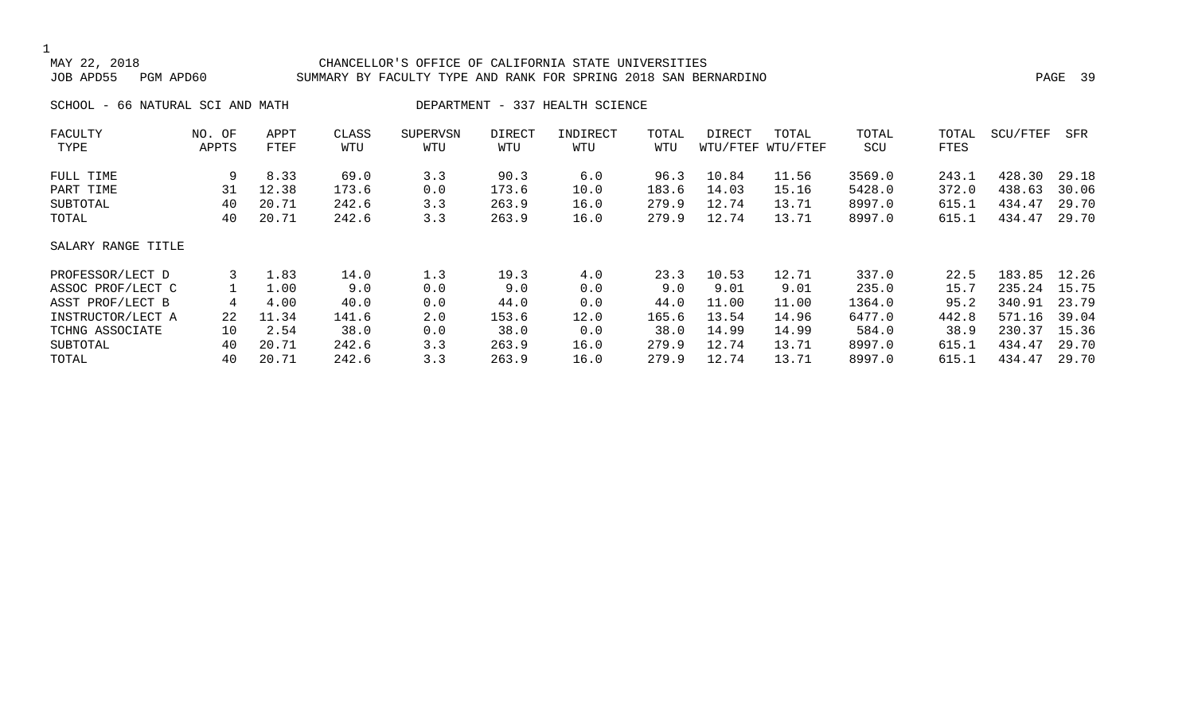MAY 22, 2018 CHANCELLOR'S OFFICE OF CALIFORNIA STATE UNIVERSITIES

JOB APD55 PGM APD60 SUMMARY BY FACULTY TYPE AND RANK FOR SPRING 2018 SAN BERNARDINO

SCHOOL - 66 NATURAL SCI AND MATH DEPARTMENT - 337 HEALTH SCIENCE

| FACULTY TYPE | NO. OF APPTS | APPT FTEF | CLASS WTU | SUPERVSN WTU | DIRECT WTU | INDIRECT WTU | TOTAL WTU | DIRECT WTU/FTEF | TOTAL WTU/FTEF | TOTAL SCU | TOTAL FTES | SCU/FTEF | SFR |
|---|---|---|---|---|---|---|---|---|---|---|---|---|---|
| FULL TIME | 9 | 8.33 | 69.0 | 3.3 | 90.3 | 6.0 | 96.3 | 10.84 | 11.56 | 3569.0 | 243.1 | 428.30 | 29.18 |
| PART TIME | 31 | 12.38 | 173.6 | 0.0 | 173.6 | 10.0 | 183.6 | 14.03 | 15.16 | 5428.0 | 372.0 | 438.63 | 30.06 |
| SUBTOTAL | 40 | 20.71 | 242.6 | 3.3 | 263.9 | 16.0 | 279.9 | 12.74 | 13.71 | 8997.0 | 615.1 | 434.47 | 29.70 |
| TOTAL | 40 | 20.71 | 242.6 | 3.3 | 263.9 | 16.0 | 279.9 | 12.74 | 13.71 | 8997.0 | 615.1 | 434.47 | 29.70 |
| SALARY RANGE TITLE | | | | | | | | | | | | | |
| PROFESSOR/LECT D | 3 | 1.83 | 14.0 | 1.3 | 19.3 | 4.0 | 23.3 | 10.53 | 12.71 | 337.0 | 22.5 | 183.85 | 12.26 |
| ASSOC PROF/LECT C | 1 | 1.00 | 9.0 | 0.0 | 9.0 | 0.0 | 9.0 | 9.01 | 9.01 | 235.0 | 15.7 | 235.24 | 15.75 |
| ASST PROF/LECT B | 4 | 4.00 | 40.0 | 0.0 | 44.0 | 0.0 | 44.0 | 11.00 | 11.00 | 1364.0 | 95.2 | 340.91 | 23.79 |
| INSTRUCTOR/LECT A | 22 | 11.34 | 141.6 | 2.0 | 153.6 | 12.0 | 165.6 | 13.54 | 14.96 | 6477.0 | 442.8 | 571.16 | 39.04 |
| TCHNG ASSOCIATE | 10 | 2.54 | 38.0 | 0.0 | 38.0 | 0.0 | 38.0 | 14.99 | 14.99 | 584.0 | 38.9 | 230.37 | 15.36 |
| SUBTOTAL | 40 | 20.71 | 242.6 | 3.3 | 263.9 | 16.0 | 279.9 | 12.74 | 13.71 | 8997.0 | 615.1 | 434.47 | 29.70 |
| TOTAL | 40 | 20.71 | 242.6 | 3.3 | 263.9 | 16.0 | 279.9 | 12.74 | 13.71 | 8997.0 | 615.1 | 434.47 | 29.70 |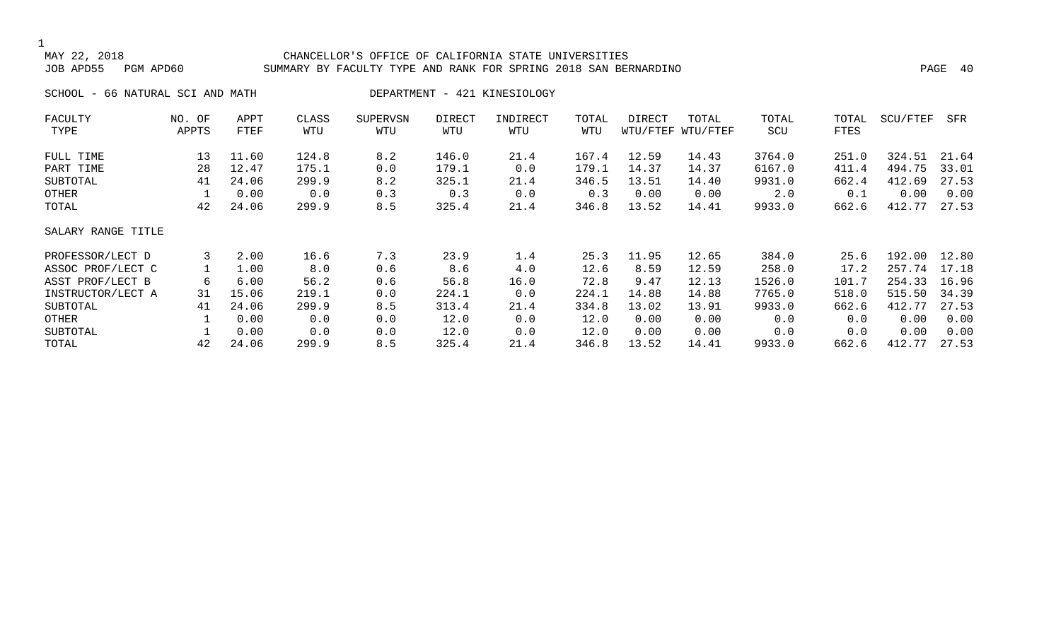MAY 22, 2018 CHANCELLOR'S OFFICE OF CALIFORNIA STATE UNIVERSITIES
JOB APD55 PGM APD60 SUMMARY BY FACULTY TYPE AND RANK FOR SPRING 2018 SAN BERNARDINO

SCHOOL - 66 NATURAL SCI AND MATH DEPARTMENT - 421 KINESIOLOGY

| FACULTY TYPE | NO. OF APPTS | APPT FTEF | CLASS WTU | SUPERVSN WTU | DIRECT WTU | INDIRECT WTU | TOTAL WTU | DIRECT WTU/FTEF | TOTAL WTU/FTEF | TOTAL SCU | TOTAL FTES | SCU/FTEF | SFR |
|---|---|---|---|---|---|---|---|---|---|---|---|---|---|
| FULL TIME | 13 | 11.60 | 124.8 | 8.2 | 146.0 | 21.4 | 167.4 | 12.59 | 14.43 | 3764.0 | 251.0 | 324.51 | 21.64 |
| PART TIME | 28 | 12.47 | 175.1 | 0.0 | 179.1 | 0.0 | 179.1 | 14.37 | 14.37 | 6167.0 | 411.4 | 494.75 | 33.01 |
| SUBTOTAL | 41 | 24.06 | 299.9 | 8.2 | 325.1 | 21.4 | 346.5 | 13.51 | 14.40 | 9931.0 | 662.4 | 412.69 | 27.53 |
| OTHER | 1 | 0.00 | 0.0 | 0.3 | 0.3 | 0.0 | 0.3 | 0.00 | 0.00 | 2.0 | 0.1 | 0.00 | 0.00 |
| TOTAL | 42 | 24.06 | 299.9 | 8.5 | 325.4 | 21.4 | 346.8 | 13.52 | 14.41 | 9933.0 | 662.6 | 412.77 | 27.53 |
| SALARY RANGE TITLE | | | | | | | | | | | | | |
| PROFESSOR/LECT D | 3 | 2.00 | 16.6 | 7.3 | 23.9 | 1.4 | 25.3 | 11.95 | 12.65 | 384.0 | 25.6 | 192.00 | 12.80 |
| ASSOC PROF/LECT C | 1 | 1.00 | 8.0 | 0.6 | 8.6 | 4.0 | 12.6 | 8.59 | 12.59 | 258.0 | 17.2 | 257.74 | 17.18 |
| ASST PROF/LECT B | 6 | 6.00 | 56.2 | 0.6 | 56.8 | 16.0 | 72.8 | 9.47 | 12.13 | 1526.0 | 101.7 | 254.33 | 16.96 |
| INSTRUCTOR/LECT A | 31 | 15.06 | 219.1 | 0.0 | 224.1 | 0.0 | 224.1 | 14.88 | 14.88 | 7765.0 | 518.0 | 515.50 | 34.39 |
| SUBTOTAL | 41 | 24.06 | 299.9 | 8.5 | 313.4 | 21.4 | 334.8 | 13.02 | 13.91 | 9933.0 | 662.6 | 412.77 | 27.53 |
| OTHER | 1 | 0.00 | 0.0 | 0.0 | 12.0 | 0.0 | 12.0 | 0.00 | 0.00 | 0.0 | 0.0 | 0.00 | 0.00 |
| SUBTOTAL | 1 | 0.00 | 0.0 | 0.0 | 12.0 | 0.0 | 12.0 | 0.00 | 0.00 | 0.0 | 0.0 | 0.00 | 0.00 |
| TOTAL | 42 | 24.06 | 299.9 | 8.5 | 325.4 | 21.4 | 346.8 | 13.52 | 14.41 | 9933.0 | 662.6 | 412.77 | 27.53 |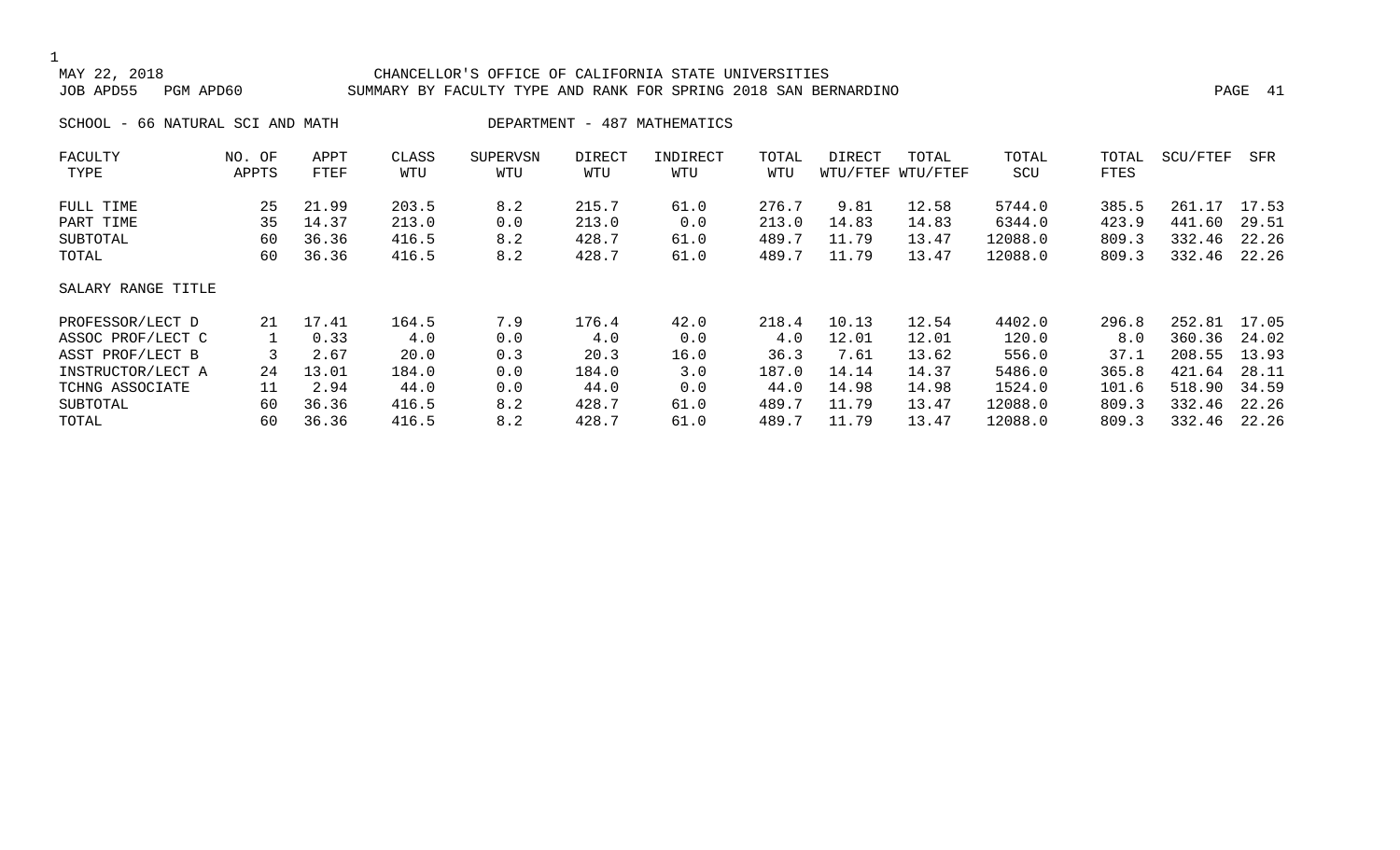CHANCELLOR'S OFFICE OF CALIFORNIA STATE UNIVERSITIES

SUMMARY BY FACULTY TYPE AND RANK FOR SPRING 2018 SAN BERNARDINO

MAY 22, 2018
JOB APD55 PGM APD60

SCHOOL - 66 NATURAL SCI AND MATH DEPARTMENT - 487 MATHEMATICS

| FACULTY TYPE | NO. OF APPTS | APPT FTEF | CLASS WTU | SUPERVSN WTU | DIRECT WTU | INDIRECT WTU | TOTAL WTU | DIRECT WTU/FTEF | TOTAL WTU/FTEF | TOTAL SCU | TOTAL FTES | SCU/FTEF | SFR |
|---|---|---|---|---|---|---|---|---|---|---|---|---|---|
| FULL TIME | 25 | 21.99 | 203.5 | 8.2 | 215.7 | 61.0 | 276.7 | 9.81 | 12.58 | 5744.0 | 385.5 | 261.17 | 17.53 |
| PART TIME | 35 | 14.37 | 213.0 | 0.0 | 213.0 | 0.0 | 213.0 | 14.83 | 14.83 | 6344.0 | 423.9 | 441.60 | 29.51 |
| SUBTOTAL | 60 | 36.36 | 416.5 | 8.2 | 428.7 | 61.0 | 489.7 | 11.79 | 13.47 | 12088.0 | 809.3 | 332.46 | 22.26 |
| TOTAL | 60 | 36.36 | 416.5 | 8.2 | 428.7 | 61.0 | 489.7 | 11.79 | 13.47 | 12088.0 | 809.3 | 332.46 | 22.26 |
| SALARY RANGE TITLE | | | | | | | | | | | | | |
| PROFESSOR/LECT D | 21 | 17.41 | 164.5 | 7.9 | 176.4 | 42.0 | 218.4 | 10.13 | 12.54 | 4402.0 | 296.8 | 252.81 | 17.05 |
| ASSOC PROF/LECT C | 1 | 0.33 | 4.0 | 0.0 | 4.0 | 0.0 | 4.0 | 12.01 | 12.01 | 120.0 | 8.0 | 360.36 | 24.02 |
| ASST PROF/LECT B | 3 | 2.67 | 20.0 | 0.3 | 20.3 | 16.0 | 36.3 | 7.61 | 13.62 | 556.0 | 37.1 | 208.55 | 13.93 |
| INSTRUCTOR/LECT A | 24 | 13.01 | 184.0 | 0.0 | 184.0 | 3.0 | 187.0 | 14.14 | 14.37 | 5486.0 | 365.8 | 421.64 | 28.11 |
| TCHNG ASSOCIATE | 11 | 2.94 | 44.0 | 0.0 | 44.0 | 0.0 | 44.0 | 14.98 | 14.98 | 1524.0 | 101.6 | 518.90 | 34.59 |
| SUBTOTAL | 60 | 36.36 | 416.5 | 8.2 | 428.7 | 61.0 | 489.7 | 11.79 | 13.47 | 12088.0 | 809.3 | 332.46 | 22.26 |
| TOTAL | 60 | 36.36 | 416.5 | 8.2 | 428.7 | 61.0 | 489.7 | 11.79 | 13.47 | 12088.0 | 809.3 | 332.46 | 22.26 |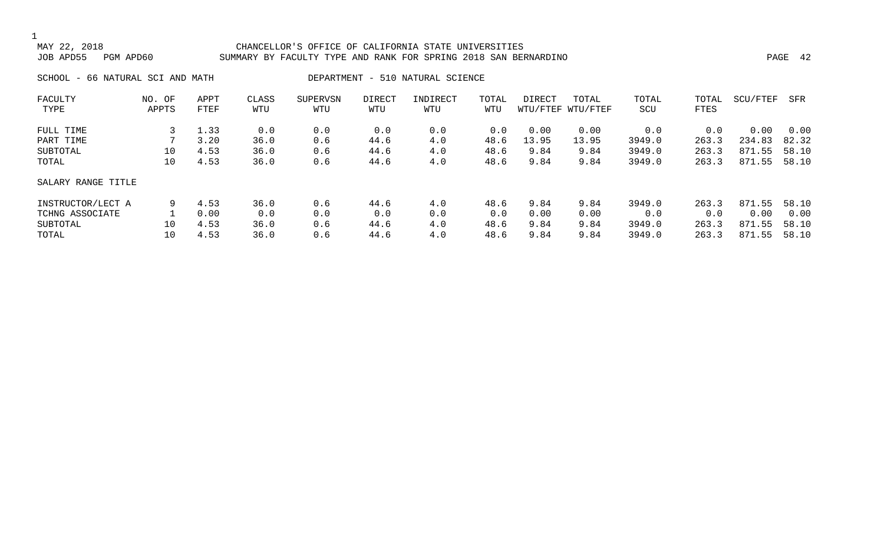MAY 22, 2018 CHANCELLOR'S OFFICE OF CALIFORNIA STATE UNIVERSITIES
JOB APD55 PGM APD60 SUMMARY BY FACULTY TYPE AND RANK FOR SPRING 2018 SAN BERNARDINO

SCHOOL - 66 NATURAL SCI AND MATH DEPARTMENT - 510 NATURAL SCIENCE

| FACULTY TYPE | NO. OF APPTS | APPT FTEF | CLASS WTU | SUPERVSN WTU | DIRECT WTU | INDIRECT WTU | TOTAL WTU | DIRECT WTU/FTEF | TOTAL WTU/FTEF | TOTAL SCU | TOTAL FTES | SCU/FTEF | SFR |
|---|---|---|---|---|---|---|---|---|---|---|---|---|---|
| FULL TIME | 3 | 1.33 | 0.0 | 0.0 | 0.0 | 0.0 | 0.0 | 0.00 | 0.00 | 0.0 | 0.0 | 0.00 | 0.00 |
| PART TIME | 7 | 3.20 | 36.0 | 0.6 | 44.6 | 4.0 | 48.6 | 13.95 | 13.95 | 3949.0 | 263.3 | 234.83 | 82.32 |
| SUBTOTAL | 10 | 4.53 | 36.0 | 0.6 | 44.6 | 4.0 | 48.6 | 9.84 | 9.84 | 3949.0 | 263.3 | 871.55 | 58.10 |
| TOTAL | 10 | 4.53 | 36.0 | 0.6 | 44.6 | 4.0 | 48.6 | 9.84 | 9.84 | 3949.0 | 263.3 | 871.55 | 58.10 |
| SALARY RANGE TITLE | | | | | | | | | | | | | |
| INSTRUCTOR/LECT A | 9 | 4.53 | 36.0 | 0.6 | 44.6 | 4.0 | 48.6 | 9.84 | 9.84 | 3949.0 | 263.3 | 871.55 | 58.10 |
| TCHNG ASSOCIATE | 1 | 0.00 | 0.0 | 0.0 | 0.0 | 0.0 | 0.0 | 0.00 | 0.00 | 0.0 | 0.0 | 0.00 | 0.00 |
| SUBTOTAL | 10 | 4.53 | 36.0 | 0.6 | 44.6 | 4.0 | 48.6 | 9.84 | 9.84 | 3949.0 | 263.3 | 871.55 | 58.10 |
| TOTAL | 10 | 4.53 | 36.0 | 0.6 | 44.6 | 4.0 | 48.6 | 9.84 | 9.84 | 3949.0 | 263.3 | 871.55 | 58.10 |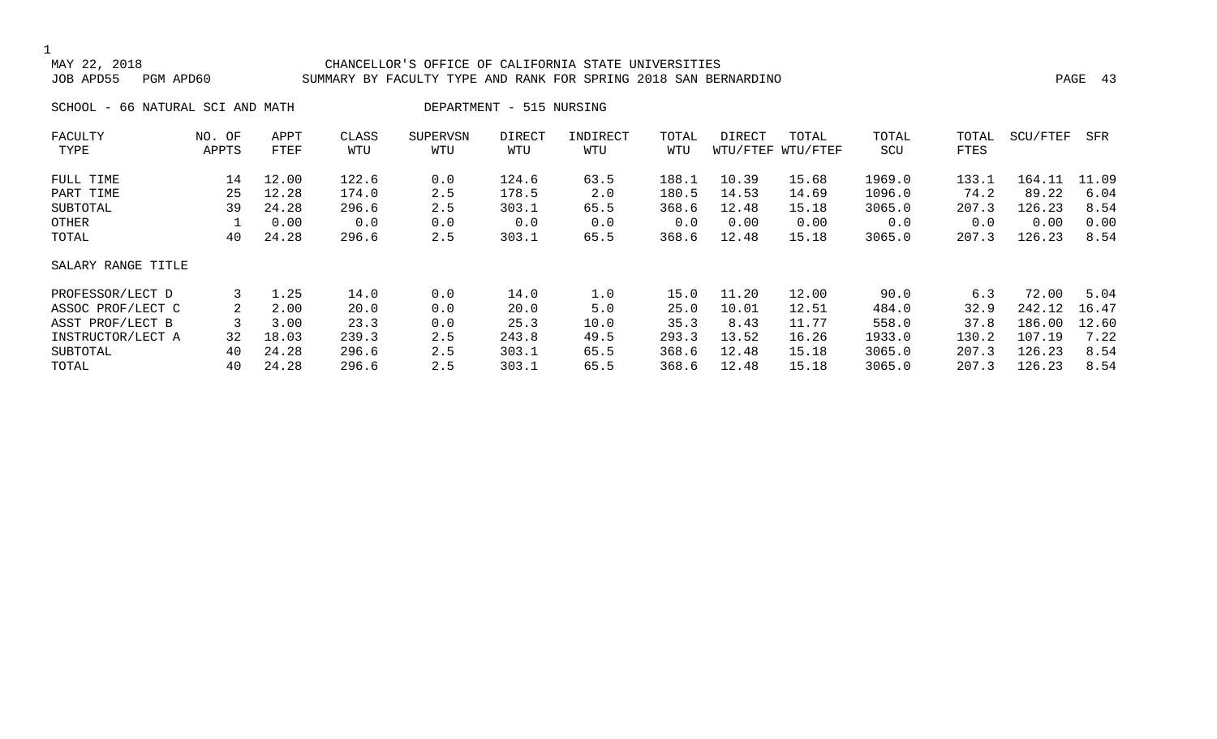CHANCELLOR'S OFFICE OF CALIFORNIA STATE UNIVERSITIES

SUMMARY BY FACULTY TYPE AND RANK FOR SPRING 2018 SAN BERNARDINO

MAY 22, 2018

JOB APD55 PGM APD60

SCHOOL - 66 NATURAL SCI AND MATH

DEPARTMENT - 515 NURSING

| FACULTY TYPE | NO. OF APPTS | APPT FTEF | CLASS WTU | SUPERVSN WTU | DIRECT WTU | INDIRECT WTU | TOTAL WTU | DIRECT WTU/FTEF | TOTAL WTU/FTEF | TOTAL SCU | TOTAL FTES | SCU/FTEF | SFR |
|---|---|---|---|---|---|---|---|---|---|---|---|---|---|
| FULL TIME | 14 | 12.00 | 122.6 | 0.0 | 124.6 | 63.5 | 188.1 | 10.39 | 15.68 | 1969.0 | 133.1 | 164.11 | 11.09 |
| PART TIME | 25 | 12.28 | 174.0 | 2.5 | 178.5 | 2.0 | 180.5 | 14.53 | 14.69 | 1096.0 | 74.2 | 89.22 | 6.04 |
| SUBTOTAL | 39 | 24.28 | 296.6 | 2.5 | 303.1 | 65.5 | 368.6 | 12.48 | 15.18 | 3065.0 | 207.3 | 126.23 | 8.54 |
| OTHER | 1 | 0.00 | 0.0 | 0.0 | 0.0 | 0.0 | 0.0 | 0.00 | 0.00 | 0.0 | 0.0 | 0.00 | 0.00 |
| TOTAL | 40 | 24.28 | 296.6 | 2.5 | 303.1 | 65.5 | 368.6 | 12.48 | 15.18 | 3065.0 | 207.3 | 126.23 | 8.54 |
| SALARY RANGE TITLE | | | | | | | | | | | | | |
| PROFESSOR/LECT D | 3 | 1.25 | 14.0 | 0.0 | 14.0 | 1.0 | 15.0 | 11.20 | 12.00 | 90.0 | 6.3 | 72.00 | 5.04 |
| ASSOC PROF/LECT C | 2 | 2.00 | 20.0 | 0.0 | 20.0 | 5.0 | 25.0 | 10.01 | 12.51 | 484.0 | 32.9 | 242.12 | 16.47 |
| ASST PROF/LECT B | 3 | 3.00 | 23.3 | 0.0 | 25.3 | 10.0 | 35.3 | 8.43 | 11.77 | 558.0 | 37.8 | 186.00 | 12.60 |
| INSTRUCTOR/LECT A | 32 | 18.03 | 239.3 | 2.5 | 243.8 | 49.5 | 293.3 | 13.52 | 16.26 | 1933.0 | 130.2 | 107.19 | 7.22 |
| SUBTOTAL | 40 | 24.28 | 296.6 | 2.5 | 303.1 | 65.5 | 368.6 | 12.48 | 15.18 | 3065.0 | 207.3 | 126.23 | 8.54 |
| TOTAL | 40 | 24.28 | 296.6 | 2.5 | 303.1 | 65.5 | 368.6 | 12.48 | 15.18 | 3065.0 | 207.3 | 126.23 | 8.54 |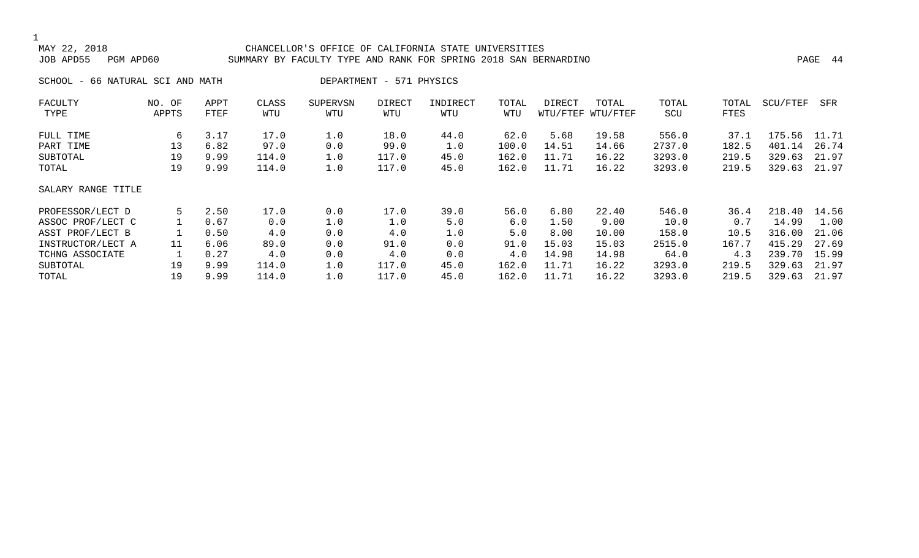MAY 22, 2018 CHANCELLOR'S OFFICE OF CALIFORNIA STATE UNIVERSITIES
JOB APD55 PGM APD60 SUMMARY BY FACULTY TYPE AND RANK FOR SPRING 2018 SAN BERNARDINO

SCHOOL - 66 NATURAL SCI AND MATH DEPARTMENT - 571 PHYSICS

| FACULTY TYPE | NO. OF APPTS | APPT FTEF | CLASS WTU | SUPERVSN WTU | DIRECT WTU | INDIRECT WTU | TOTAL WTU | DIRECT WTU/FTEF | TOTAL WTU/FTEF | TOTAL SCU | TOTAL FTES | SCU/FTEF | SFR |
|---|---|---|---|---|---|---|---|---|---|---|---|---|---|
| FULL TIME | 6 | 3.17 | 17.0 | 1.0 | 18.0 | 44.0 | 62.0 | 5.68 | 19.58 | 556.0 | 37.1 | 175.56 | 11.71 |
| PART TIME | 13 | 6.82 | 97.0 | 0.0 | 99.0 | 1.0 | 100.0 | 14.51 | 14.66 | 2737.0 | 182.5 | 401.14 | 26.74 |
| SUBTOTAL | 19 | 9.99 | 114.0 | 1.0 | 117.0 | 45.0 | 162.0 | 11.71 | 16.22 | 3293.0 | 219.5 | 329.63 | 21.97 |
| TOTAL | 19 | 9.99 | 114.0 | 1.0 | 117.0 | 45.0 | 162.0 | 11.71 | 16.22 | 3293.0 | 219.5 | 329.63 | 21.97 |
| SALARY RANGE TITLE | | | | | | | | | | | | | |
| PROFESSOR/LECT D | 5 | 2.50 | 17.0 | 0.0 | 17.0 | 39.0 | 56.0 | 6.80 | 22.40 | 546.0 | 36.4 | 218.40 | 14.56 |
| ASSOC PROF/LECT C | 1 | 0.67 | 0.0 | 1.0 | 1.0 | 5.0 | 6.0 | 1.50 | 9.00 | 10.0 | 0.7 | 14.99 | 1.00 |
| ASST PROF/LECT B | 1 | 0.50 | 4.0 | 0.0 | 4.0 | 1.0 | 5.0 | 8.00 | 10.00 | 158.0 | 10.5 | 316.00 | 21.06 |
| INSTRUCTOR/LECT A | 11 | 6.06 | 89.0 | 0.0 | 91.0 | 0.0 | 91.0 | 15.03 | 15.03 | 2515.0 | 167.7 | 415.29 | 27.69 |
| TCHNG ASSOCIATE | 1 | 0.27 | 4.0 | 0.0 | 4.0 | 0.0 | 4.0 | 14.98 | 14.98 | 64.0 | 4.3 | 239.70 | 15.99 |
| SUBTOTAL | 19 | 9.99 | 114.0 | 1.0 | 117.0 | 45.0 | 162.0 | 11.71 | 16.22 | 3293.0 | 219.5 | 329.63 | 21.97 |
| TOTAL | 19 | 9.99 | 114.0 | 1.0 | 117.0 | 45.0 | 162.0 | 11.71 | 16.22 | 3293.0 | 219.5 | 329.63 | 21.97 |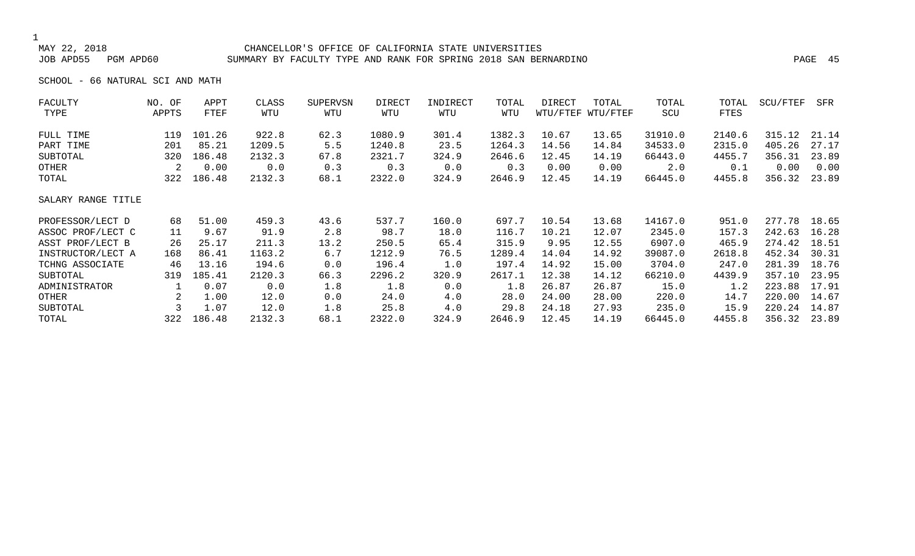CHANCELLOR'S OFFICE OF CALIFORNIA STATE UNIVERSITIES

SUMMARY BY FACULTY TYPE AND RANK FOR SPRING 2018 SAN BERNARDINO

MAY 22, 2018

JOB APD55 PGM APD60

SCHOOL - 66 NATURAL SCI AND MATH

| FACULTY TYPE | NO. OF APPTS | APPT FTEF | CLASS WTU | SUPERVSN WTU | DIRECT WTU | INDIRECT WTU | TOTAL WTU | DIRECT WTU/FTEF | TOTAL WTU/FTEF | TOTAL SCU | TOTAL FTES | SCU/FTEF | SFR |
|---|---|---|---|---|---|---|---|---|---|---|---|---|---|
| FULL TIME | 119 | 101.26 | 922.8 | 62.3 | 1080.9 | 301.4 | 1382.3 | 10.67 | 13.65 | 31910.0 | 2140.6 | 315.12 | 21.14 |
| PART TIME | 201 | 85.21 | 1209.5 | 5.5 | 1240.8 | 23.5 | 1264.3 | 14.56 | 14.84 | 34533.0 | 2315.0 | 405.26 | 27.17 |
| SUBTOTAL | 320 | 186.48 | 2132.3 | 67.8 | 2321.7 | 324.9 | 2646.6 | 12.45 | 14.19 | 66443.0 | 4455.7 | 356.31 | 23.89 |
| OTHER | 2 | 0.00 | 0.0 | 0.3 | 0.3 | 0.0 | 0.3 | 0.00 | 0.00 | 2.0 | 0.1 | 0.00 | 0.00 |
| TOTAL | 322 | 186.48 | 2132.3 | 68.1 | 2322.0 | 324.9 | 2646.9 | 12.45 | 14.19 | 66445.0 | 4455.8 | 356.32 | 23.89 |
| **SALARY RANGE TITLE** | | | | | | | | | | | | | |
| PROFESSOR/LECT D | 68 | 51.00 | 459.3 | 43.6 | 537.7 | 160.0 | 697.7 | 10.54 | 13.68 | 14167.0 | 951.0 | 277.78 | 18.65 |
| ASSOC PROF/LECT C | 11 | 9.67 | 91.9 | 2.8 | 98.7 | 18.0 | 116.7 | 10.21 | 12.07 | 2345.0 | 157.3 | 242.63 | 16.28 |
| ASST PROF/LECT B | 26 | 25.17 | 211.3 | 13.2 | 250.5 | 65.4 | 315.9 | 9.95 | 12.55 | 6907.0 | 465.9 | 274.42 | 18.51 |
| INSTRUCTOR/LECT A | 168 | 86.41 | 1163.2 | 6.7 | 1212.9 | 76.5 | 1289.4 | 14.04 | 14.92 | 39087.0 | 2618.8 | 452.34 | 30.31 |
| TCHNG ASSOCIATE | 46 | 13.16 | 194.6 | 0.0 | 196.4 | 1.0 | 197.4 | 14.92 | 15.00 | 3704.0 | 247.0 | 281.39 | 18.76 |
| SUBTOTAL | 319 | 185.41 | 2120.3 | 66.3 | 2296.2 | 320.9 | 2617.1 | 12.38 | 14.12 | 66210.0 | 4439.9 | 357.10 | 23.95 |
| ADMINISTRATOR | 1 | 0.07 | 0.0 | 1.8 | 1.8 | 0.0 | 1.8 | 26.87 | 26.87 | 15.0 | 1.2 | 223.88 | 17.91 |
| OTHER | 2 | 1.00 | 12.0 | 0.0 | 24.0 | 4.0 | 28.0 | 24.00 | 28.00 | 220.0 | 14.7 | 220.00 | 14.67 |
| SUBTOTAL | 3 | 1.07 | 12.0 | 1.8 | 25.8 | 4.0 | 29.8 | 24.18 | 27.93 | 235.0 | 15.9 | 220.24 | 14.87 |
| TOTAL | 322 | 186.48 | 2132.3 | 68.1 | 2322.0 | 324.9 | 2646.9 | 12.45 | 14.19 | 66445.0 | 4455.8 | 356.32 | 23.89 |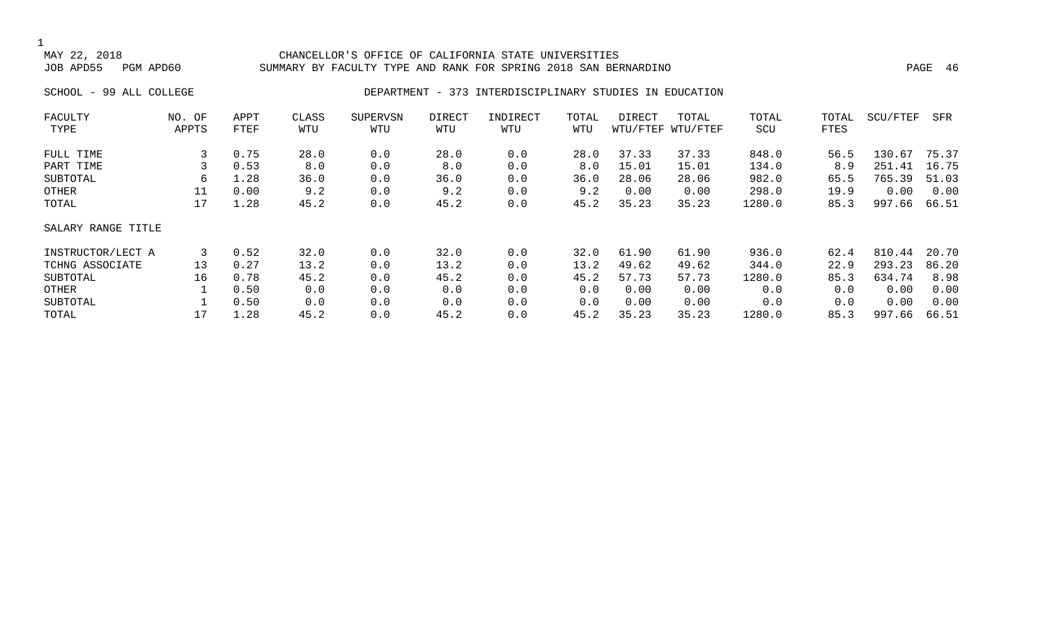MAY 22, 2018 CHANCELLOR'S OFFICE OF CALIFORNIA STATE UNIVERSITIES
JOB APD55 PGM APD60 SUMMARY BY FACULTY TYPE AND RANK FOR SPRING 2018 SAN BERNARDINO

SCHOOL - 99 ALL COLLEGE DEPARTMENT - 373 INTERDISCIPLINARY STUDIES IN EDUCATION

| FACULTY TYPE | NO. OF APPTS | APPT FTEF | CLASS WTU | SUPERVSN WTU | DIRECT WTU | INDIRECT WTU | TOTAL WTU | DIRECT WTU/FTEF | TOTAL WTU/FTEF | TOTAL SCU | TOTAL FTES | SCU/FTEF | SFR |
|---|---|---|---|---|---|---|---|---|---|---|---|---|---|
| FULL TIME | 3 | 0.75 | 28.0 | 0.0 | 28.0 | 0.0 | 28.0 | 37.33 | 37.33 | 848.0 | 56.5 | 130.67 | 75.37 |
| PART TIME | 3 | 0.53 | 8.0 | 0.0 | 8.0 | 0.0 | 8.0 | 15.01 | 15.01 | 134.0 | 8.9 | 251.41 | 16.75 |
| SUBTOTAL | 6 | 1.28 | 36.0 | 0.0 | 36.0 | 0.0 | 36.0 | 28.06 | 28.06 | 982.0 | 65.5 | 765.39 | 51.03 |
| OTHER | 11 | 0.00 | 9.2 | 0.0 | 9.2 | 0.0 | 9.2 | 0.00 | 0.00 | 298.0 | 19.9 | 0.00 | 0.00 |
| TOTAL | 17 | 1.28 | 45.2 | 0.0 | 45.2 | 0.0 | 45.2 | 35.23 | 35.23 | 1280.0 | 85.3 | 997.66 | 66.51 |
| SALARY RANGE TITLE | | | | | | | | | | | | | |
| INSTRUCTOR/LECT A | 3 | 0.52 | 32.0 | 0.0 | 32.0 | 0.0 | 32.0 | 61.90 | 61.90 | 936.0 | 62.4 | 810.44 | 20.70 |
| TCHNG ASSOCIATE | 13 | 0.27 | 13.2 | 0.0 | 13.2 | 0.0 | 13.2 | 49.62 | 49.62 | 344.0 | 22.9 | 293.23 | 86.20 |
| SUBTOTAL | 16 | 0.78 | 45.2 | 0.0 | 45.2 | 0.0 | 45.2 | 57.73 | 57.73 | 1280.0 | 85.3 | 634.74 | 8.98 |
| OTHER | 1 | 0.50 | 0.0 | 0.0 | 0.0 | 0.0 | 0.0 | 0.00 | 0.00 | 0.0 | 0.0 | 0.00 | 0.00 |
| SUBTOTAL | 1 | 0.50 | 0.0 | 0.0 | 0.0 | 0.0 | 0.0 | 0.00 | 0.00 | 0.0 | 0.0 | 0.00 | 0.00 |
| TOTAL | 17 | 1.28 | 45.2 | 0.0 | 45.2 | 0.0 | 45.2 | 35.23 | 35.23 | 1280.0 | 85.3 | 997.66 | 66.51 |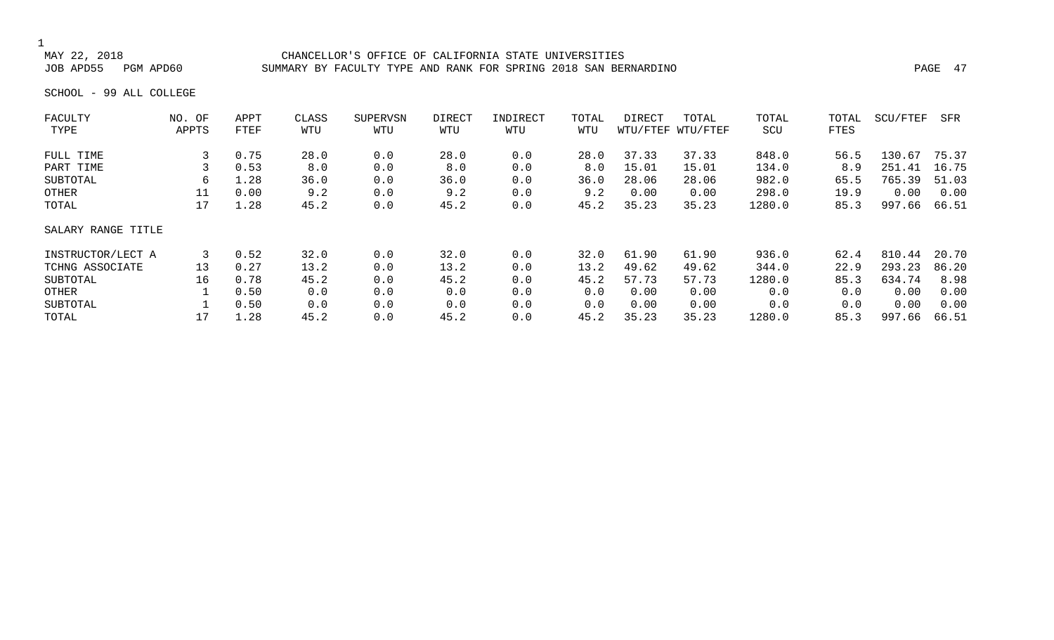CHANCELLOR'S OFFICE OF CALIFORNIA STATE UNIVERSITIES
SUMMARY BY FACULTY TYPE AND RANK FOR SPRING 2018 SAN BERNARDINO

MAY 22, 2018
JOB APD55 PGM APD60

SCHOOL - 99 ALL COLLEGE

| FACULTY TYPE | NO. OF APPTS | APPT FTEF | CLASS WTU | SUPERVSN WTU | DIRECT WTU | INDIRECT WTU | TOTAL WTU | DIRECT WTU/FTEF | TOTAL WTU/FTEF | TOTAL SCU | TOTAL FTES | SCU/FTEF | SFR |
|---|---|---|---|---|---|---|---|---|---|---|---|---|---|
| FULL TIME | 3 | 0.75 | 28.0 | 0.0 | 28.0 | 0.0 | 28.0 | 37.33 | 37.33 | 848.0 | 56.5 | 130.67 | 75.37 |
| PART TIME | 3 | 0.53 | 8.0 | 0.0 | 8.0 | 0.0 | 8.0 | 15.01 | 15.01 | 134.0 | 8.9 | 251.41 | 16.75 |
| SUBTOTAL | 6 | 1.28 | 36.0 | 0.0 | 36.0 | 0.0 | 36.0 | 28.06 | 28.06 | 982.0 | 65.5 | 765.39 | 51.03 |
| OTHER | 11 | 0.00 | 9.2 | 0.0 | 9.2 | 0.0 | 9.2 | 0.00 | 0.00 | 298.0 | 19.9 | 0.00 | 0.00 |
| TOTAL | 17 | 1.28 | 45.2 | 0.0 | 45.2 | 0.0 | 45.2 | 35.23 | 35.23 | 1280.0 | 85.3 | 997.66 | 66.51 |
| **SALARY RANGE TITLE** | | | | | | | | | | | | | |
| INSTRUCTOR/LECT A | 3 | 0.52 | 32.0 | 0.0 | 32.0 | 0.0 | 32.0 | 61.90 | 61.90 | 936.0 | 62.4 | 810.44 | 20.70 |
| TCHNG ASSOCIATE | 13 | 0.27 | 13.2 | 0.0 | 13.2 | 0.0 | 13.2 | 49.62 | 49.62 | 344.0 | 22.9 | 293.23 | 86.20 |
| SUBTOTAL | 16 | 0.78 | 45.2 | 0.0 | 45.2 | 0.0 | 45.2 | 57.73 | 57.73 | 1280.0 | 85.3 | 634.74 | 8.98 |
| OTHER | 1 | 0.50 | 0.0 | 0.0 | 0.0 | 0.0 | 0.0 | 0.00 | 0.00 | 0.0 | 0.0 | 0.00 | 0.00 |
| SUBTOTAL | 1 | 0.50 | 0.0 | 0.0 | 0.0 | 0.0 | 0.0 | 0.00 | 0.00 | 0.0 | 0.0 | 0.00 | 0.00 |
| TOTAL | 17 | 1.28 | 45.2 | 0.0 | 45.2 | 0.0 | 45.2 | 35.23 | 35.23 | 1280.0 | 85.3 | 997.66 | 66.51 |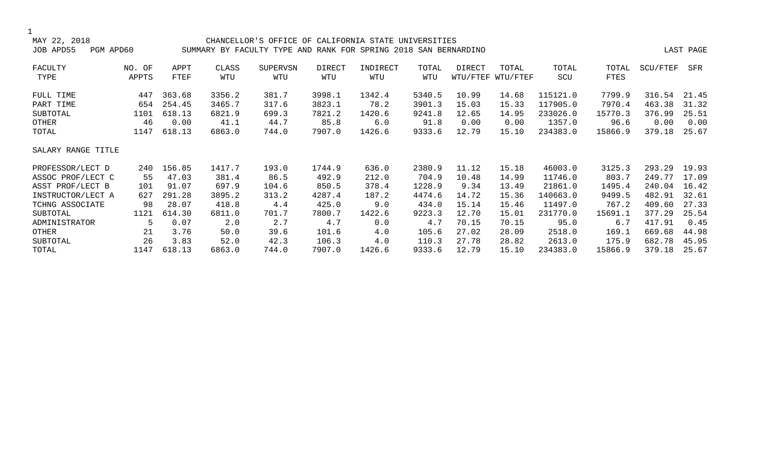MAY 22, 2018 CHANCELLOR'S OFFICE OF CALIFORNIA STATE UNIVERSITIES

JOB APD55 PGM APD60 SUMMARY BY FACULTY TYPE AND RANK FOR SPRING 2018 SAN BERNARDINO LAST PAGE

| FACULTY TYPE | NO. OF APPTS | APPT FTEF | CLASS WTU | SUPERVSN WTU | DIRECT WTU | INDIRECT WTU | TOTAL WTU | DIRECT WTU/FTEF | TOTAL WTU/FTEF | TOTAL SCU | TOTAL FTES | SCU/FTEF | SFR |
|---|---|---|---|---|---|---|---|---|---|---|---|---|---|
| FULL TIME | 447 | 363.68 | 3356.2 | 381.7 | 3998.1 | 1342.4 | 5340.5 | 10.99 | 14.68 | 115121.0 | 7799.9 | 316.54 | 21.45 |
| PART TIME | 654 | 254.45 | 3465.7 | 317.6 | 3823.1 | 78.2 | 3901.3 | 15.03 | 15.33 | 117905.0 | 7970.4 | 463.38 | 31.32 |
| SUBTOTAL | 1101 | 618.13 | 6821.9 | 699.3 | 7821.2 | 1420.6 | 9241.8 | 12.65 | 14.95 | 233026.0 | 15770.3 | 376.99 | 25.51 |
| OTHER | 46 | 0.00 | 41.1 | 44.7 | 85.8 | 6.0 | 91.8 | 0.00 | 0.00 | 1357.0 | 96.6 | 0.00 | 0.00 |
| TOTAL | 1147 | 618.13 | 6863.0 | 744.0 | 7907.0 | 1426.6 | 9333.6 | 12.79 | 15.10 | 234383.0 | 15866.9 | 379.18 | 25.67 |
| SALARY RANGE TITLE | | | | | | | | | | | | | |
| PROFESSOR/LECT D | 240 | 156.85 | 1417.7 | 193.0 | 1744.9 | 636.0 | 2380.9 | 11.12 | 15.18 | 46003.0 | 3125.3 | 293.29 | 19.93 |
| ASSOC PROF/LECT C | 55 | 47.03 | 381.4 | 86.5 | 492.9 | 212.0 | 704.9 | 10.48 | 14.99 | 11746.0 | 803.7 | 249.77 | 17.09 |
| ASST PROF/LECT B | 101 | 91.07 | 697.9 | 104.6 | 850.5 | 378.4 | 1228.9 | 9.34 | 13.49 | 21861.0 | 1495.4 | 240.04 | 16.42 |
| INSTRUCTOR/LECT A | 627 | 291.28 | 3895.2 | 313.2 | 4287.4 | 187.2 | 4474.6 | 14.72 | 15.36 | 140663.0 | 9499.5 | 482.91 | 32.61 |
| TCHNG ASSOCIATE | 98 | 28.07 | 418.8 | 4.4 | 425.0 | 9.0 | 434.0 | 15.14 | 15.46 | 11497.0 | 767.2 | 409.60 | 27.33 |
| SUBTOTAL | 1121 | 614.30 | 6811.0 | 701.7 | 7800.7 | 1422.6 | 9223.3 | 12.70 | 15.01 | 231770.0 | 15691.1 | 377.29 | 25.54 |
| ADMINISTRATOR | 5 | 0.07 | 2.0 | 2.7 | 4.7 | 0.0 | 4.7 | 70.15 | 70.15 | 95.0 | 6.7 | 417.91 | 0.45 |
| OTHER | 21 | 3.76 | 50.0 | 39.6 | 101.6 | 4.0 | 105.6 | 27.02 | 28.09 | 2518.0 | 169.1 | 669.68 | 44.98 |
| SUBTOTAL | 26 | 3.83 | 52.0 | 42.3 | 106.3 | 4.0 | 110.3 | 27.78 | 28.82 | 2613.0 | 175.9 | 682.78 | 45.95 |
| TOTAL | 1147 | 618.13 | 6863.0 | 744.0 | 7907.0 | 1426.6 | 9333.6 | 12.79 | 15.10 | 234383.0 | 15866.9 | 379.18 | 25.67 |